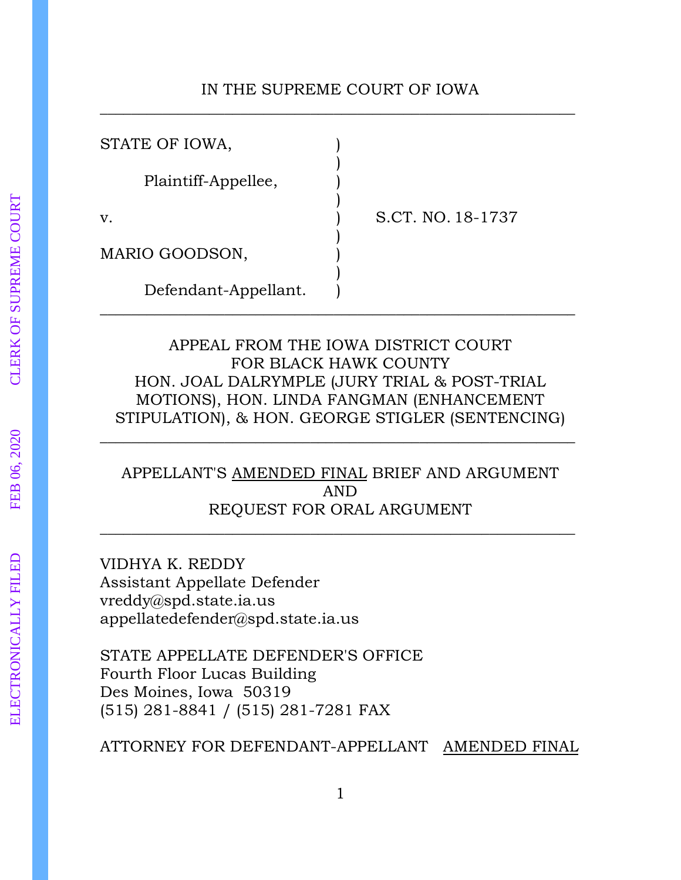IN THE SUPREME COURT OF IOWA

---

| | | |
|---|---|---|
| STATE OF IOWA, | ) | |
| | ) | |
| Plaintiff-Appellee, | ) | |
| | ) | |
| v. | ) | S.CT. NO. 18-1737 |
| | ) | |
| MARIO GOODSON, | ) | |
| | ) | |
| Defendant-Appellant. | ) | |

---

APPEAL FROM THE IOWA DISTRICT COURT
FOR BLACK HAWK COUNTY
HON. JOAL DALRYMPLE (JURY TRIAL & POST-TRIAL MOTIONS), HON. LINDA FANGMAN (ENHANCEMENT STIPULATION), & HON. GEORGE STIGLER (SENTENCING)

---

APPELLANT'S AMENDED FINAL BRIEF AND ARGUMENT
AND
REQUEST FOR ORAL ARGUMENT

---

VIDHYA K. REDDY
Assistant Appellate Defender
vreddy@spd.state.ia.us
appellatedefender@spd.state.ia.us

STATE APPELLATE DEFENDER'S OFFICE
Fourth Floor Lucas Building
Des Moines, Iowa 50319
(515) 281-8841 / (515) 281-7281 FAX

ATTORNEY FOR DEFENDANT-APPELLANT AMENDED FINAL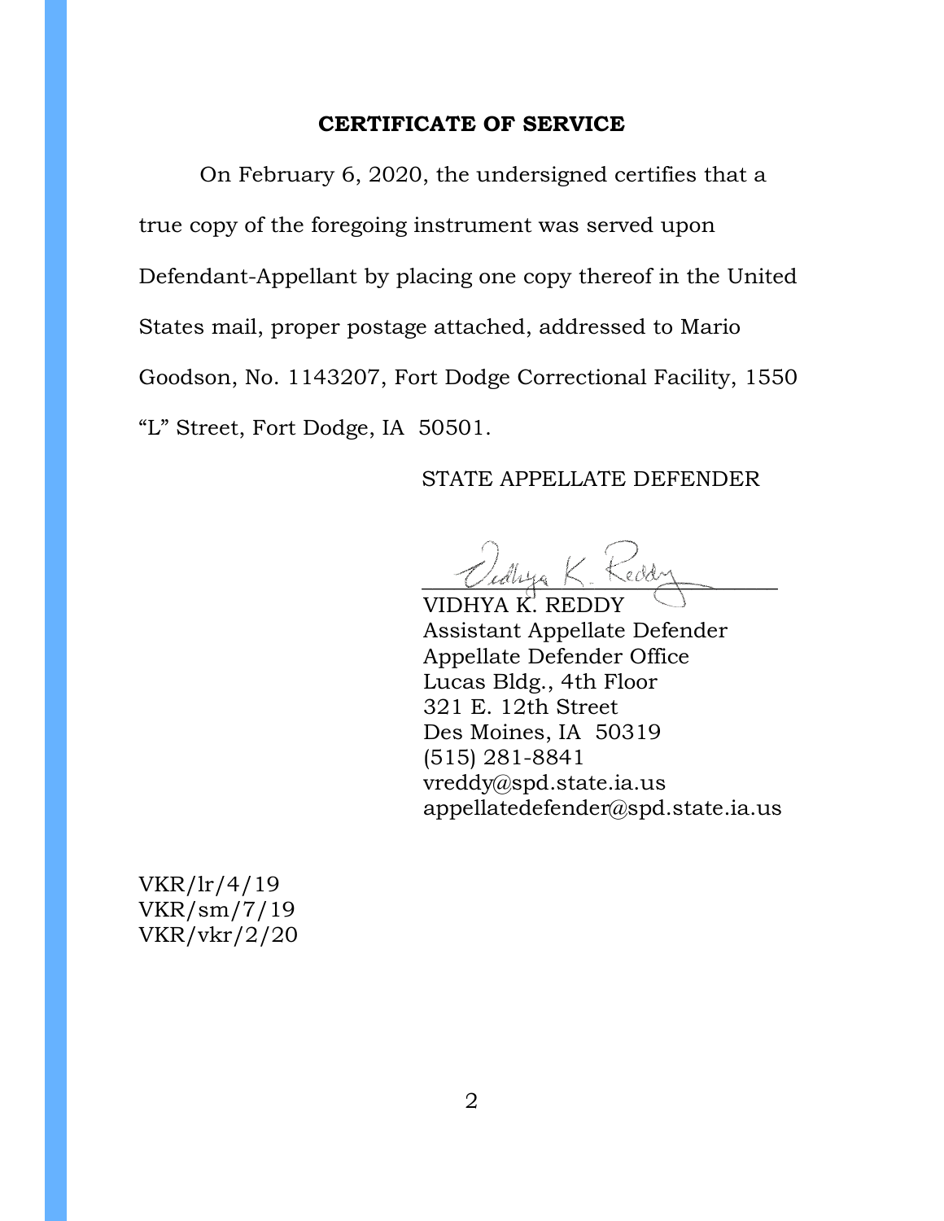## CERTIFICATE OF SERVICE

On February 6, 2020, the undersigned certifies that a true copy of the foregoing instrument was served upon Defendant-Appellant by placing one copy thereof in the United States mail, proper postage attached, addressed to Mario Goodson, No. 1143207, Fort Dodge Correctional Facility, 1550 "L" Street, Fort Dodge, IA 50501.

STATE APPELLATE DEFENDER

Vidhya K. Reddy

VIDHYA K. REDDY
Assistant Appellate Defender
Appellate Defender Office
Lucas Bldg., 4th Floor
321 E. 12th Street
Des Moines, IA 50319
(515) 281-8841
vreddy@spd.state.ia.us
appellatedefender@spd.state.ia.us

VKR/lr/4/19
VKR/sm/7/19
VKR/vkr/2/20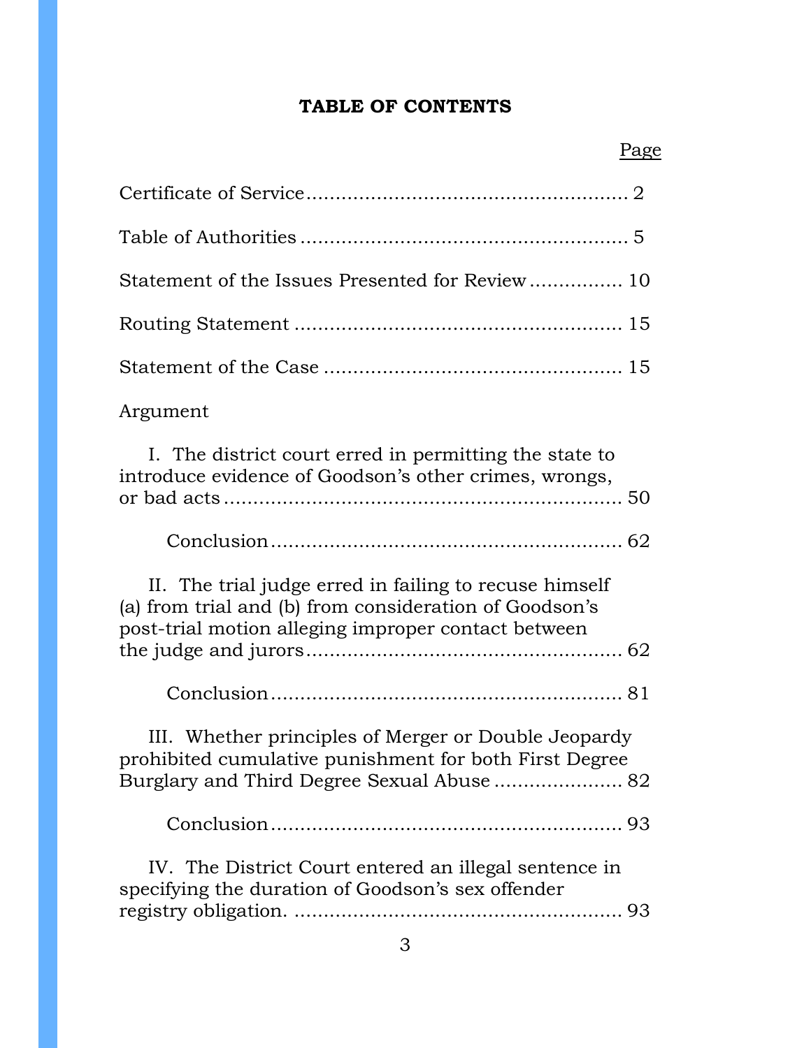# TABLE OF CONTENTS

| | Page |
|---|---|
| Certificate of Service | 2 |
| Table of Authorities | 5 |
| Statement of the Issues Presented for Review | 10 |
| Routing Statement | 15 |
| Statement of the Case | 15 |
| Argument | |
| I. The district court erred in permitting the state to introduce evidence of Goodson's other crimes, wrongs, or bad acts | 50 |
| Conclusion | 62 |
| II. The trial judge erred in failing to recuse himself (a) from trial and (b) from consideration of Goodson's post-trial motion alleging improper contact between the judge and jurors | 62 |
| Conclusion | 81 |
| III. Whether principles of Merger or Double Jeopardy prohibited cumulative punishment for both First Degree Burglary and Third Degree Sexual Abuse | 82 |
| Conclusion | 93 |
| IV. The District Court entered an illegal sentence in specifying the duration of Goodson's sex offender registry obligation. | 93 |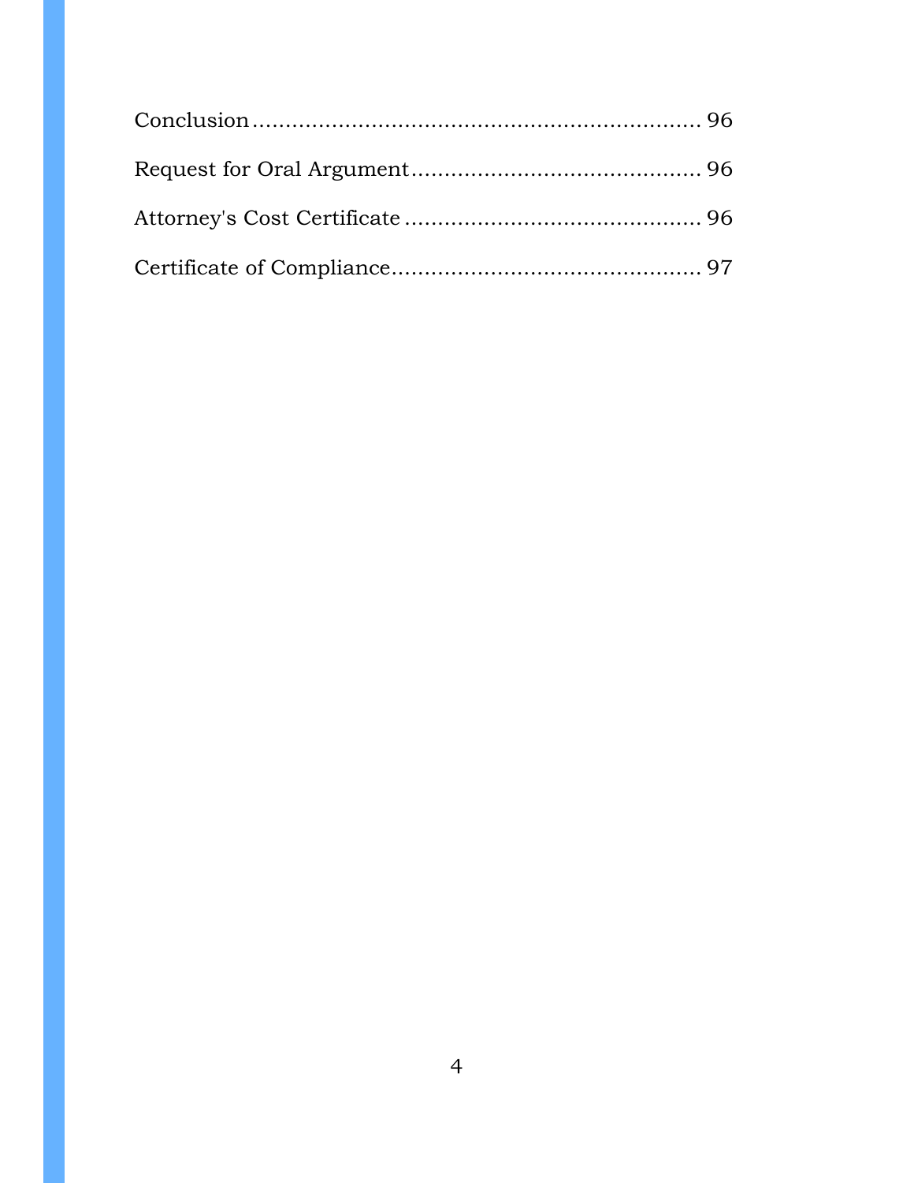Conclusion .................................................................. 96

Request for Oral Argument ........................................... 96

Attorney's Cost Certificate ............................................ 96

Certificate of Compliance.............................................. 97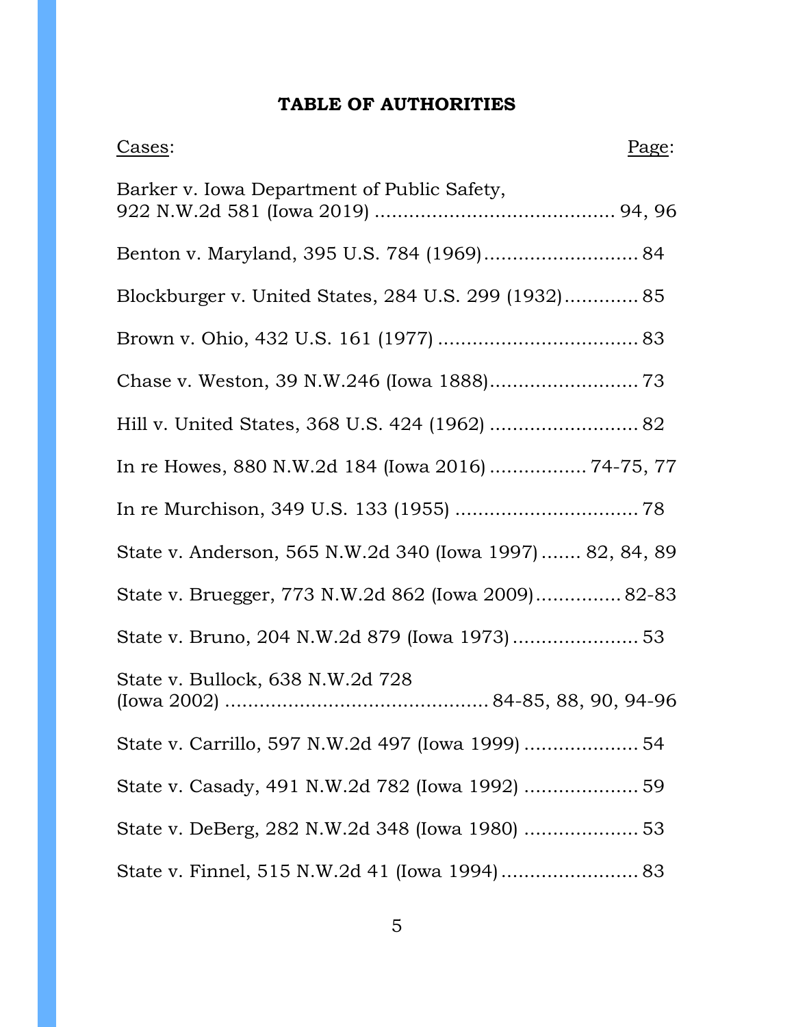## TABLE OF AUTHORITIES

| Cases: | Page: |
|---|---|
| Barker v. Iowa Department of Public Safety, 922 N.W.2d 581 (Iowa 2019) | 94, 96 |
| Benton v. Maryland, 395 U.S. 784 (1969) | 84 |
| Blockburger v. United States, 284 U.S. 299 (1932) | 85 |
| Brown v. Ohio, 432 U.S. 161 (1977) | 83 |
| Chase v. Weston, 39 N.W.246 (Iowa 1888) | 73 |
| Hill v. United States, 368 U.S. 424 (1962) | 82 |
| In re Howes, 880 N.W.2d 184 (Iowa 2016) | 74-75, 77 |
| In re Murchison, 349 U.S. 133 (1955) | 78 |
| State v. Anderson, 565 N.W.2d 340 (Iowa 1997) | 82, 84, 89 |
| State v. Bruegger, 773 N.W.2d 862 (Iowa 2009) | 82-83 |
| State v. Bruno, 204 N.W.2d 879 (Iowa 1973) | 53 |
| State v. Bullock, 638 N.W.2d 728 (Iowa 2002) | 84-85, 88, 90, 94-96 |
| State v. Carrillo, 597 N.W.2d 497 (Iowa 1999) | 54 |
| State v. Casady, 491 N.W.2d 782 (Iowa 1992) | 59 |
| State v. DeBerg, 282 N.W.2d 348 (Iowa 1980) | 53 |
| State v. Finnel, 515 N.W.2d 41 (Iowa 1994) | 83 |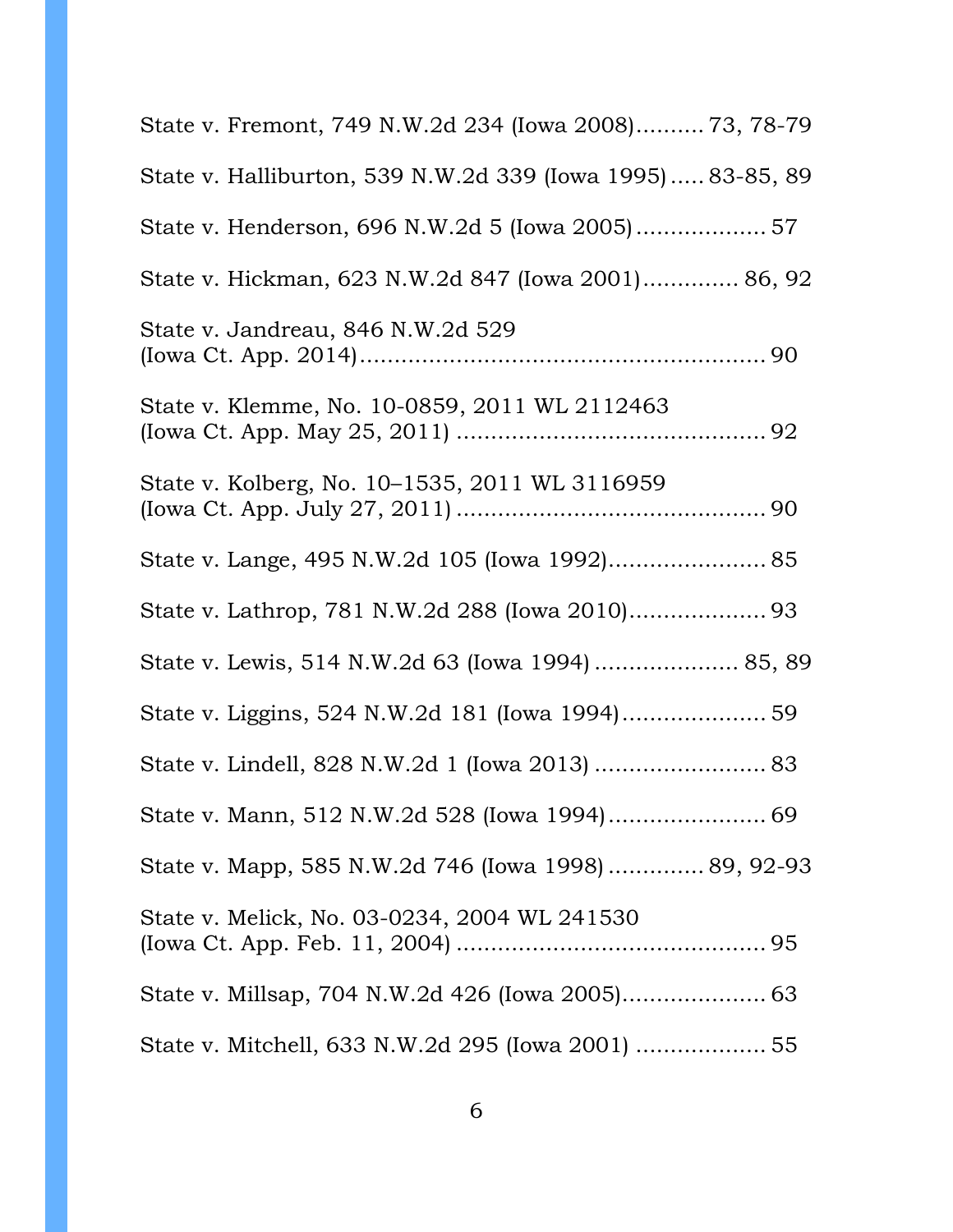State v. Fremont, 749 N.W.2d 234 (Iowa 2008).......... 73, 78-79

State v. Halliburton, 539 N.W.2d 339 (Iowa 1995)..... 83-85, 89

State v. Henderson, 696 N.W.2d 5 (Iowa 2005).................. 57

State v. Hickman, 623 N.W.2d 847 (Iowa 2001)............. 86, 92

State v. Jandreau, 846 N.W.2d 529 (Iowa Ct. App. 2014)........................................................ 90

State v. Klemme, No. 10-0859, 2011 WL 2112463 (Iowa Ct. App. May 25, 2011) ........................................... 92

State v. Kolberg, No. 10–1535, 2011 WL 3116959 (Iowa Ct. App. July 27, 2011) ........................................... 90

State v. Lange, 495 N.W.2d 105 (Iowa 1992)...................... 85

State v. Lathrop, 781 N.W.2d 288 (Iowa 2010)................... 93

State v. Lewis, 514 N.W.2d 63 (Iowa 1994) .................... 85, 89

State v. Liggins, 524 N.W.2d 181 (Iowa 1994).................... 59

State v. Lindell, 828 N.W.2d 1 (Iowa 2013) ........................ 83

State v. Mann, 512 N.W.2d 528 (Iowa 1994)...................... 69

State v. Mapp, 585 N.W.2d 746 (Iowa 1998) ............. 89, 92-93

State v. Melick, No. 03-0234, 2004 WL 241530 (Iowa Ct. App. Feb. 11, 2004) ........................................... 95

State v. Millsap, 704 N.W.2d 426 (Iowa 2005).................... 63

State v. Mitchell, 633 N.W.2d 295 (Iowa 2001) .................. 55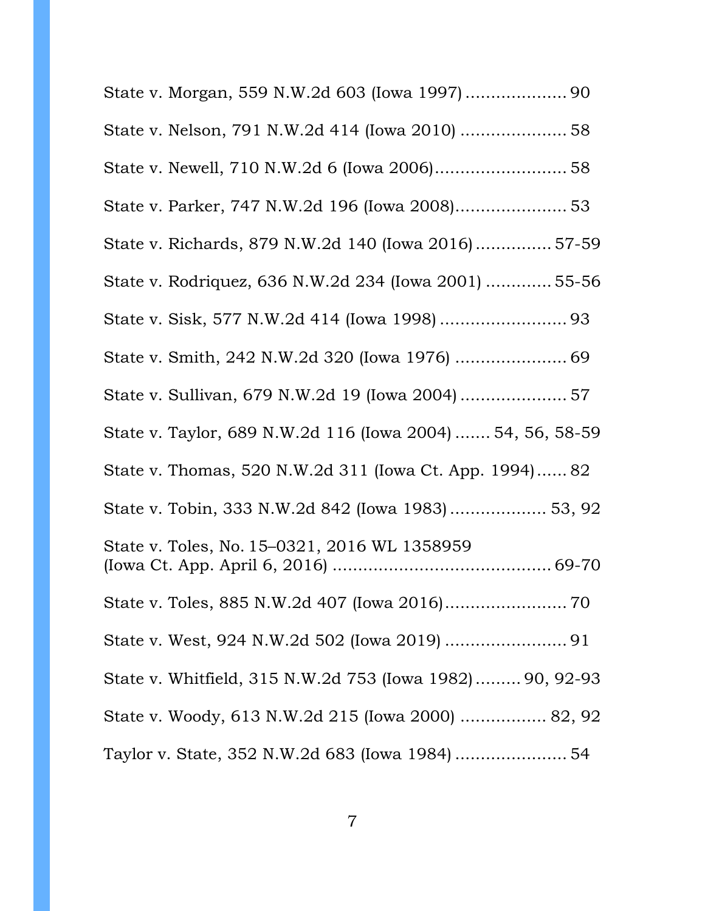State v. Morgan, 559 N.W.2d 603 (Iowa 1997) .................... 90

State v. Nelson, 791 N.W.2d 414 (Iowa 2010) ..................... 58

State v. Newell, 710 N.W.2d 6 (Iowa 2006).......................... 58

State v. Parker, 747 N.W.2d 196 (Iowa 2008)...................... 53

State v. Richards, 879 N.W.2d 140 (Iowa 2016) ............... 57-59

State v. Rodriquez, 636 N.W.2d 234 (Iowa 2001) ............. 55-56

State v. Sisk, 577 N.W.2d 414 (Iowa 1998) ......................... 93

State v. Smith, 242 N.W.2d 320 (Iowa 1976) ...................... 69

State v. Sullivan, 679 N.W.2d 19 (Iowa 2004) ..................... 57

State v. Taylor, 689 N.W.2d 116 (Iowa 2004) ....... 54, 56, 58-59

State v. Thomas, 520 N.W.2d 311 (Iowa Ct. App. 1994)...... 82

State v. Tobin, 333 N.W.2d 842 (Iowa 1983) ................... 53, 92

State v. Toles, No. 15–0321, 2016 WL 1358959
(Iowa Ct. App. April 6, 2016) ........................................... 69-70

State v. Toles, 885 N.W.2d 407 (Iowa 2016)........................ 70

State v. West, 924 N.W.2d 502 (Iowa 2019) ........................ 91

State v. Whitfield, 315 N.W.2d 753 (Iowa 1982) ......... 90, 92-93

State v. Woody, 613 N.W.2d 215 (Iowa 2000) ................. 82, 92

Taylor v. State, 352 N.W.2d 683 (Iowa 1984) ...................... 54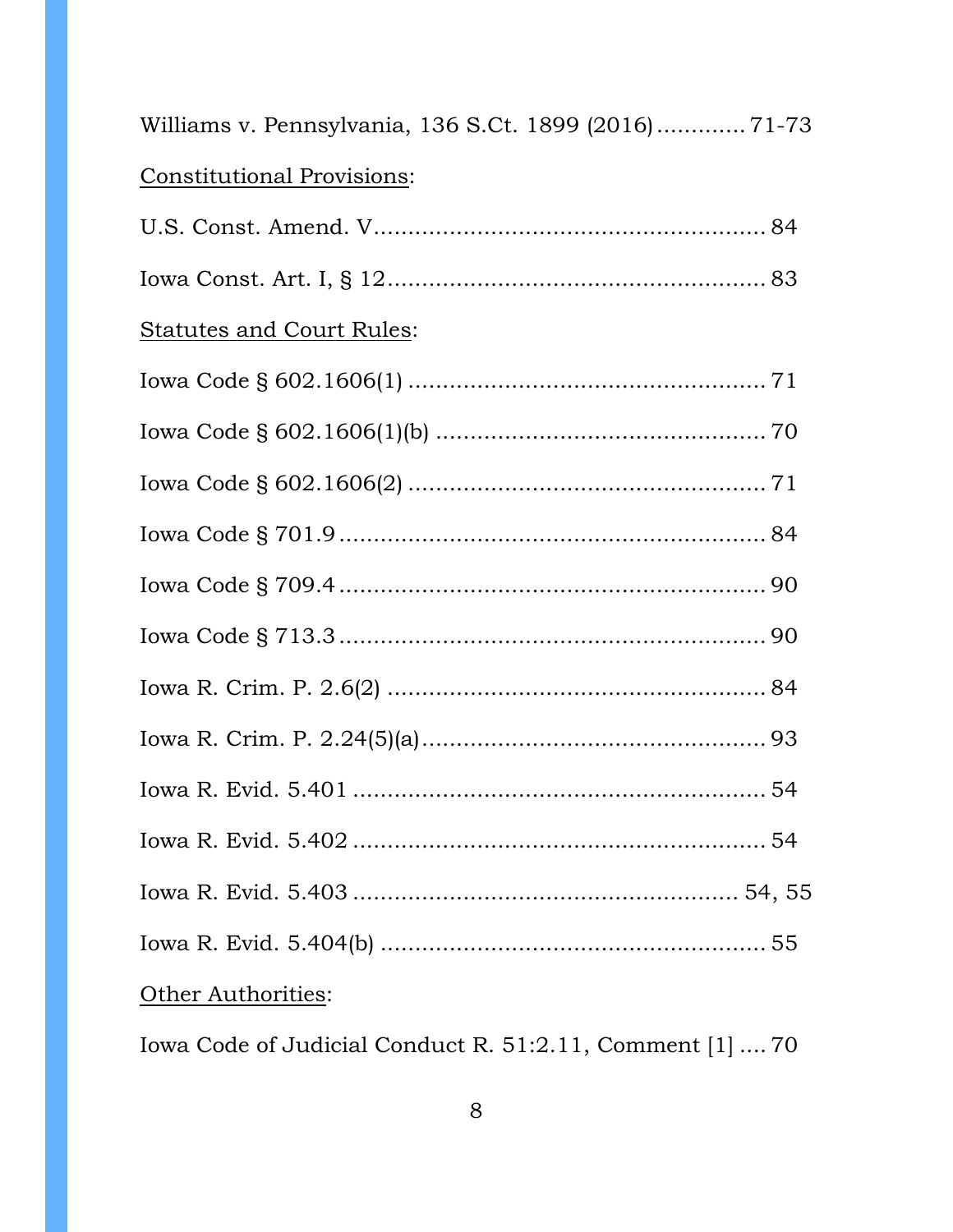Williams v. Pennsylvania, 136 S.Ct. 1899 (2016)............ 71-73

<u>Constitutional Provisions</u>:

U.S. Const. Amend. V........................................................ 84

Iowa Const. Art. I, § 12...................................................... 83

<u>Statutes and Court Rules</u>:

Iowa Code § 602.1606(1) ................................................... 71

Iowa Code § 602.1606(1)(b) ............................................... 70

Iowa Code § 602.1606(2) ................................................... 71

Iowa Code § 701.9............................................................. 84

Iowa Code § 709.4............................................................. 90

Iowa Code § 713.3............................................................. 90

Iowa R. Crim. P. 2.6(2) ...................................................... 84

Iowa R. Crim. P. 2.24(5)(a)................................................. 93

Iowa R. Evid. 5.401 ........................................................... 54

Iowa R. Evid. 5.402 ........................................................... 54

Iowa R. Evid. 5.403 ....................................................... 54, 55

Iowa R. Evid. 5.404(b) ....................................................... 55

<u>Other Authorities</u>:

Iowa Code of Judicial Conduct R. 51:2.11, Comment [1] .... 70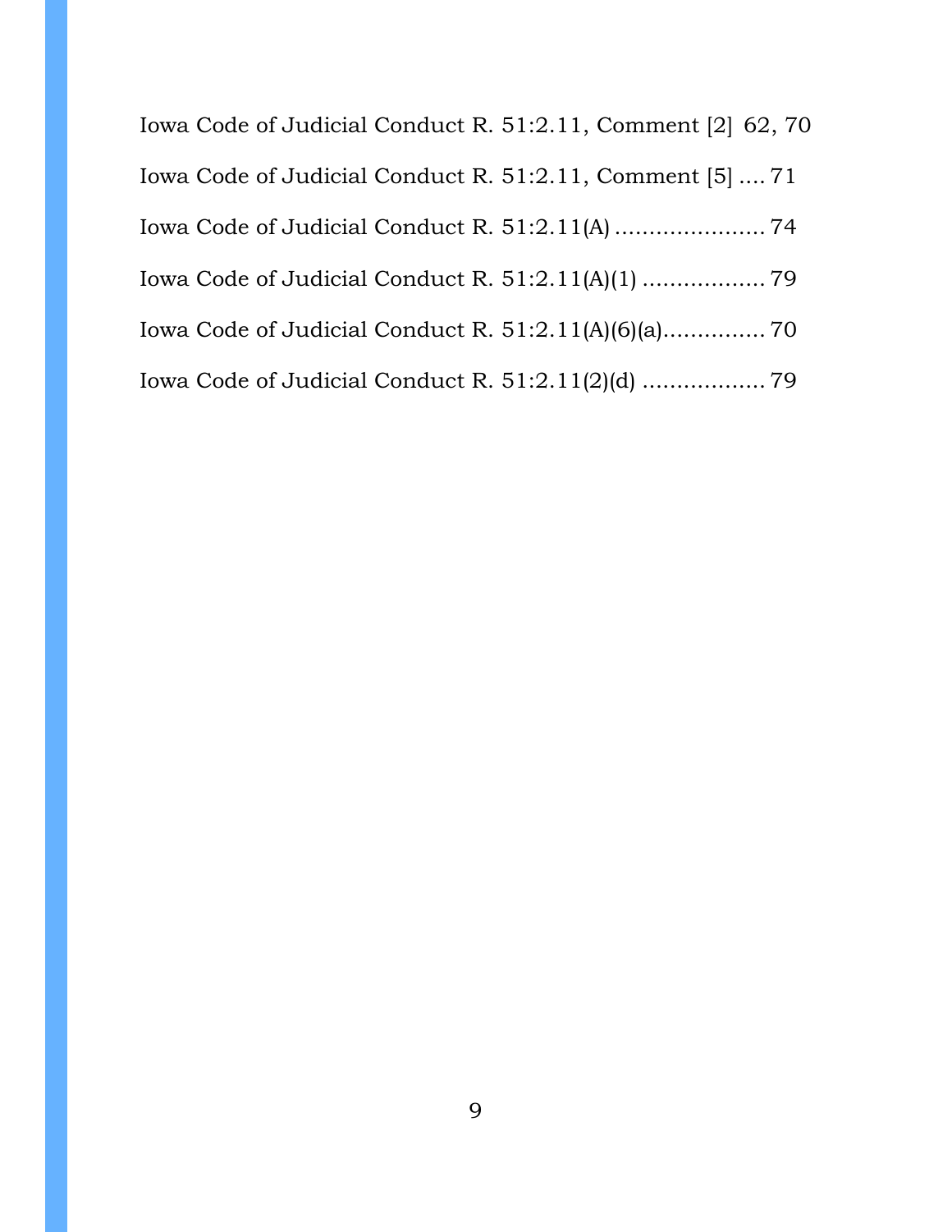Iowa Code of Judicial Conduct R. 51:2.11, Comment [2] 62, 70

Iowa Code of Judicial Conduct R. 51:2.11, Comment [5] .... 71

Iowa Code of Judicial Conduct R. 51:2.11(A) ...................... 74

Iowa Code of Judicial Conduct R. 51:2.11(A)(1) .................. 79

Iowa Code of Judicial Conduct R. 51:2.11(A)(6)(a)............... 70

Iowa Code of Judicial Conduct R. 51:2.11(2)(d) .................. 79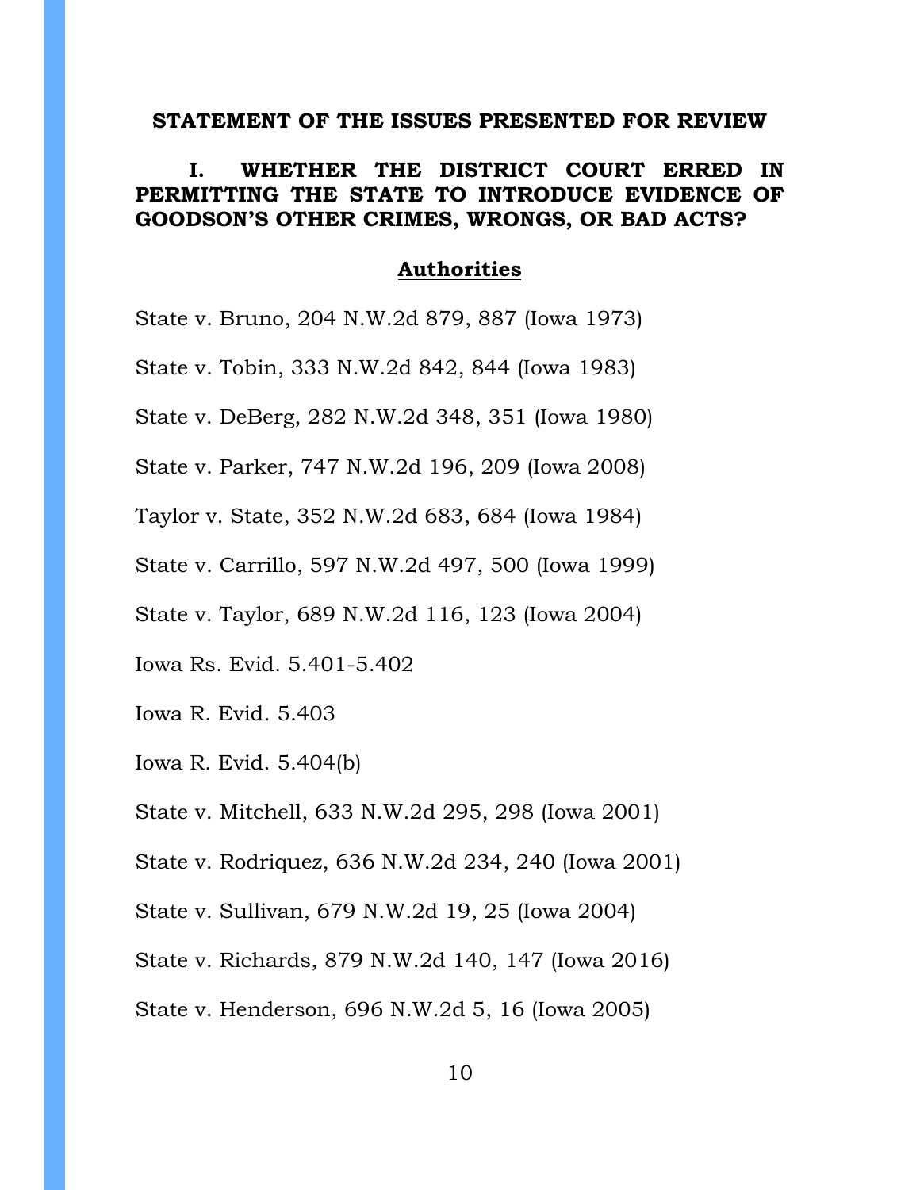## STATEMENT OF THE ISSUES PRESENTED FOR REVIEW

### I. WHETHER THE DISTRICT COURT ERRED IN PERMITTING THE STATE TO INTRODUCE EVIDENCE OF GOODSON'S OTHER CRIMES, WRONGS, OR BAD ACTS?

**Authorities**

State v. Bruno, 204 N.W.2d 879, 887 (Iowa 1973)

State v. Tobin, 333 N.W.2d 842, 844 (Iowa 1983)

State v. DeBerg, 282 N.W.2d 348, 351 (Iowa 1980)

State v. Parker, 747 N.W.2d 196, 209 (Iowa 2008)

Taylor v. State, 352 N.W.2d 683, 684 (Iowa 1984)

State v. Carrillo, 597 N.W.2d 497, 500 (Iowa 1999)

State v. Taylor, 689 N.W.2d 116, 123 (Iowa 2004)

Iowa Rs. Evid. 5.401-5.402

Iowa R. Evid. 5.403

Iowa R. Evid. 5.404(b)

State v. Mitchell, 633 N.W.2d 295, 298 (Iowa 2001)

State v. Rodriquez, 636 N.W.2d 234, 240 (Iowa 2001)

State v. Sullivan, 679 N.W.2d 19, 25 (Iowa 2004)

State v. Richards, 879 N.W.2d 140, 147 (Iowa 2016)

State v. Henderson, 696 N.W.2d 5, 16 (Iowa 2005)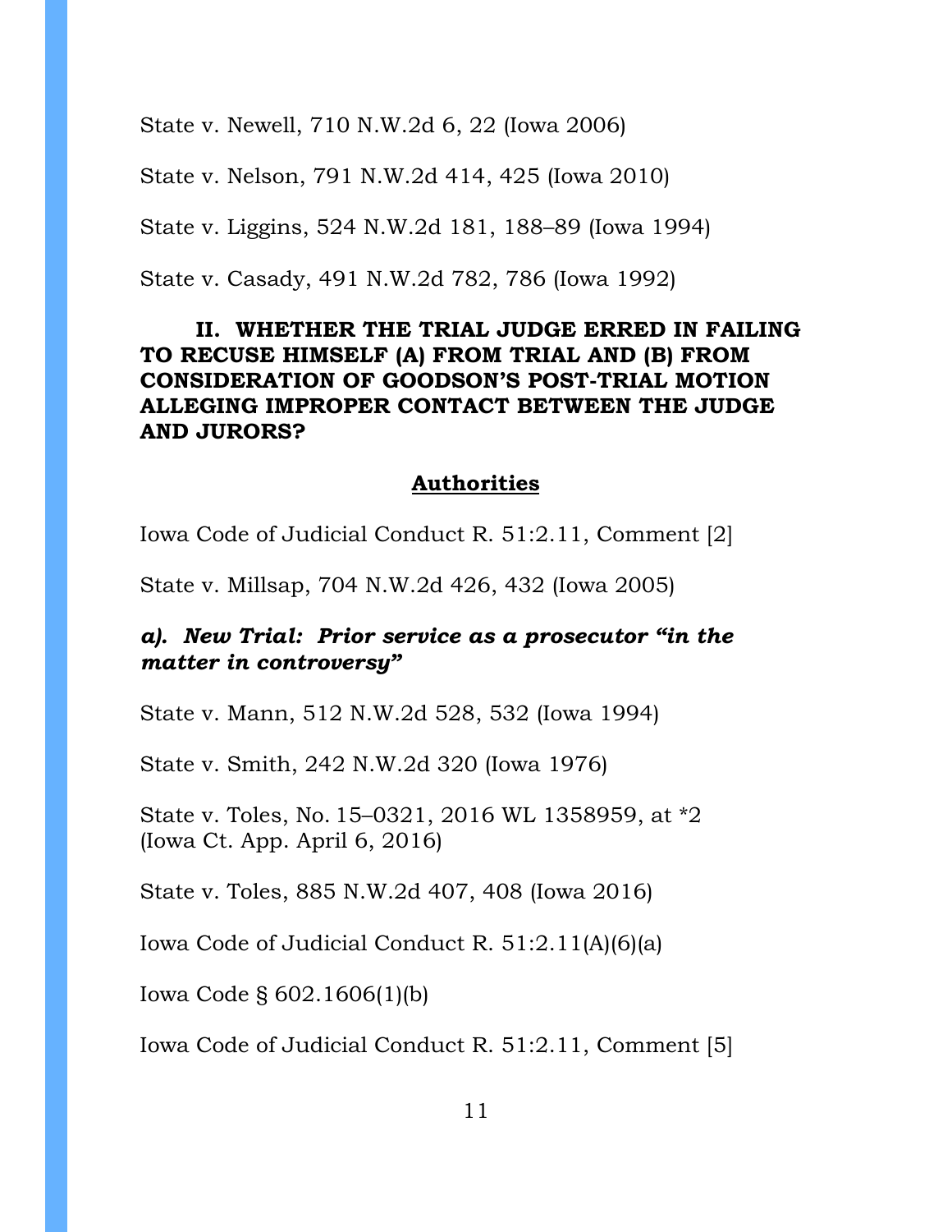State v. Newell, 710 N.W.2d 6, 22 (Iowa 2006)

State v. Nelson, 791 N.W.2d 414, 425 (Iowa 2010)

State v. Liggins, 524 N.W.2d 181, 188–89 (Iowa 1994)

State v. Casady, 491 N.W.2d 782, 786 (Iowa 1992)

**II. WHETHER THE TRIAL JUDGE ERRED IN FAILING TO RECUSE HIMSELF (A) FROM TRIAL AND (B) FROM CONSIDERATION OF GOODSON'S POST-TRIAL MOTION ALLEGING IMPROPER CONTACT BETWEEN THE JUDGE AND JURORS?**

**<u>Authorities</u>**

Iowa Code of Judicial Conduct R. 51:2.11, Comment [2]

State v. Millsap, 704 N.W.2d 426, 432 (Iowa 2005)

***a). New Trial: Prior service as a prosecutor "in the matter in controversy"***

State v. Mann, 512 N.W.2d 528, 532 (Iowa 1994)

State v. Smith, 242 N.W.2d 320 (Iowa 1976)

State v. Toles, No. 15–0321, 2016 WL 1358959, at *2 (Iowa Ct. App. April 6, 2016)

State v. Toles, 885 N.W.2d 407, 408 (Iowa 2016)

Iowa Code of Judicial Conduct R. 51:2.11(A)(6)(a)

Iowa Code § 602.1606(1)(b)

Iowa Code of Judicial Conduct R. 51:2.11, Comment [5]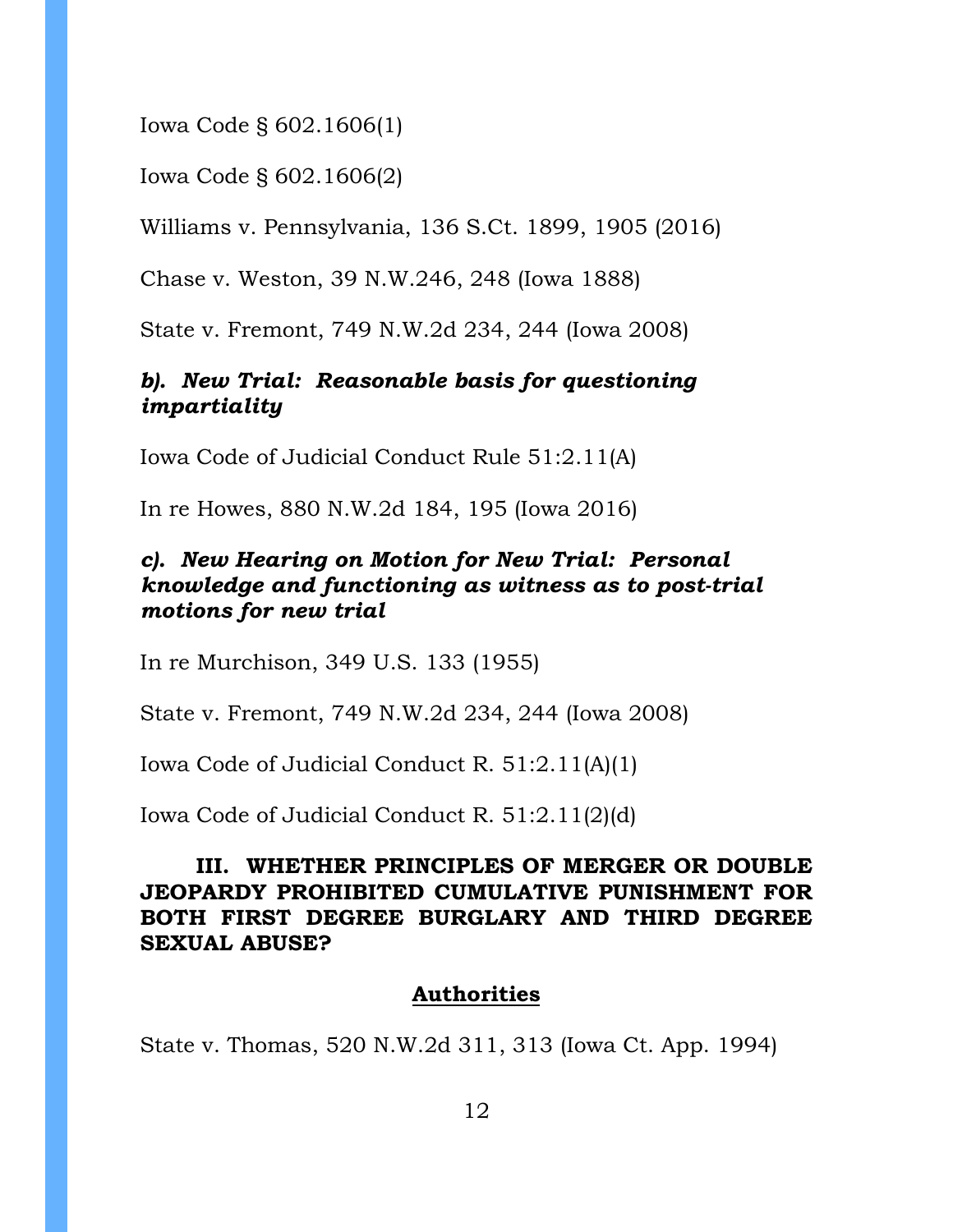Iowa Code § 602.1606(1)

Iowa Code § 602.1606(2)

Williams v. Pennsylvania, 136 S.Ct. 1899, 1905 (2016)

Chase v. Weston, 39 N.W.246, 248 (Iowa 1888)

State v. Fremont, 749 N.W.2d 234, 244 (Iowa 2008)

***b). New Trial: Reasonable basis for questioning impartiality***

Iowa Code of Judicial Conduct Rule 51:2.11(A)

In re Howes, 880 N.W.2d 184, 195 (Iowa 2016)

***c). New Hearing on Motion for New Trial: Personal knowledge and functioning as witness as to post-trial motions for new trial***

In re Murchison, 349 U.S. 133 (1955)

State v. Fremont, 749 N.W.2d 234, 244 (Iowa 2008)

Iowa Code of Judicial Conduct R. 51:2.11(A)(1)

Iowa Code of Judicial Conduct R. 51:2.11(2)(d)

**III. WHETHER PRINCIPLES OF MERGER OR DOUBLE JEOPARDY PROHIBITED CUMULATIVE PUNISHMENT FOR BOTH FIRST DEGREE BURGLARY AND THIRD DEGREE SEXUAL ABUSE?**

**Authorities**

State v. Thomas, 520 N.W.2d 311, 313 (Iowa Ct. App. 1994)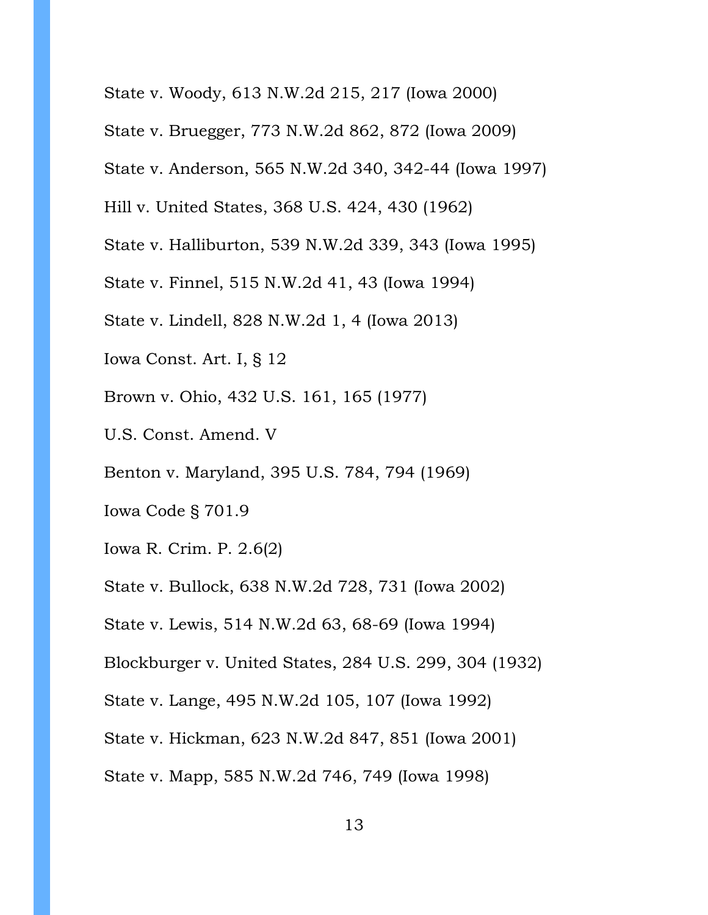State v. Woody, 613 N.W.2d 215, 217 (Iowa 2000)

State v. Bruegger, 773 N.W.2d 862, 872 (Iowa 2009)

State v. Anderson, 565 N.W.2d 340, 342-44 (Iowa 1997)

Hill v. United States, 368 U.S. 424, 430 (1962)

State v. Halliburton, 539 N.W.2d 339, 343 (Iowa 1995)

State v. Finnel, 515 N.W.2d 41, 43 (Iowa 1994)

State v. Lindell, 828 N.W.2d 1, 4 (Iowa 2013)

Iowa Const. Art. I, § 12

Brown v. Ohio, 432 U.S. 161, 165 (1977)

U.S. Const. Amend. V

Benton v. Maryland, 395 U.S. 784, 794 (1969)

Iowa Code § 701.9

Iowa R. Crim. P. 2.6(2)

State v. Bullock, 638 N.W.2d 728, 731 (Iowa 2002)

State v. Lewis, 514 N.W.2d 63, 68-69 (Iowa 1994)

Blockburger v. United States, 284 U.S. 299, 304 (1932)

State v. Lange, 495 N.W.2d 105, 107 (Iowa 1992)

State v. Hickman, 623 N.W.2d 847, 851 (Iowa 2001)

State v. Mapp, 585 N.W.2d 746, 749 (Iowa 1998)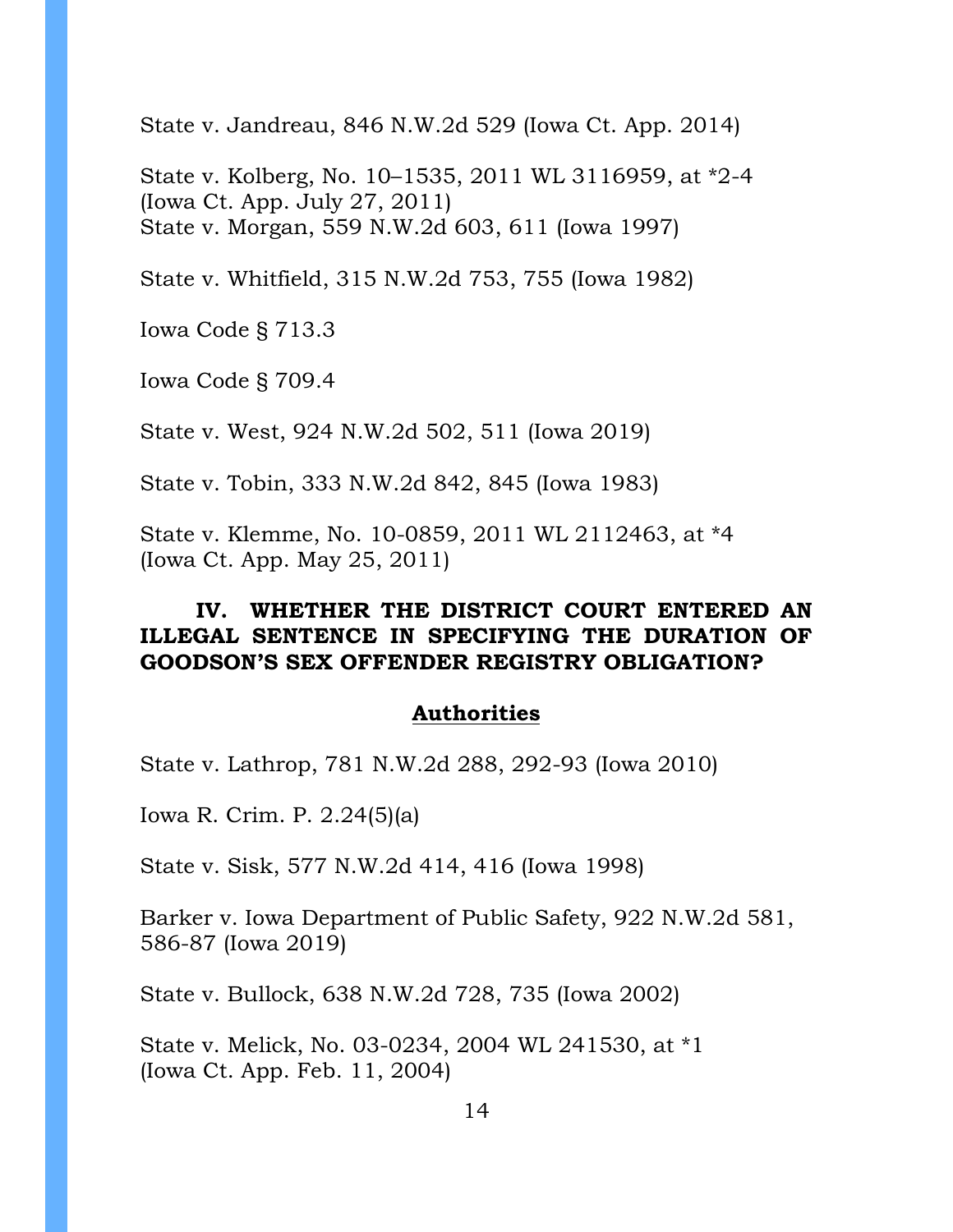State v. Jandreau, 846 N.W.2d 529 (Iowa Ct. App. 2014)

State v. Kolberg, No. 10–1535, 2011 WL 3116959, at *2-4 (Iowa Ct. App. July 27, 2011)
State v. Morgan, 559 N.W.2d 603, 611 (Iowa 1997)

State v. Whitfield, 315 N.W.2d 753, 755 (Iowa 1982)

Iowa Code § 713.3

Iowa Code § 709.4

State v. West, 924 N.W.2d 502, 511 (Iowa 2019)

State v. Tobin, 333 N.W.2d 842, 845 (Iowa 1983)

State v. Klemme, No. 10-0859, 2011 WL 2112463, at *4 (Iowa Ct. App. May 25, 2011)

## IV. WHETHER THE DISTRICT COURT ENTERED AN ILLEGAL SENTENCE IN SPECIFYING THE DURATION OF GOODSON'S SEX OFFENDER REGISTRY OBLIGATION?

**Authorities**

State v. Lathrop, 781 N.W.2d 288, 292-93 (Iowa 2010)

Iowa R. Crim. P. 2.24(5)(a)

State v. Sisk, 577 N.W.2d 414, 416 (Iowa 1998)

Barker v. Iowa Department of Public Safety, 922 N.W.2d 581, 586-87 (Iowa 2019)

State v. Bullock, 638 N.W.2d 728, 735 (Iowa 2002)

State v. Melick, No. 03-0234, 2004 WL 241530, at *1 (Iowa Ct. App. Feb. 11, 2004)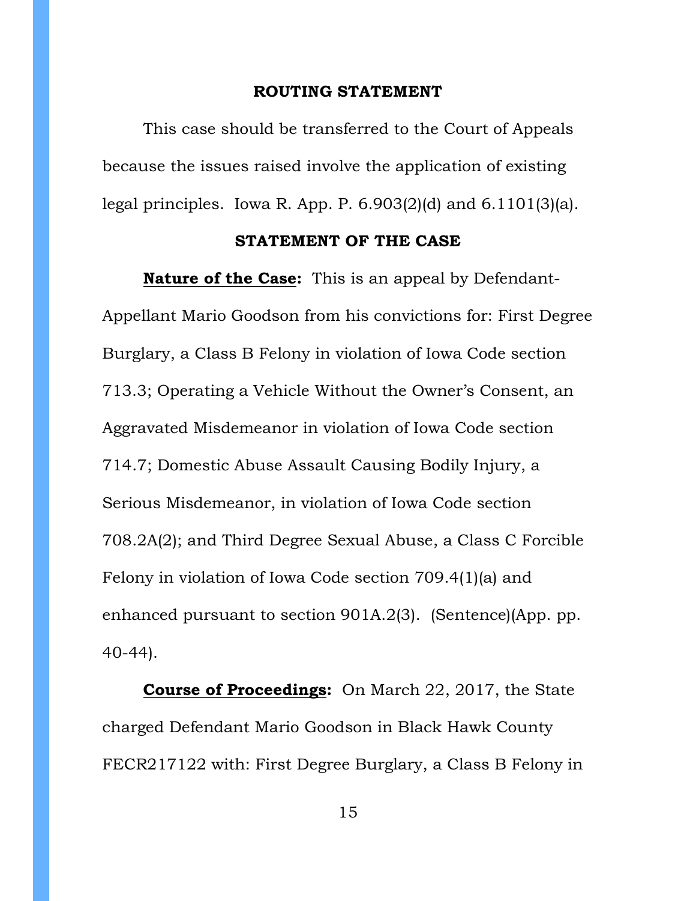## ROUTING STATEMENT

This case should be transferred to the Court of Appeals because the issues raised involve the application of existing legal principles. Iowa R. App. P. 6.903(2)(d) and 6.1101(3)(a).

## STATEMENT OF THE CASE

**Nature of the Case:** This is an appeal by Defendant-Appellant Mario Goodson from his convictions for: First Degree Burglary, a Class B Felony in violation of Iowa Code section 713.3; Operating a Vehicle Without the Owner's Consent, an Aggravated Misdemeanor in violation of Iowa Code section 714.7; Domestic Abuse Assault Causing Bodily Injury, a Serious Misdemeanor, in violation of Iowa Code section 708.2A(2); and Third Degree Sexual Abuse, a Class C Forcible Felony in violation of Iowa Code section 709.4(1)(a) and enhanced pursuant to section 901A.2(3). (Sentence)(App. pp. 40-44).

**Course of Proceedings:** On March 22, 2017, the State charged Defendant Mario Goodson in Black Hawk County FECR217122 with: First Degree Burglary, a Class B Felony in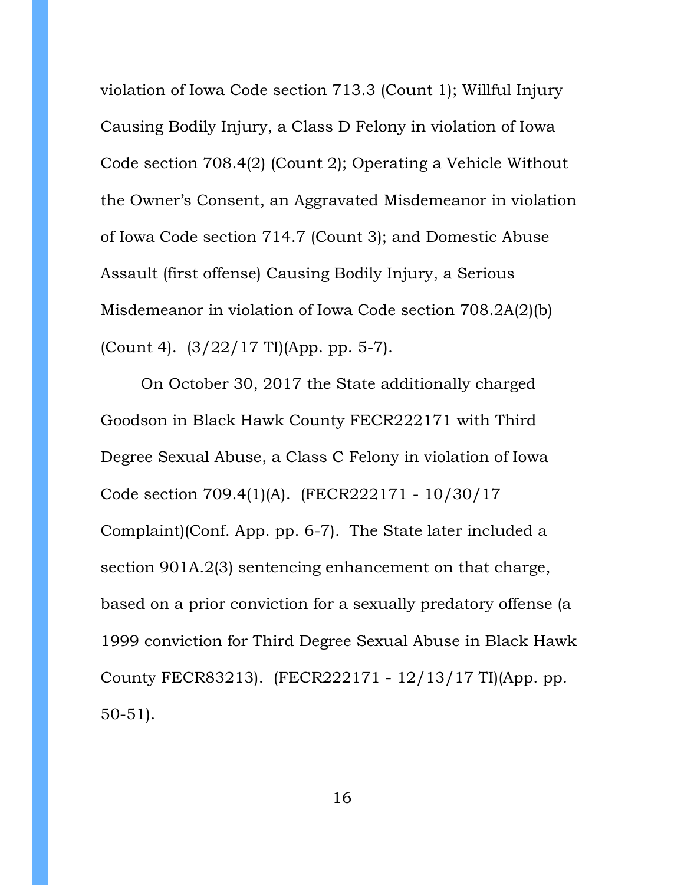violation of Iowa Code section 713.3 (Count 1); Willful Injury Causing Bodily Injury, a Class D Felony in violation of Iowa Code section 708.4(2) (Count 2); Operating a Vehicle Without the Owner's Consent, an Aggravated Misdemeanor in violation of Iowa Code section 714.7 (Count 3); and Domestic Abuse Assault (first offense) Causing Bodily Injury, a Serious Misdemeanor in violation of Iowa Code section 708.2A(2)(b) (Count 4). (3/22/17 TI)(App. pp. 5-7).

On October 30, 2017 the State additionally charged Goodson in Black Hawk County FECR222171 with Third Degree Sexual Abuse, a Class C Felony in violation of Iowa Code section 709.4(1)(A). (FECR222171 - 10/30/17 Complaint)(Conf. App. pp. 6-7). The State later included a section 901A.2(3) sentencing enhancement on that charge, based on a prior conviction for a sexually predatory offense (a 1999 conviction for Third Degree Sexual Abuse in Black Hawk County FECR83213). (FECR222171 - 12/13/17 TI)(App. pp. 50-51).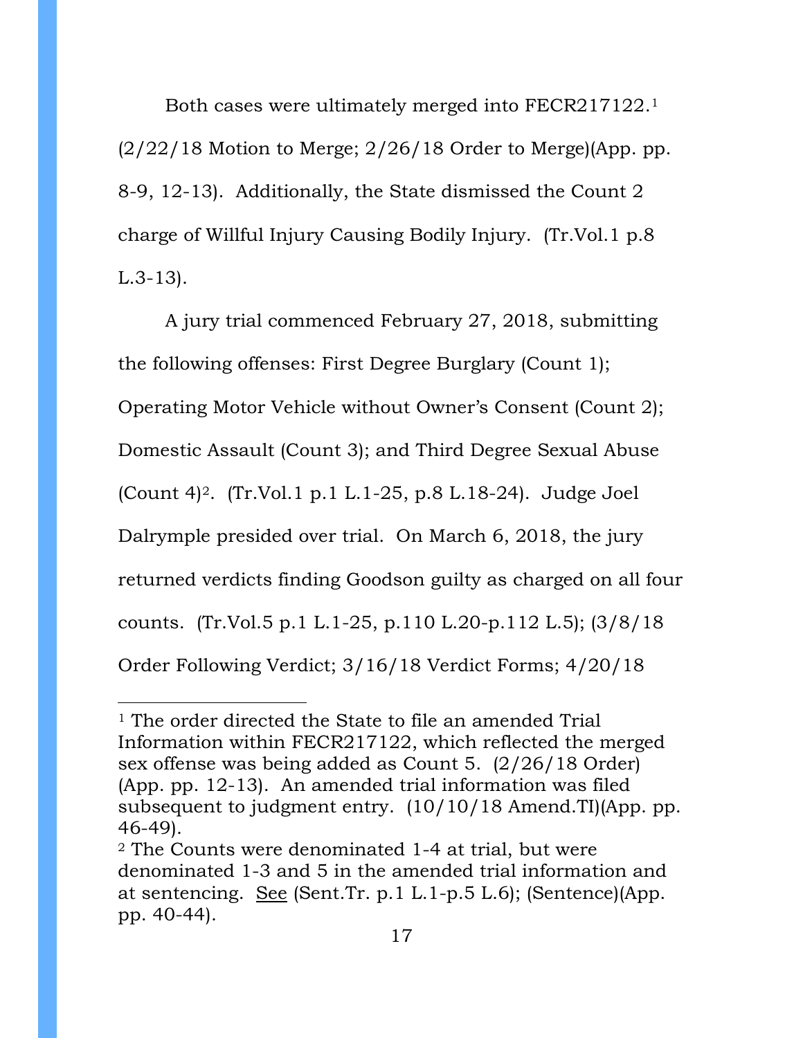Both cases were ultimately merged into FECR217122.[1] (2/22/18 Motion to Merge; 2/26/18 Order to Merge)(App. pp. 8-9, 12-13). Additionally, the State dismissed the Count 2 charge of Willful Injury Causing Bodily Injury. (Tr.Vol.1 p.8 L.3-13).

A jury trial commenced February 27, 2018, submitting the following offenses: First Degree Burglary (Count 1); Operating Motor Vehicle without Owner's Consent (Count 2); Domestic Assault (Count 3); and Third Degree Sexual Abuse (Count 4)[2]. (Tr.Vol.1 p.1 L.1-25, p.8 L.18-24). Judge Joel Dalrymple presided over trial. On March 6, 2018, the jury returned verdicts finding Goodson guilty as charged on all four counts. (Tr.Vol.5 p.1 L.1-25, p.110 L.20-p.112 L.5); (3/8/18 Order Following Verdict; 3/16/18 Verdict Forms; 4/20/18

---

[1] The order directed the State to file an amended Trial Information within FECR217122, which reflected the merged sex offense was being added as Count 5. (2/26/18 Order) (App. pp. 12-13). An amended trial information was filed subsequent to judgment entry. (10/10/18 Amend.TI)(App. pp. 46-49).

[2] The Counts were denominated 1-4 at trial, but were denominated 1-3 and 5 in the amended trial information and at sentencing. See (Sent.Tr. p.1 L.1-p.5 L.6); (Sentence)(App. pp. 40-44).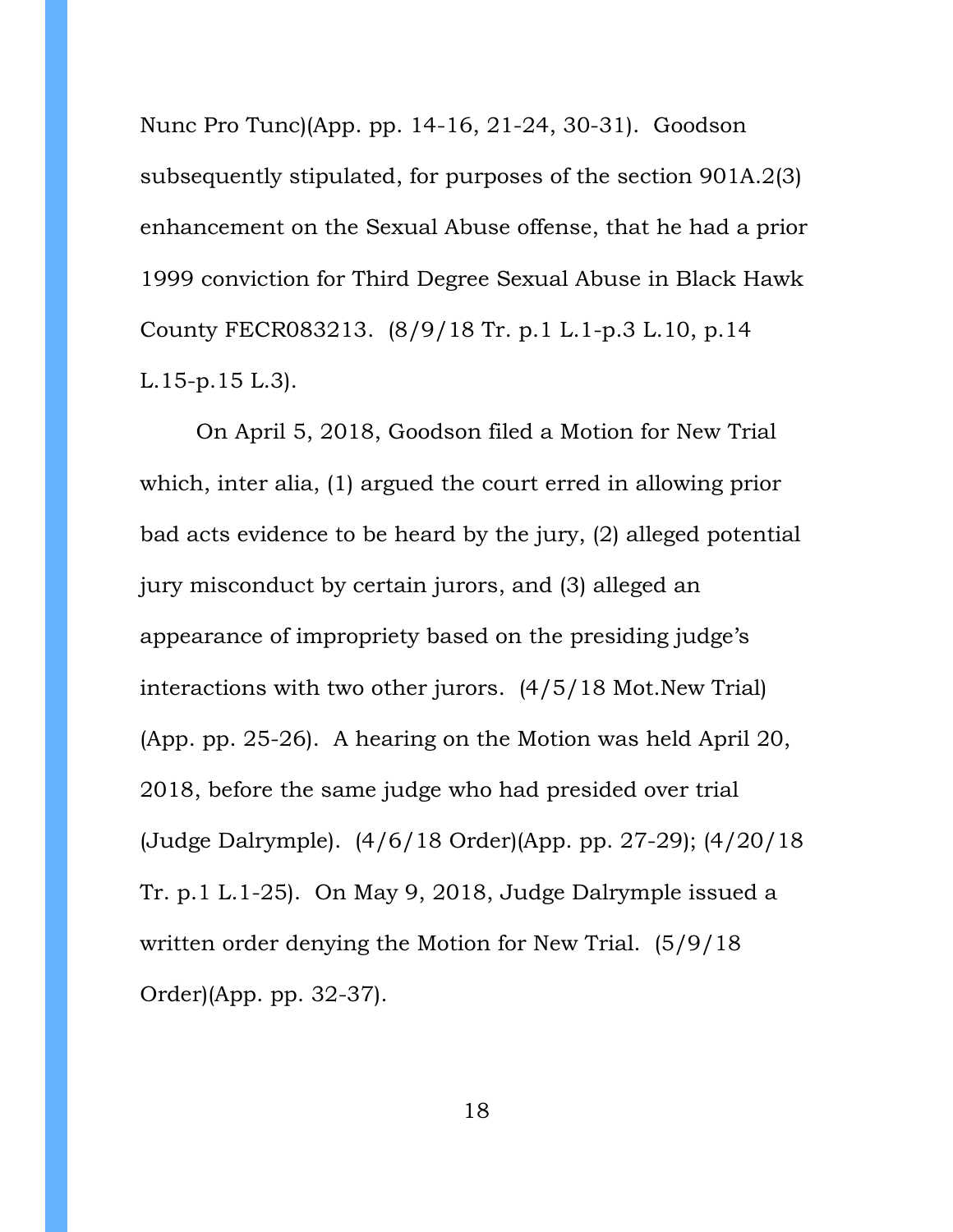Nunc Pro Tunc)(App. pp. 14-16, 21-24, 30-31). Goodson subsequently stipulated, for purposes of the section 901A.2(3) enhancement on the Sexual Abuse offense, that he had a prior 1999 conviction for Third Degree Sexual Abuse in Black Hawk County FECR083213. (8/9/18 Tr. p.1 L.1-p.3 L.10, p.14 L.15-p.15 L.3).

On April 5, 2018, Goodson filed a Motion for New Trial which, inter alia, (1) argued the court erred in allowing prior bad acts evidence to be heard by the jury, (2) alleged potential jury misconduct by certain jurors, and (3) alleged an appearance of impropriety based on the presiding judge's interactions with two other jurors. (4/5/18 Mot.New Trial)(App. pp. 25-26). A hearing on the Motion was held April 20, 2018, before the same judge who had presided over trial (Judge Dalrymple). (4/6/18 Order)(App. pp. 27-29); (4/20/18 Tr. p.1 L.1-25). On May 9, 2018, Judge Dalrymple issued a written order denying the Motion for New Trial. (5/9/18 Order)(App. pp. 32-37).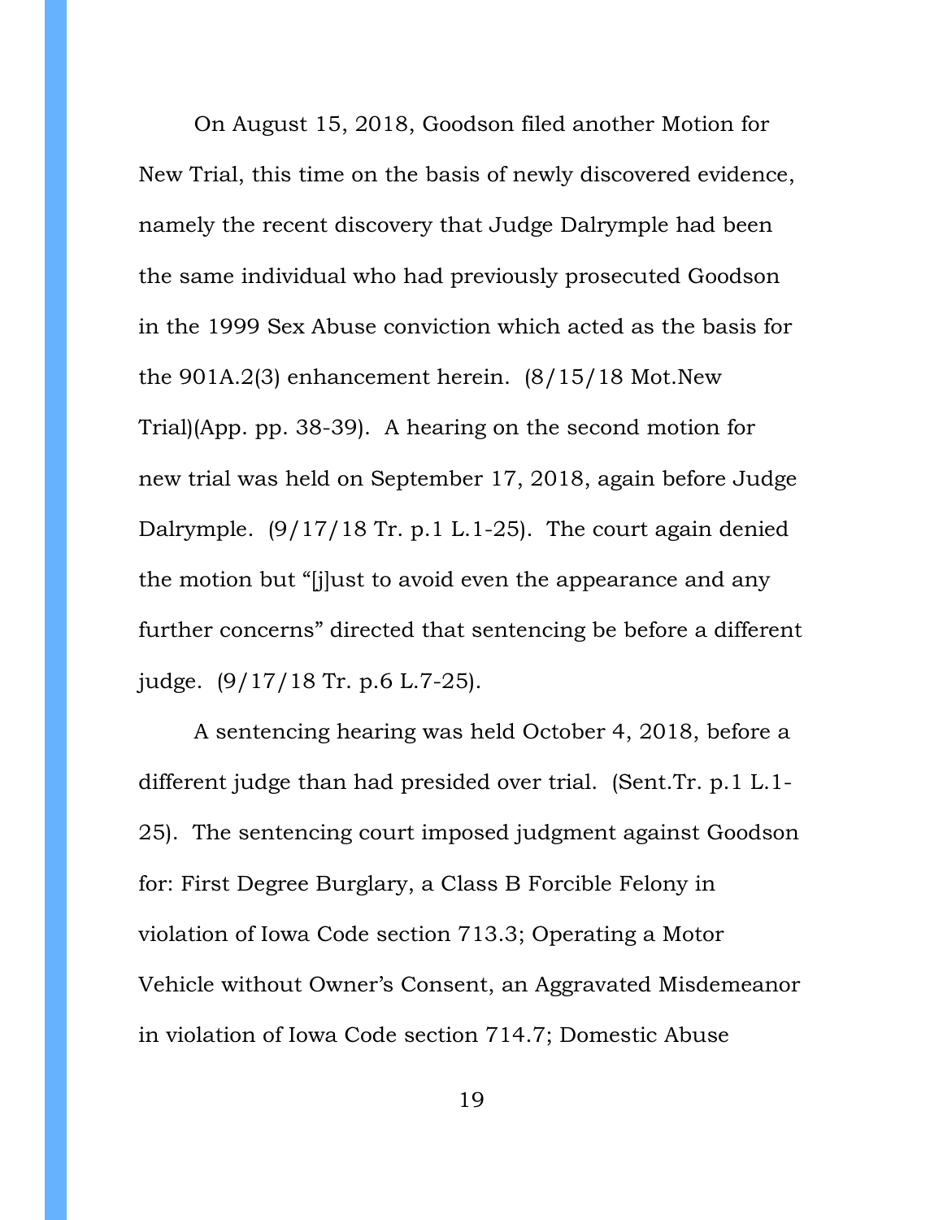On August 15, 2018, Goodson filed another Motion for New Trial, this time on the basis of newly discovered evidence, namely the recent discovery that Judge Dalrymple had been the same individual who had previously prosecuted Goodson in the 1999 Sex Abuse conviction which acted as the basis for the 901A.2(3) enhancement herein. (8/15/18 Mot.New Trial)(App. pp. 38-39). A hearing on the second motion for new trial was held on September 17, 2018, again before Judge Dalrymple. (9/17/18 Tr. p.1 L.1-25). The court again denied the motion but "[j]ust to avoid even the appearance and any further concerns" directed that sentencing be before a different judge. (9/17/18 Tr. p.6 L.7-25).

A sentencing hearing was held October 4, 2018, before a different judge than had presided over trial. (Sent.Tr. p.1 L.1-25). The sentencing court imposed judgment against Goodson for: First Degree Burglary, a Class B Forcible Felony in violation of Iowa Code section 713.3; Operating a Motor Vehicle without Owner's Consent, an Aggravated Misdemeanor in violation of Iowa Code section 714.7; Domestic Abuse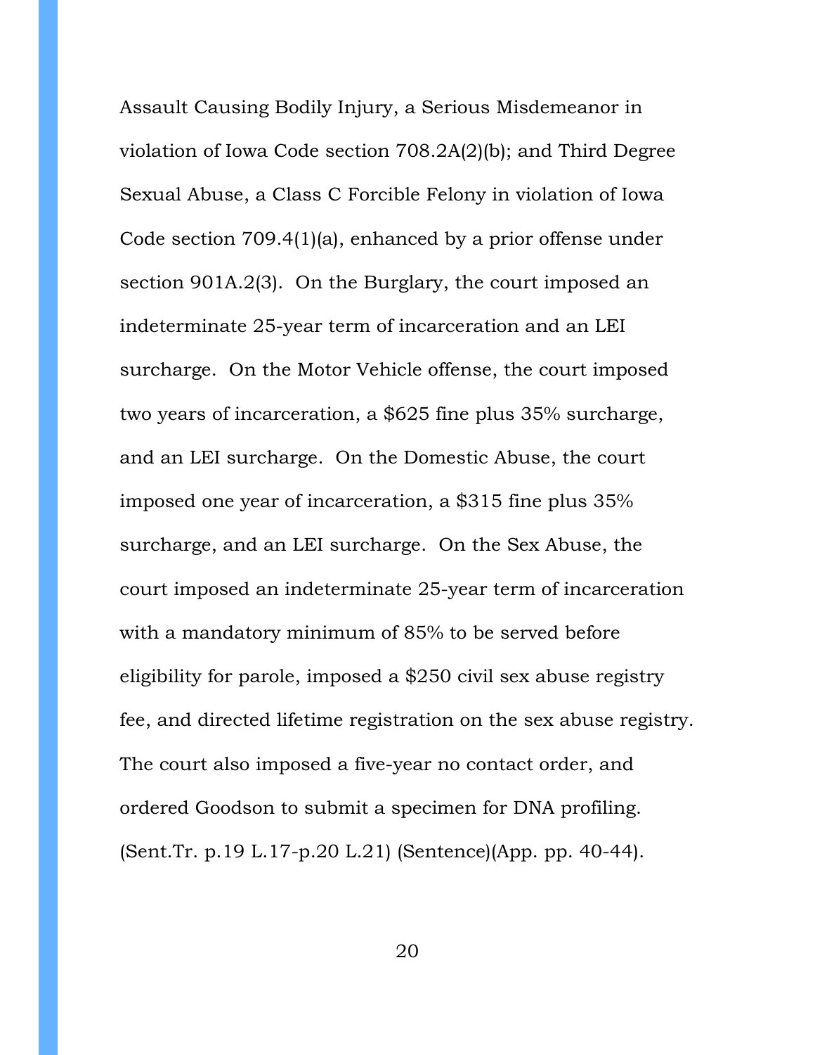Assault Causing Bodily Injury, a Serious Misdemeanor in violation of Iowa Code section 708.2A(2)(b); and Third Degree Sexual Abuse, a Class C Forcible Felony in violation of Iowa Code section 709.4(1)(a), enhanced by a prior offense under section 901A.2(3). On the Burglary, the court imposed an indeterminate 25-year term of incarceration and an LEI surcharge. On the Motor Vehicle offense, the court imposed two years of incarceration, a $625 fine plus 35% surcharge, and an LEI surcharge. On the Domestic Abuse, the court imposed one year of incarceration, a $315 fine plus 35% surcharge, and an LEI surcharge. On the Sex Abuse, the court imposed an indeterminate 25-year term of incarceration with a mandatory minimum of 85% to be served before eligibility for parole, imposed a $250 civil sex abuse registry fee, and directed lifetime registration on the sex abuse registry. The court also imposed a five-year no contact order, and ordered Goodson to submit a specimen for DNA profiling. (Sent.Tr. p.19 L.17-p.20 L.21) (Sentence)(App. pp. 40-44).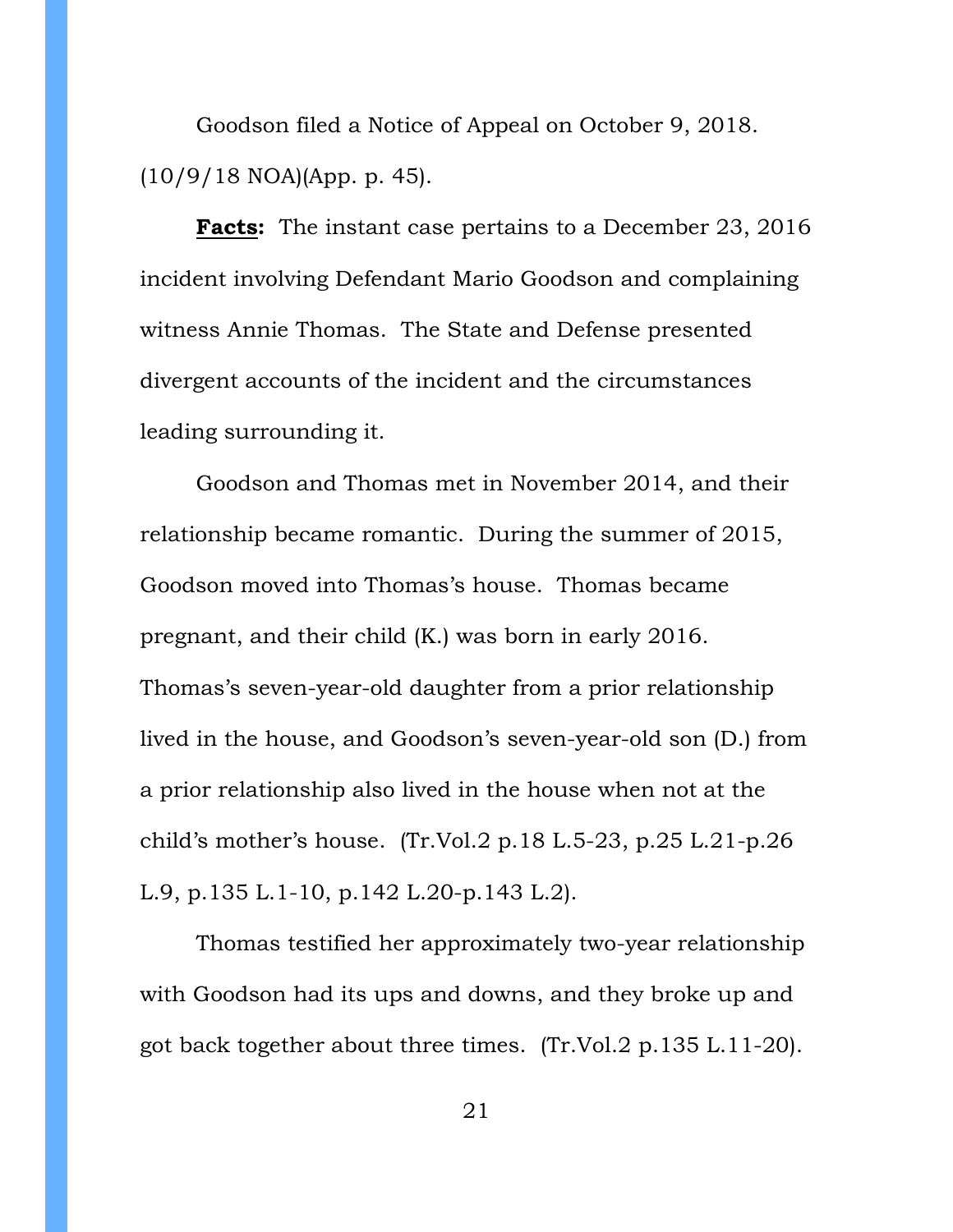Goodson filed a Notice of Appeal on October 9, 2018. (10/9/18 NOA)(App. p. 45).

**<u>Facts</u>:** The instant case pertains to a December 23, 2016 incident involving Defendant Mario Goodson and complaining witness Annie Thomas. The State and Defense presented divergent accounts of the incident and the circumstances leading surrounding it.

Goodson and Thomas met in November 2014, and their relationship became romantic. During the summer of 2015, Goodson moved into Thomas's house. Thomas became pregnant, and their child (K.) was born in early 2016. Thomas's seven-year-old daughter from a prior relationship lived in the house, and Goodson's seven-year-old son (D.) from a prior relationship also lived in the house when not at the child's mother's house. (Tr.Vol.2 p.18 L.5-23, p.25 L.21-p.26 L.9, p.135 L.1-10, p.142 L.20-p.143 L.2).

Thomas testified her approximately two-year relationship with Goodson had its ups and downs, and they broke up and got back together about three times. (Tr.Vol.2 p.135 L.11-20).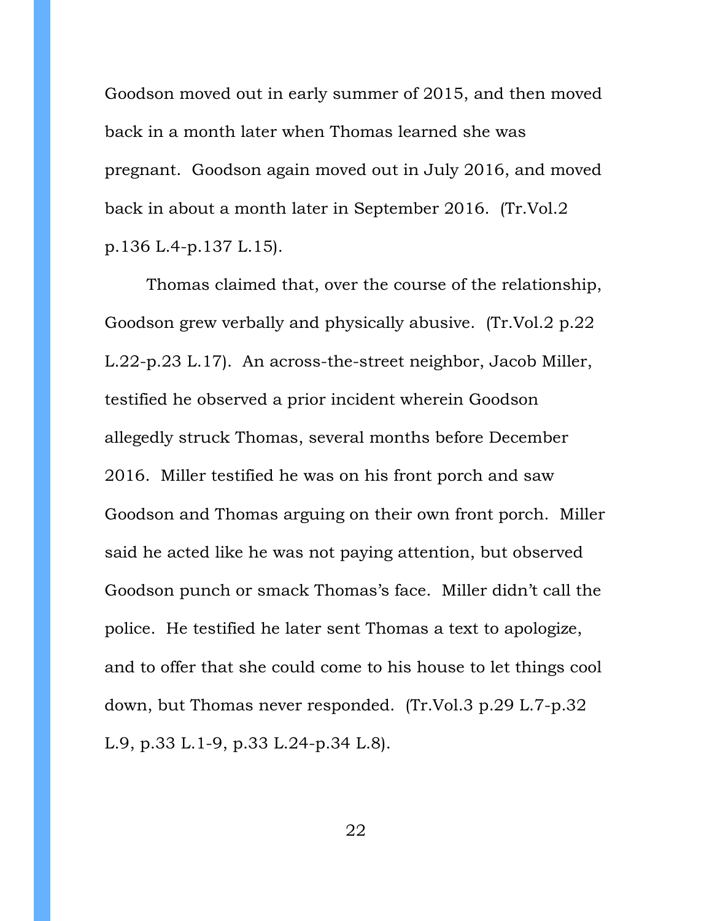Goodson moved out in early summer of 2015, and then moved back in a month later when Thomas learned she was pregnant. Goodson again moved out in July 2016, and moved back in about a month later in September 2016. (Tr.Vol.2 p.136 L.4-p.137 L.15).

Thomas claimed that, over the course of the relationship, Goodson grew verbally and physically abusive. (Tr.Vol.2 p.22 L.22-p.23 L.17). An across-the-street neighbor, Jacob Miller, testified he observed a prior incident wherein Goodson allegedly struck Thomas, several months before December 2016. Miller testified he was on his front porch and saw Goodson and Thomas arguing on their own front porch. Miller said he acted like he was not paying attention, but observed Goodson punch or smack Thomas's face. Miller didn't call the police. He testified he later sent Thomas a text to apologize, and to offer that she could come to his house to let things cool down, but Thomas never responded. (Tr.Vol.3 p.29 L.7-p.32 L.9, p.33 L.1-9, p.33 L.24-p.34 L.8).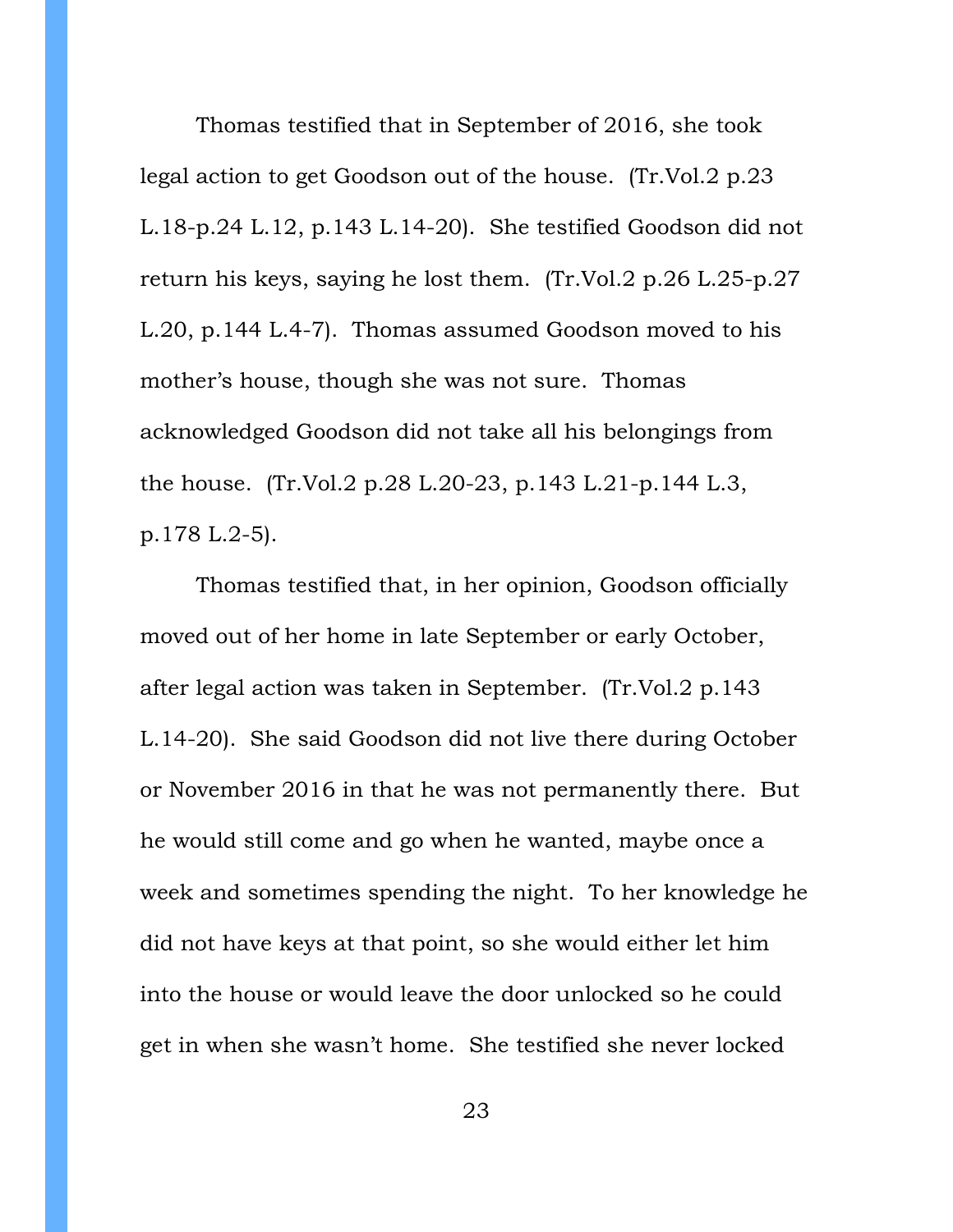Thomas testified that in September of 2016, she took legal action to get Goodson out of the house. (Tr.Vol.2 p.23 L.18-p.24 L.12, p.143 L.14-20). She testified Goodson did not return his keys, saying he lost them. (Tr.Vol.2 p.26 L.25-p.27 L.20, p.144 L.4-7). Thomas assumed Goodson moved to his mother's house, though she was not sure. Thomas acknowledged Goodson did not take all his belongings from the house. (Tr.Vol.2 p.28 L.20-23, p.143 L.21-p.144 L.3, p.178 L.2-5).

Thomas testified that, in her opinion, Goodson officially moved out of her home in late September or early October, after legal action was taken in September. (Tr.Vol.2 p.143 L.14-20). She said Goodson did not live there during October or November 2016 in that he was not permanently there. But he would still come and go when he wanted, maybe once a week and sometimes spending the night. To her knowledge he did not have keys at that point, so she would either let him into the house or would leave the door unlocked so he could get in when she wasn't home. She testified she never locked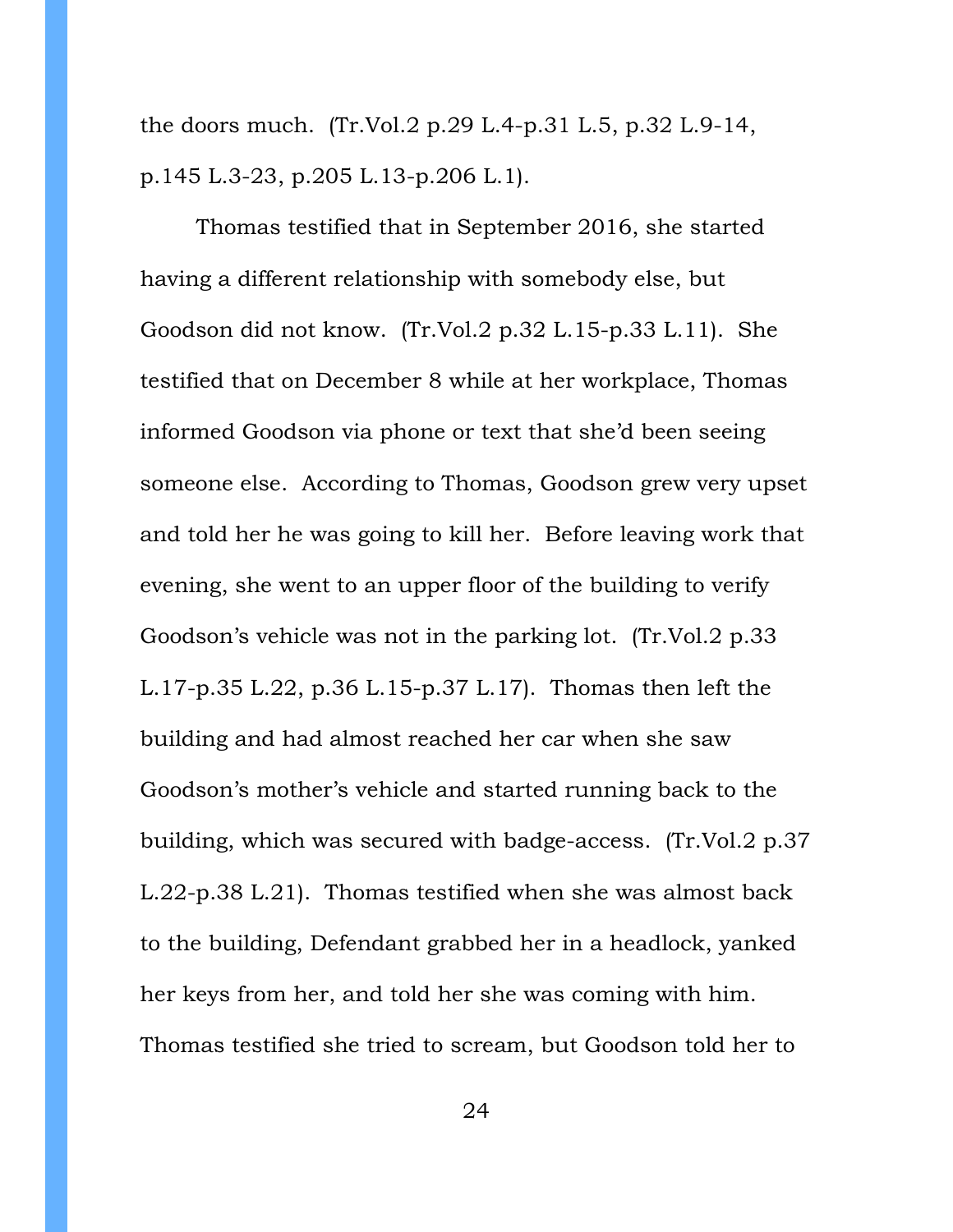the doors much. (Tr.Vol.2 p.29 L.4-p.31 L.5, p.32 L.9-14, p.145 L.3-23, p.205 L.13-p.206 L.1).

Thomas testified that in September 2016, she started having a different relationship with somebody else, but Goodson did not know. (Tr.Vol.2 p.32 L.15-p.33 L.11). She testified that on December 8 while at her workplace, Thomas informed Goodson via phone or text that she'd been seeing someone else. According to Thomas, Goodson grew very upset and told her he was going to kill her. Before leaving work that evening, she went to an upper floor of the building to verify Goodson's vehicle was not in the parking lot. (Tr.Vol.2 p.33 L.17-p.35 L.22, p.36 L.15-p.37 L.17). Thomas then left the building and had almost reached her car when she saw Goodson's mother's vehicle and started running back to the building, which was secured with badge-access. (Tr.Vol.2 p.37 L.22-p.38 L.21). Thomas testified when she was almost back to the building, Defendant grabbed her in a headlock, yanked her keys from her, and told her she was coming with him. Thomas testified she tried to scream, but Goodson told her to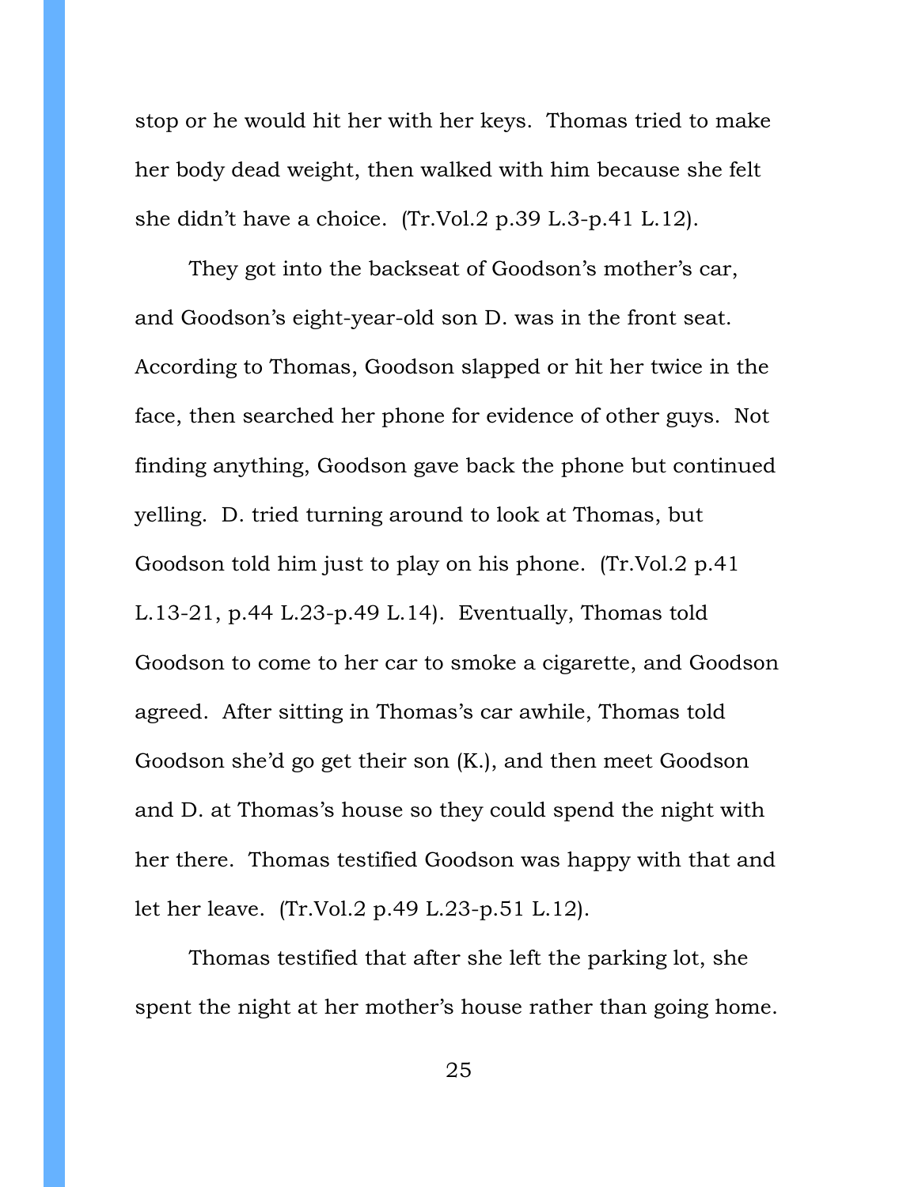stop or he would hit her with her keys. Thomas tried to make her body dead weight, then walked with him because she felt she didn't have a choice. (Tr.Vol.2 p.39 L.3-p.41 L.12).

They got into the backseat of Goodson's mother's car, and Goodson's eight-year-old son D. was in the front seat. According to Thomas, Goodson slapped or hit her twice in the face, then searched her phone for evidence of other guys. Not finding anything, Goodson gave back the phone but continued yelling. D. tried turning around to look at Thomas, but Goodson told him just to play on his phone. (Tr.Vol.2 p.41 L.13-21, p.44 L.23-p.49 L.14). Eventually, Thomas told Goodson to come to her car to smoke a cigarette, and Goodson agreed. After sitting in Thomas's car awhile, Thomas told Goodson she'd go get their son (K.), and then meet Goodson and D. at Thomas's house so they could spend the night with her there. Thomas testified Goodson was happy with that and let her leave. (Tr.Vol.2 p.49 L.23-p.51 L.12).

Thomas testified that after she left the parking lot, she spent the night at her mother's house rather than going home.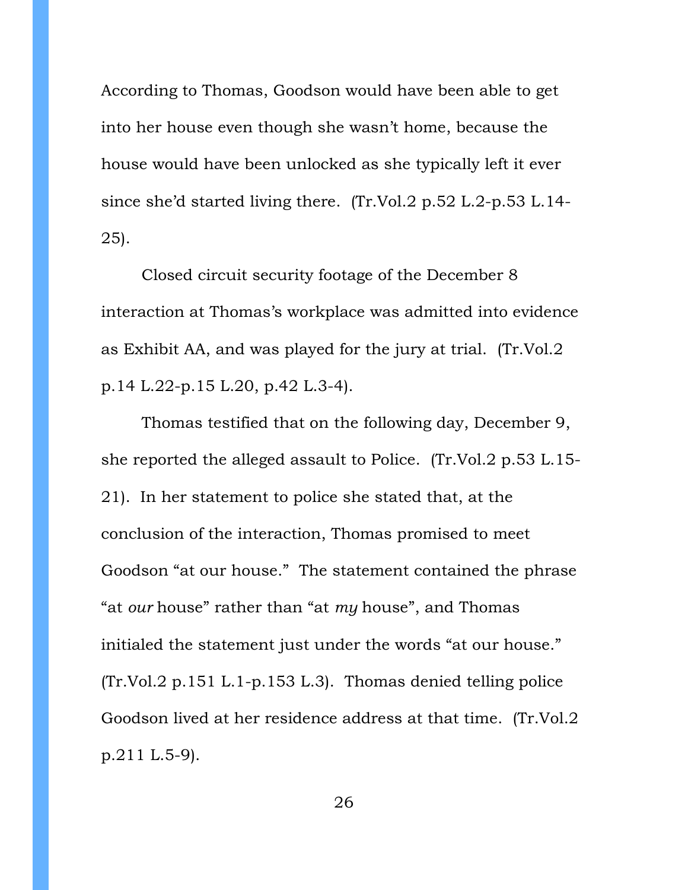According to Thomas, Goodson would have been able to get into her house even though she wasn't home, because the house would have been unlocked as she typically left it ever since she'd started living there. (Tr.Vol.2 p.52 L.2-p.53 L.14-25).

Closed circuit security footage of the December 8 interaction at Thomas's workplace was admitted into evidence as Exhibit AA, and was played for the jury at trial. (Tr.Vol.2 p.14 L.22-p.15 L.20, p.42 L.3-4).

Thomas testified that on the following day, December 9, she reported the alleged assault to Police. (Tr.Vol.2 p.53 L.15-21). In her statement to police she stated that, at the conclusion of the interaction, Thomas promised to meet Goodson "at our house." The statement contained the phrase "at *our* house" rather than "at *my* house", and Thomas initialed the statement just under the words "at our house." (Tr.Vol.2 p.151 L.1-p.153 L.3). Thomas denied telling police Goodson lived at her residence address at that time. (Tr.Vol.2 p.211 L.5-9).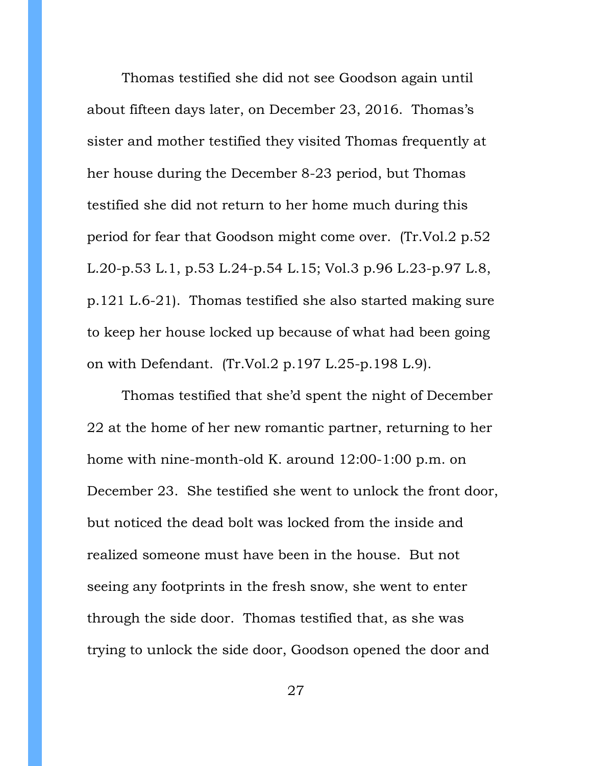Thomas testified she did not see Goodson again until about fifteen days later, on December 23, 2016. Thomas's sister and mother testified they visited Thomas frequently at her house during the December 8-23 period, but Thomas testified she did not return to her home much during this period for fear that Goodson might come over. (Tr.Vol.2 p.52 L.20-p.53 L.1, p.53 L.24-p.54 L.15; Vol.3 p.96 L.23-p.97 L.8, p.121 L.6-21). Thomas testified she also started making sure to keep her house locked up because of what had been going on with Defendant. (Tr.Vol.2 p.197 L.25-p.198 L.9).

Thomas testified that she'd spent the night of December 22 at the home of her new romantic partner, returning to her home with nine-month-old K. around 12:00-1:00 p.m. on December 23. She testified she went to unlock the front door, but noticed the dead bolt was locked from the inside and realized someone must have been in the house. But not seeing any footprints in the fresh snow, she went to enter through the side door. Thomas testified that, as she was trying to unlock the side door, Goodson opened the door and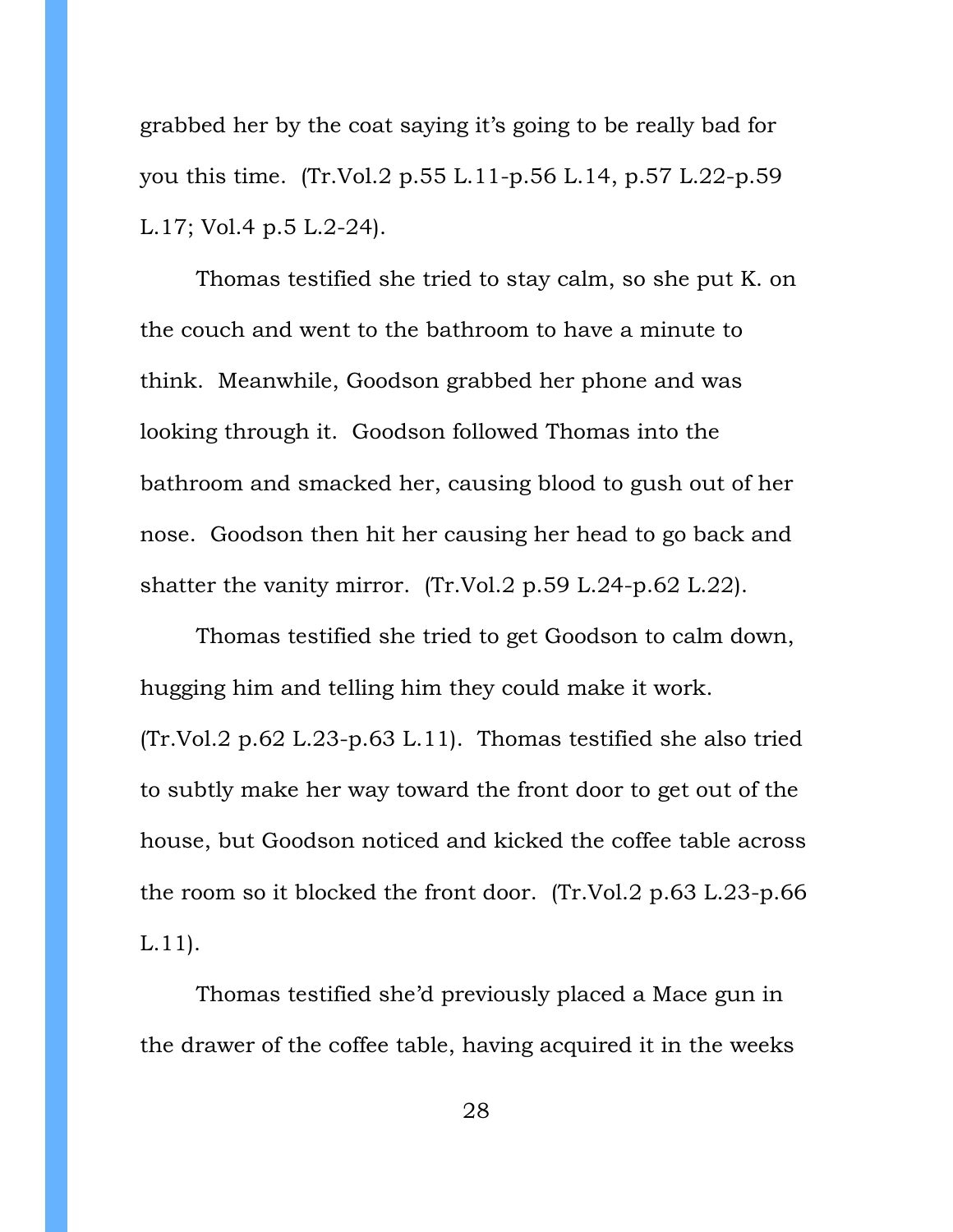grabbed her by the coat saying it's going to be really bad for you this time. (Tr.Vol.2 p.55 L.11-p.56 L.14, p.57 L.22-p.59 L.17; Vol.4 p.5 L.2-24).

Thomas testified she tried to stay calm, so she put K. on the couch and went to the bathroom to have a minute to think. Meanwhile, Goodson grabbed her phone and was looking through it. Goodson followed Thomas into the bathroom and smacked her, causing blood to gush out of her nose. Goodson then hit her causing her head to go back and shatter the vanity mirror. (Tr.Vol.2 p.59 L.24-p.62 L.22).

Thomas testified she tried to get Goodson to calm down, hugging him and telling him they could make it work. (Tr.Vol.2 p.62 L.23-p.63 L.11). Thomas testified she also tried to subtly make her way toward the front door to get out of the house, but Goodson noticed and kicked the coffee table across the room so it blocked the front door. (Tr.Vol.2 p.63 L.23-p.66 L.11).

Thomas testified she'd previously placed a Mace gun in the drawer of the coffee table, having acquired it in the weeks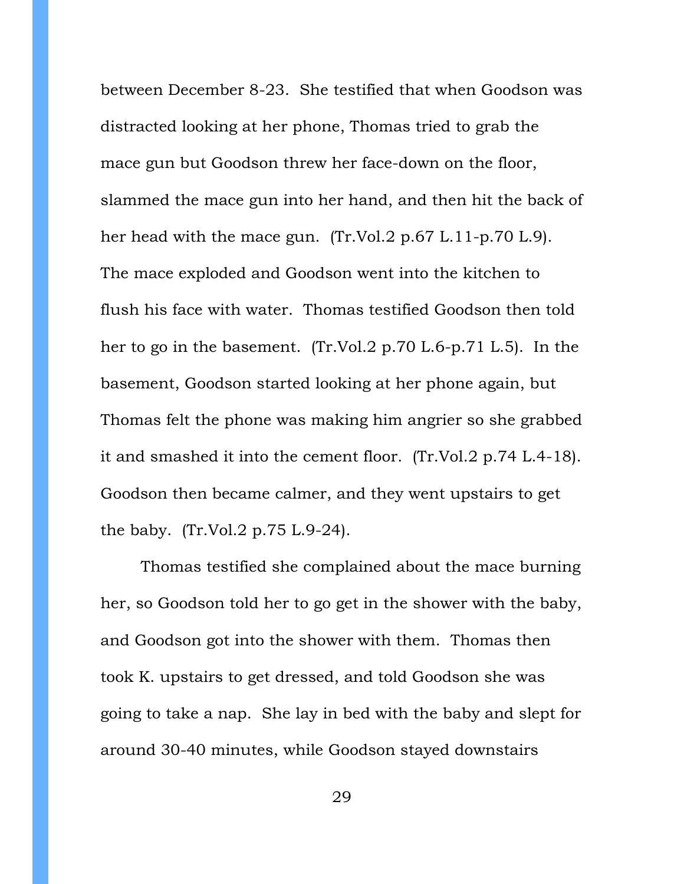between December 8-23. She testified that when Goodson was distracted looking at her phone, Thomas tried to grab the mace gun but Goodson threw her face-down on the floor, slammed the mace gun into her hand, and then hit the back of her head with the mace gun. (Tr.Vol.2 p.67 L.11-p.70 L.9). The mace exploded and Goodson went into the kitchen to flush his face with water. Thomas testified Goodson then told her to go in the basement. (Tr.Vol.2 p.70 L.6-p.71 L.5). In the basement, Goodson started looking at her phone again, but Thomas felt the phone was making him angrier so she grabbed it and smashed it into the cement floor. (Tr.Vol.2 p.74 L.4-18). Goodson then became calmer, and they went upstairs to get the baby. (Tr.Vol.2 p.75 L.9-24).

Thomas testified she complained about the mace burning her, so Goodson told her to go get in the shower with the baby, and Goodson got into the shower with them. Thomas then took K. upstairs to get dressed, and told Goodson she was going to take a nap. She lay in bed with the baby and slept for around 30-40 minutes, while Goodson stayed downstairs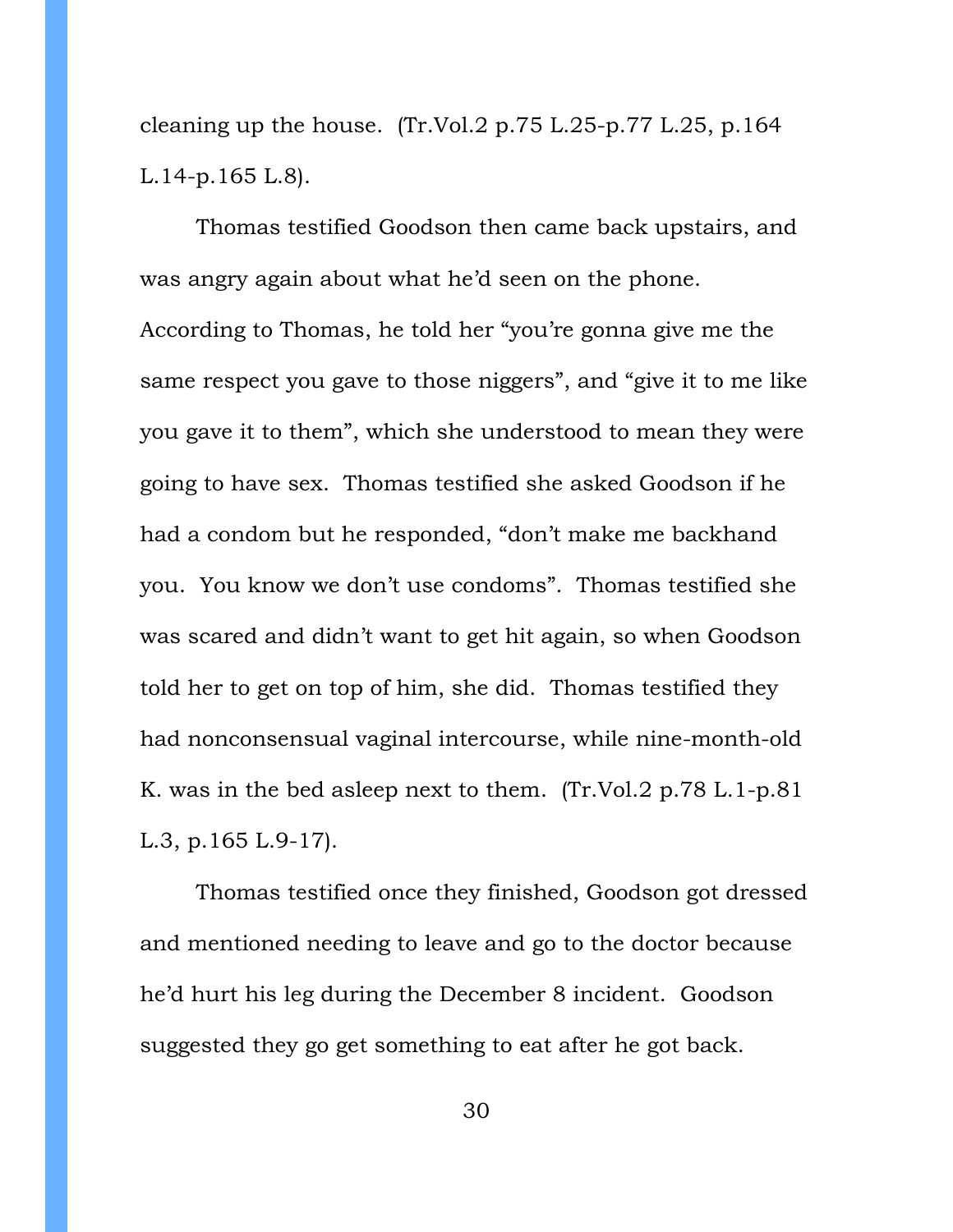cleaning up the house. (Tr.Vol.2 p.75 L.25-p.77 L.25, p.164 L.14-p.165 L.8).

Thomas testified Goodson then came back upstairs, and was angry again about what he'd seen on the phone. According to Thomas, he told her "you're gonna give me the same respect you gave to those niggers", and "give it to me like you gave it to them", which she understood to mean they were going to have sex. Thomas testified she asked Goodson if he had a condom but he responded, "don't make me backhand you. You know we don't use condoms". Thomas testified she was scared and didn't want to get hit again, so when Goodson told her to get on top of him, she did. Thomas testified they had nonconsensual vaginal intercourse, while nine-month-old K. was in the bed asleep next to them. (Tr.Vol.2 p.78 L.1-p.81 L.3, p.165 L.9-17).

Thomas testified once they finished, Goodson got dressed and mentioned needing to leave and go to the doctor because he'd hurt his leg during the December 8 incident. Goodson suggested they go get something to eat after he got back.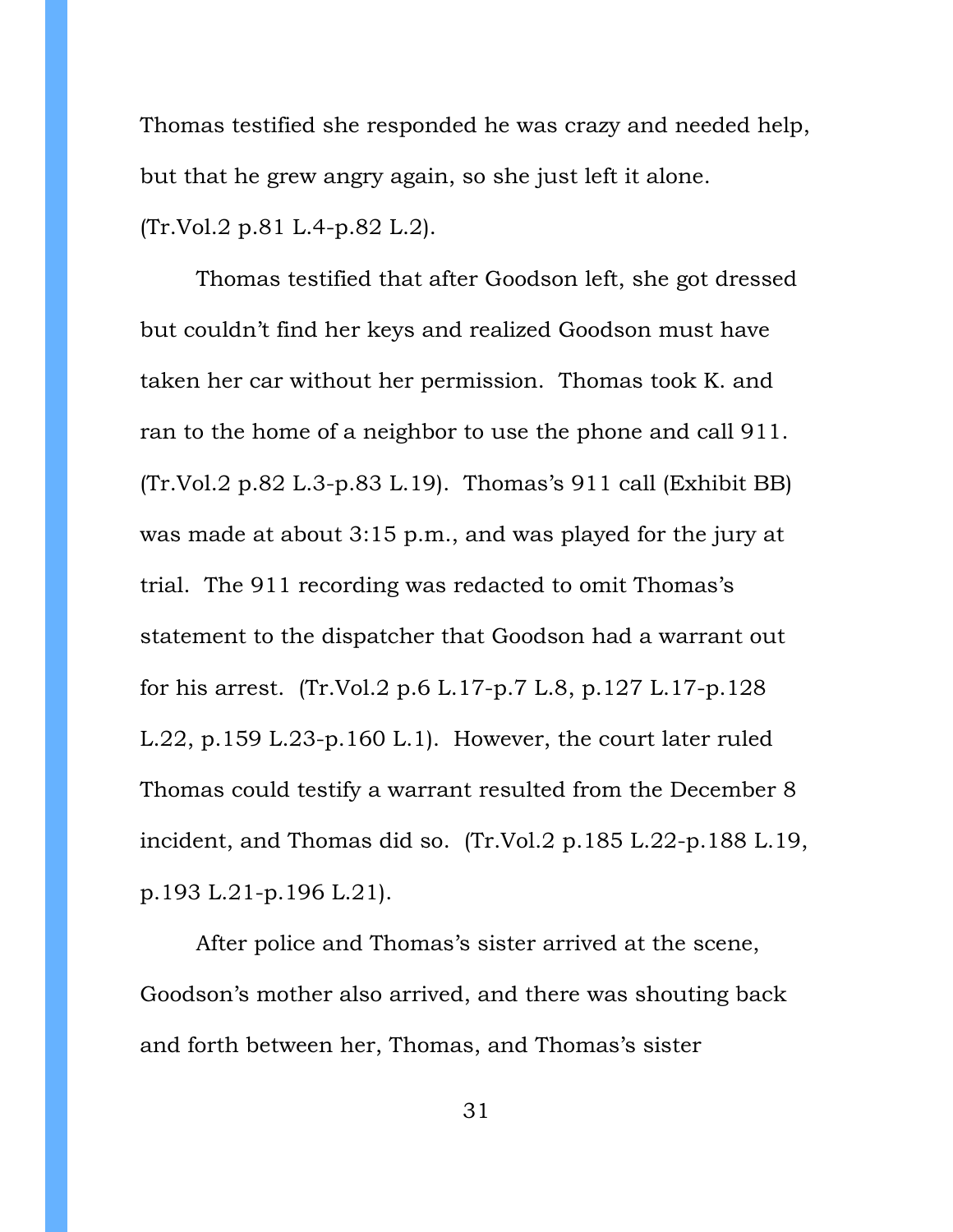Thomas testified she responded he was crazy and needed help, but that he grew angry again, so she just left it alone. (Tr.Vol.2 p.81 L.4-p.82 L.2).

Thomas testified that after Goodson left, she got dressed but couldn't find her keys and realized Goodson must have taken her car without her permission. Thomas took K. and ran to the home of a neighbor to use the phone and call 911. (Tr.Vol.2 p.82 L.3-p.83 L.19). Thomas's 911 call (Exhibit BB) was made at about 3:15 p.m., and was played for the jury at trial. The 911 recording was redacted to omit Thomas's statement to the dispatcher that Goodson had a warrant out for his arrest. (Tr.Vol.2 p.6 L.17-p.7 L.8, p.127 L.17-p.128 L.22, p.159 L.23-p.160 L.1). However, the court later ruled Thomas could testify a warrant resulted from the December 8 incident, and Thomas did so. (Tr.Vol.2 p.185 L.22-p.188 L.19, p.193 L.21-p.196 L.21).

After police and Thomas's sister arrived at the scene, Goodson's mother also arrived, and there was shouting back and forth between her, Thomas, and Thomas's sister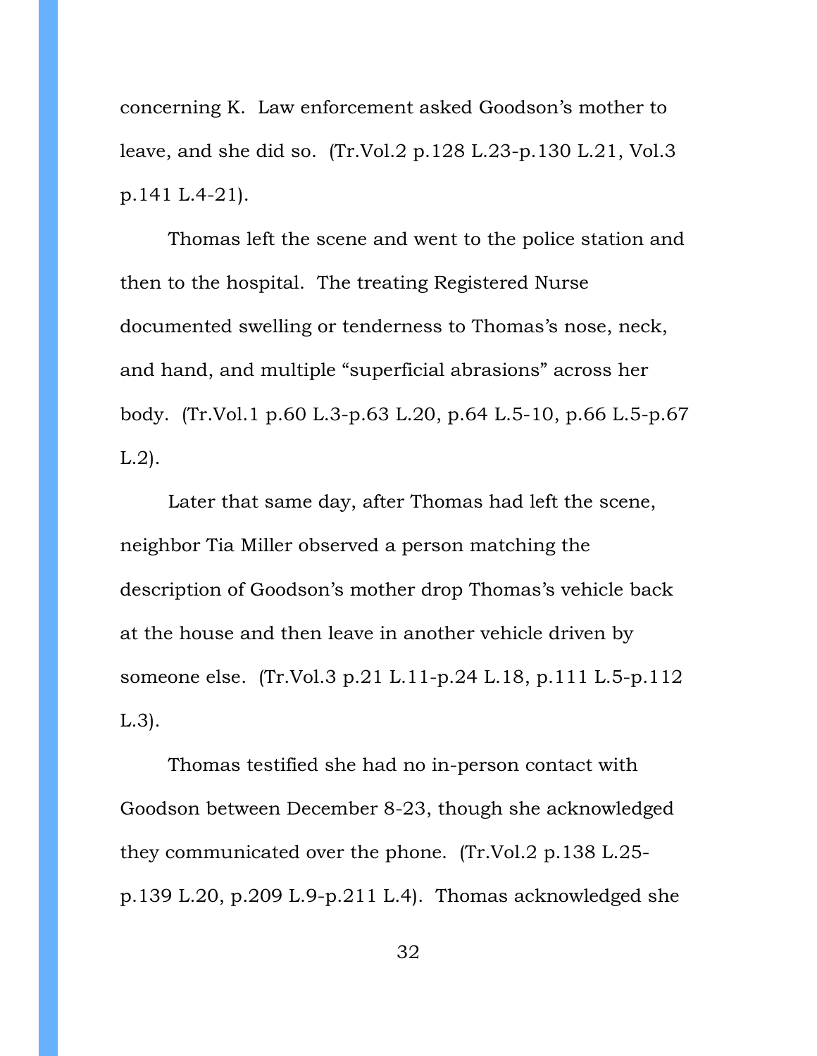concerning K. Law enforcement asked Goodson's mother to leave, and she did so. (Tr.Vol.2 p.128 L.23-p.130 L.21, Vol.3 p.141 L.4-21).

Thomas left the scene and went to the police station and then to the hospital. The treating Registered Nurse documented swelling or tenderness to Thomas's nose, neck, and hand, and multiple "superficial abrasions" across her body. (Tr.Vol.1 p.60 L.3-p.63 L.20, p.64 L.5-10, p.66 L.5-p.67 L.2).

Later that same day, after Thomas had left the scene, neighbor Tia Miller observed a person matching the description of Goodson's mother drop Thomas's vehicle back at the house and then leave in another vehicle driven by someone else. (Tr.Vol.3 p.21 L.11-p.24 L.18, p.111 L.5-p.112 L.3).

Thomas testified she had no in-person contact with Goodson between December 8-23, though she acknowledged they communicated over the phone. (Tr.Vol.2 p.138 L.25-p.139 L.20, p.209 L.9-p.211 L.4). Thomas acknowledged she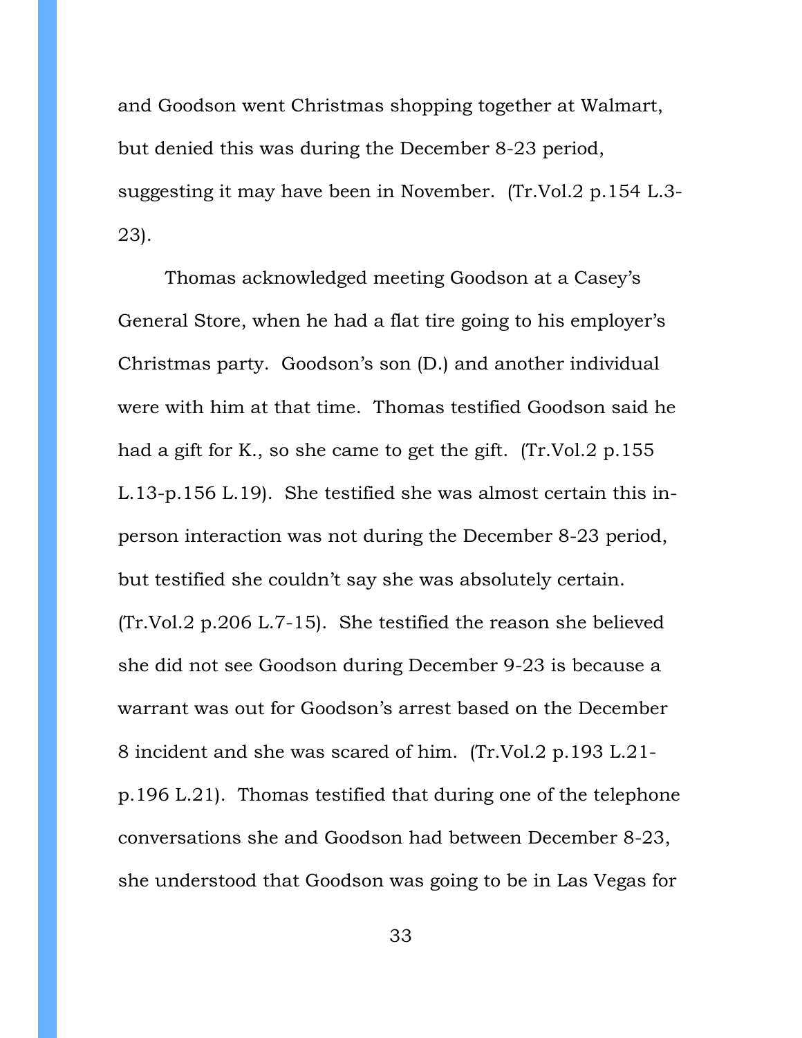and Goodson went Christmas shopping together at Walmart, but denied this was during the December 8-23 period, suggesting it may have been in November. (Tr.Vol.2 p.154 L.3-23).

Thomas acknowledged meeting Goodson at a Casey's General Store, when he had a flat tire going to his employer's Christmas party. Goodson's son (D.) and another individual were with him at that time. Thomas testified Goodson said he had a gift for K., so she came to get the gift. (Tr.Vol.2 p.155 L.13-p.156 L.19). She testified she was almost certain this in-person interaction was not during the December 8-23 period, but testified she couldn't say she was absolutely certain. (Tr.Vol.2 p.206 L.7-15). She testified the reason she believed she did not see Goodson during December 9-23 is because a warrant was out for Goodson's arrest based on the December 8 incident and she was scared of him. (Tr.Vol.2 p.193 L.21-p.196 L.21). Thomas testified that during one of the telephone conversations she and Goodson had between December 8-23, she understood that Goodson was going to be in Las Vegas for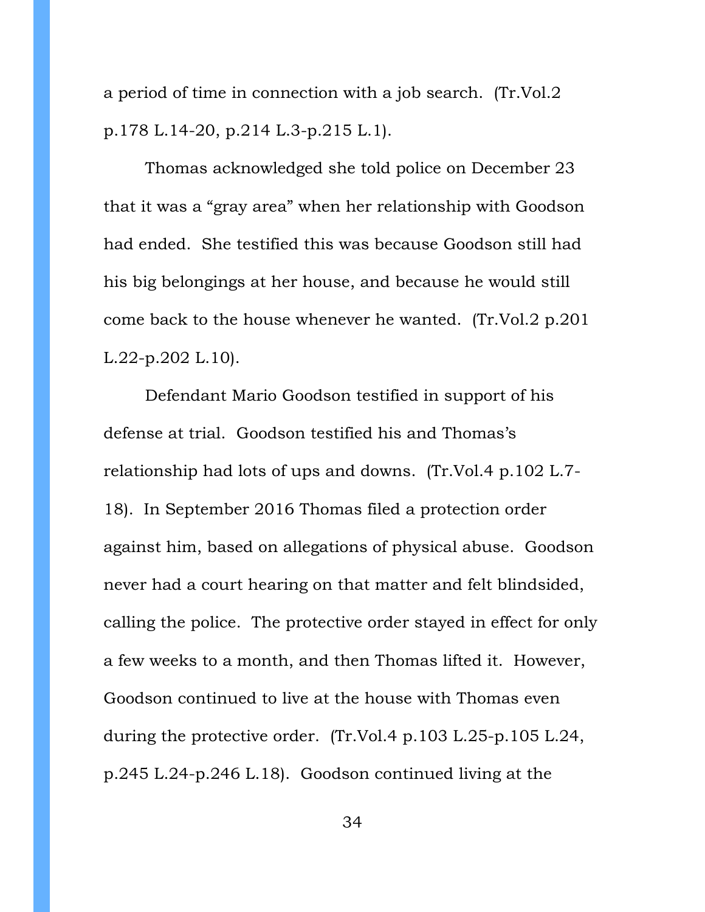a period of time in connection with a job search. (Tr.Vol.2 p.178 L.14-20, p.214 L.3-p.215 L.1).

Thomas acknowledged she told police on December 23 that it was a "gray area" when her relationship with Goodson had ended. She testified this was because Goodson still had his big belongings at her house, and because he would still come back to the house whenever he wanted. (Tr.Vol.2 p.201 L.22-p.202 L.10).

Defendant Mario Goodson testified in support of his defense at trial. Goodson testified his and Thomas's relationship had lots of ups and downs. (Tr.Vol.4 p.102 L.7-18). In September 2016 Thomas filed a protection order against him, based on allegations of physical abuse. Goodson never had a court hearing on that matter and felt blindsided, calling the police. The protective order stayed in effect for only a few weeks to a month, and then Thomas lifted it. However, Goodson continued to live at the house with Thomas even during the protective order. (Tr.Vol.4 p.103 L.25-p.105 L.24, p.245 L.24-p.246 L.18). Goodson continued living at the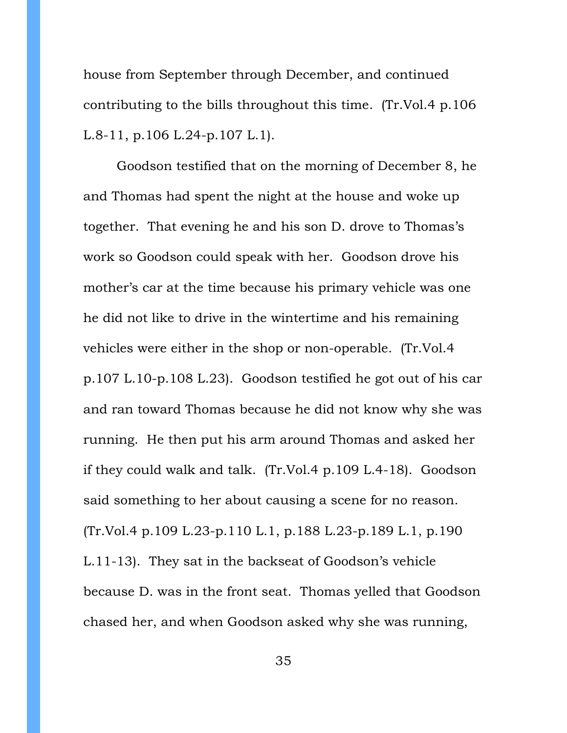house from September through December, and continued contributing to the bills throughout this time. (Tr.Vol.4 p.106 L.8-11, p.106 L.24-p.107 L.1).

Goodson testified that on the morning of December 8, he and Thomas had spent the night at the house and woke up together. That evening he and his son D. drove to Thomas's work so Goodson could speak with her. Goodson drove his mother's car at the time because his primary vehicle was one he did not like to drive in the wintertime and his remaining vehicles were either in the shop or non-operable. (Tr.Vol.4 p.107 L.10-p.108 L.23). Goodson testified he got out of his car and ran toward Thomas because he did not know why she was running. He then put his arm around Thomas and asked her if they could walk and talk. (Tr.Vol.4 p.109 L.4-18). Goodson said something to her about causing a scene for no reason. (Tr.Vol.4 p.109 L.23-p.110 L.1, p.188 L.23-p.189 L.1, p.190 L.11-13). They sat in the backseat of Goodson's vehicle because D. was in the front seat. Thomas yelled that Goodson chased her, and when Goodson asked why she was running,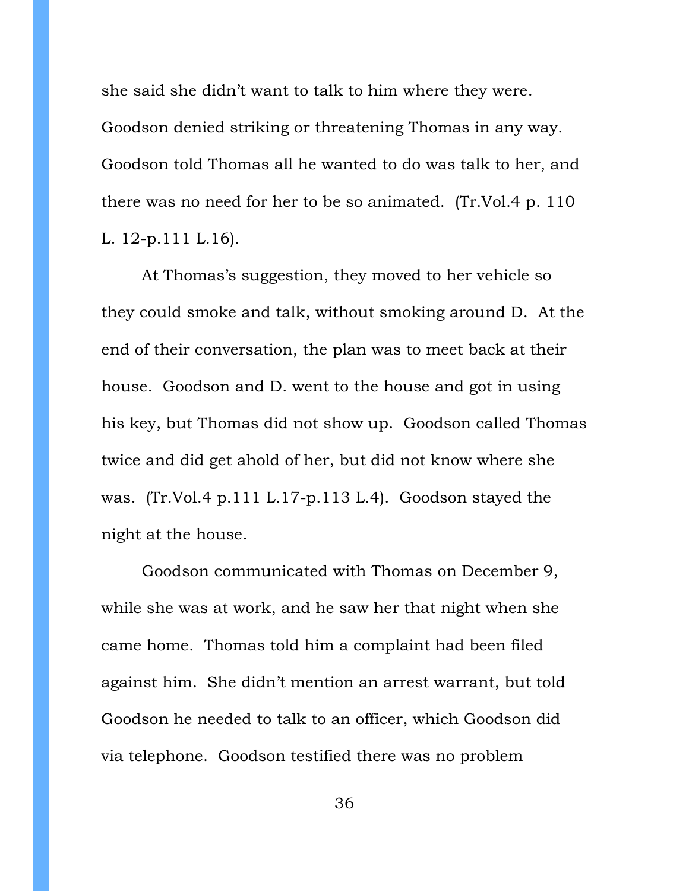she said she didn't want to talk to him where they were. Goodson denied striking or threatening Thomas in any way. Goodson told Thomas all he wanted to do was talk to her, and there was no need for her to be so animated. (Tr.Vol.4 p. 110 L. 12-p.111 L.16).

At Thomas's suggestion, they moved to her vehicle so they could smoke and talk, without smoking around D. At the end of their conversation, the plan was to meet back at their house. Goodson and D. went to the house and got in using his key, but Thomas did not show up. Goodson called Thomas twice and did get ahold of her, but did not know where she was. (Tr.Vol.4 p.111 L.17-p.113 L.4). Goodson stayed the night at the house.

Goodson communicated with Thomas on December 9, while she was at work, and he saw her that night when she came home. Thomas told him a complaint had been filed against him. She didn't mention an arrest warrant, but told Goodson he needed to talk to an officer, which Goodson did via telephone. Goodson testified there was no problem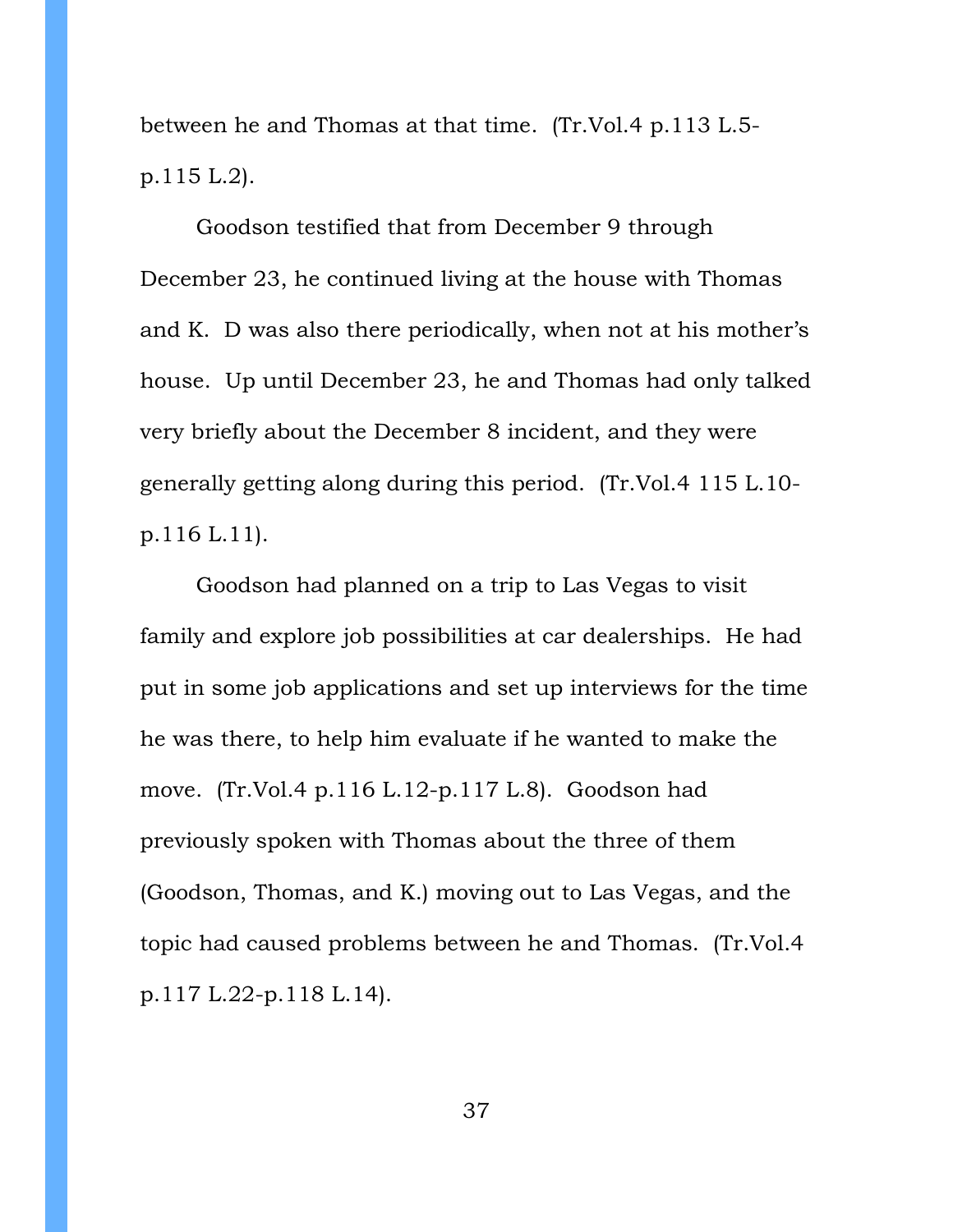between he and Thomas at that time. (Tr.Vol.4 p.113 L.5-p.115 L.2).

Goodson testified that from December 9 through December 23, he continued living at the house with Thomas and K. D was also there periodically, when not at his mother's house. Up until December 23, he and Thomas had only talked very briefly about the December 8 incident, and they were generally getting along during this period. (Tr.Vol.4 115 L.10-p.116 L.11).

Goodson had planned on a trip to Las Vegas to visit family and explore job possibilities at car dealerships. He had put in some job applications and set up interviews for the time he was there, to help him evaluate if he wanted to make the move. (Tr.Vol.4 p.116 L.12-p.117 L.8). Goodson had previously spoken with Thomas about the three of them (Goodson, Thomas, and K.) moving out to Las Vegas, and the topic had caused problems between he and Thomas. (Tr.Vol.4 p.117 L.22-p.118 L.14).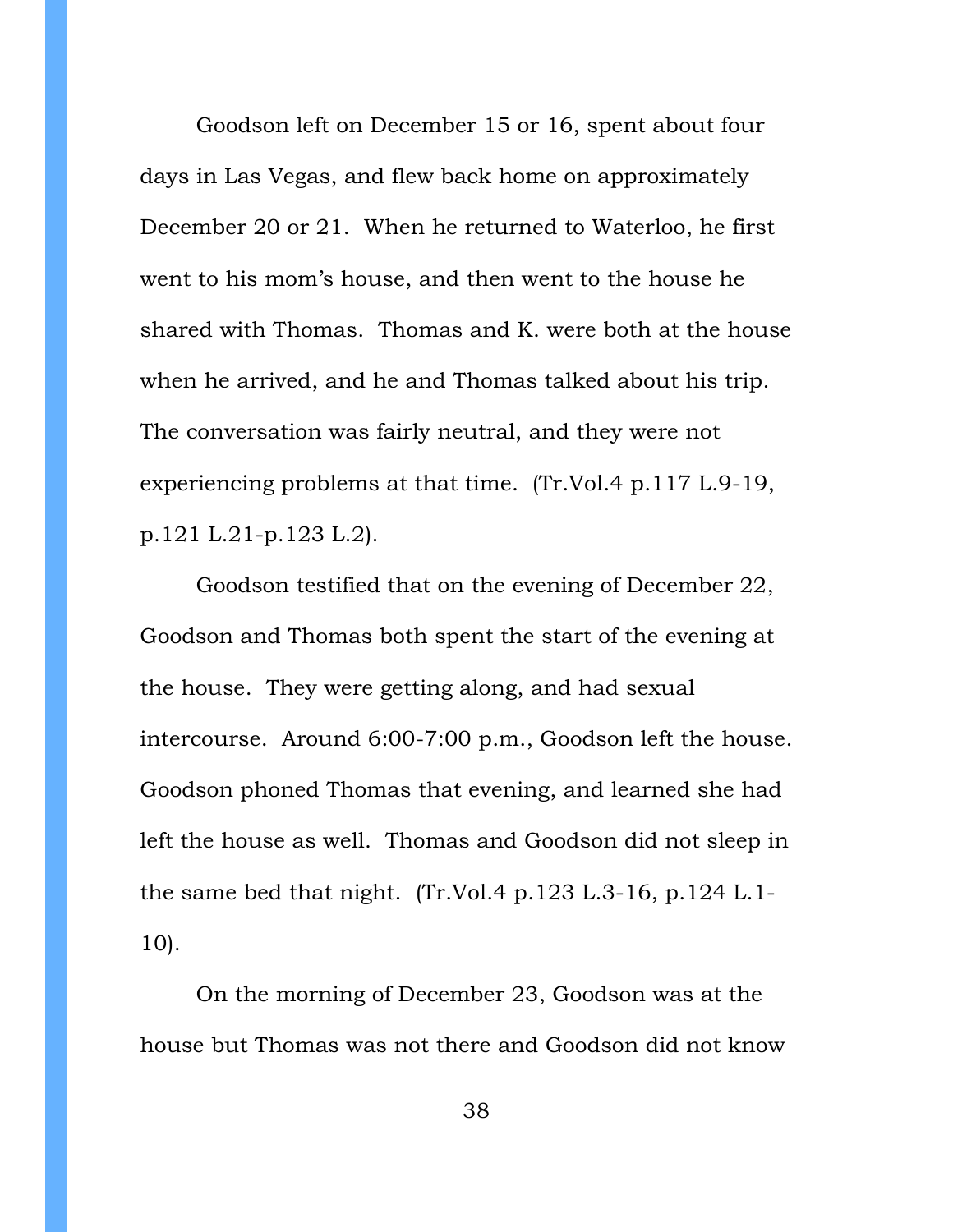Goodson left on December 15 or 16, spent about four days in Las Vegas, and flew back home on approximately December 20 or 21. When he returned to Waterloo, he first went to his mom's house, and then went to the house he shared with Thomas. Thomas and K. were both at the house when he arrived, and he and Thomas talked about his trip. The conversation was fairly neutral, and they were not experiencing problems at that time. (Tr.Vol.4 p.117 L.9-19, p.121 L.21-p.123 L.2).

Goodson testified that on the evening of December 22, Goodson and Thomas both spent the start of the evening at the house. They were getting along, and had sexual intercourse. Around 6:00-7:00 p.m., Goodson left the house. Goodson phoned Thomas that evening, and learned she had left the house as well. Thomas and Goodson did not sleep in the same bed that night. (Tr.Vol.4 p.123 L.3-16, p.124 L.1-10).

On the morning of December 23, Goodson was at the house but Thomas was not there and Goodson did not know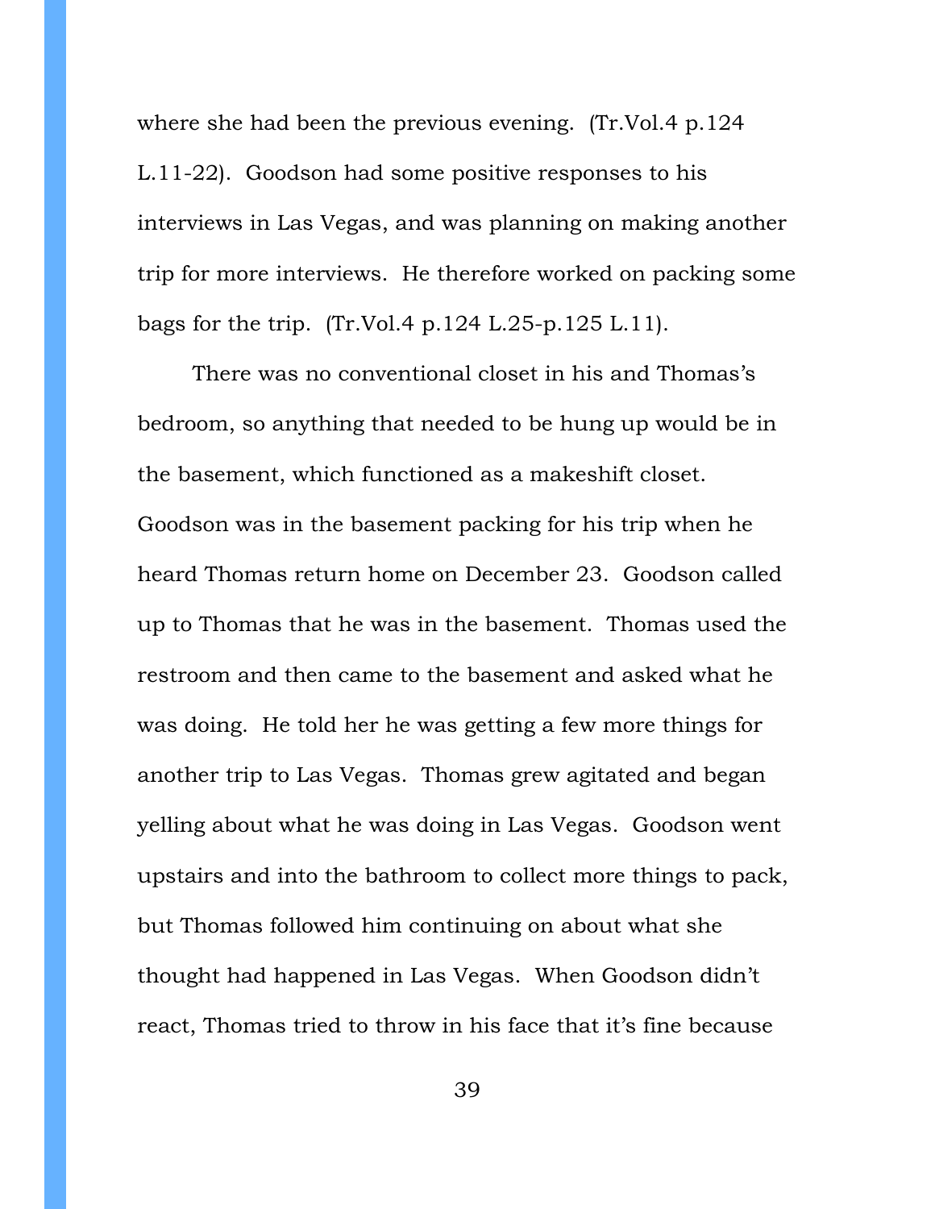where she had been the previous evening. (Tr.Vol.4 p.124 L.11-22). Goodson had some positive responses to his interviews in Las Vegas, and was planning on making another trip for more interviews. He therefore worked on packing some bags for the trip. (Tr.Vol.4 p.124 L.25-p.125 L.11).

There was no conventional closet in his and Thomas's bedroom, so anything that needed to be hung up would be in the basement, which functioned as a makeshift closet. Goodson was in the basement packing for his trip when he heard Thomas return home on December 23. Goodson called up to Thomas that he was in the basement. Thomas used the restroom and then came to the basement and asked what he was doing. He told her he was getting a few more things for another trip to Las Vegas. Thomas grew agitated and began yelling about what he was doing in Las Vegas. Goodson went upstairs and into the bathroom to collect more things to pack, but Thomas followed him continuing on about what she thought had happened in Las Vegas. When Goodson didn't react, Thomas tried to throw in his face that it's fine because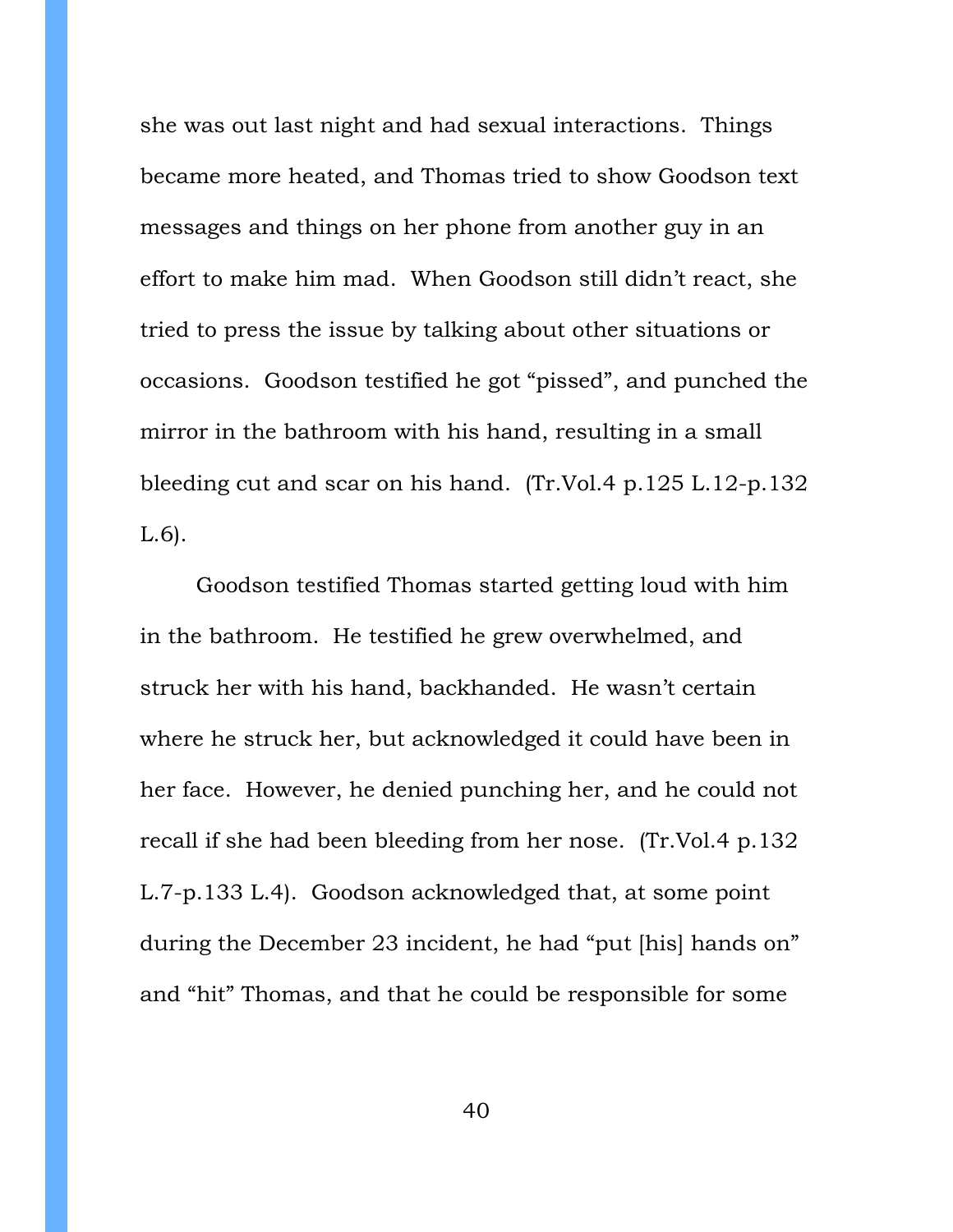she was out last night and had sexual interactions. Things became more heated, and Thomas tried to show Goodson text messages and things on her phone from another guy in an effort to make him mad. When Goodson still didn't react, she tried to press the issue by talking about other situations or occasions. Goodson testified he got "pissed", and punched the mirror in the bathroom with his hand, resulting in a small bleeding cut and scar on his hand. (Tr.Vol.4 p.125 L.12-p.132 L.6).

Goodson testified Thomas started getting loud with him in the bathroom. He testified he grew overwhelmed, and struck her with his hand, backhanded. He wasn't certain where he struck her, but acknowledged it could have been in her face. However, he denied punching her, and he could not recall if she had been bleeding from her nose. (Tr.Vol.4 p.132 L.7-p.133 L.4). Goodson acknowledged that, at some point during the December 23 incident, he had "put [his] hands on" and "hit" Thomas, and that he could be responsible for some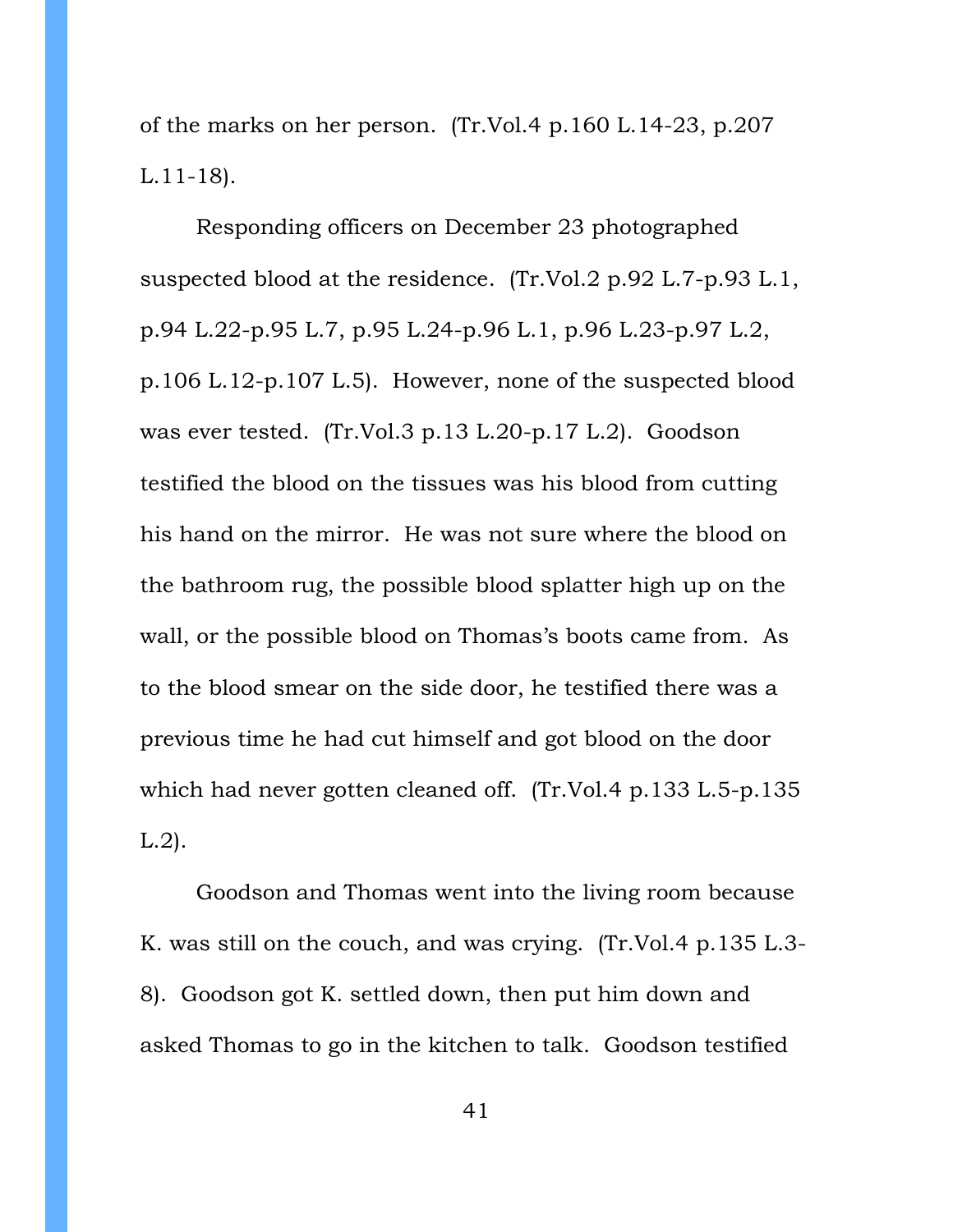of the marks on her person. (Tr.Vol.4 p.160 L.14-23, p.207 L.11-18).

Responding officers on December 23 photographed suspected blood at the residence. (Tr.Vol.2 p.92 L.7-p.93 L.1, p.94 L.22-p.95 L.7, p.95 L.24-p.96 L.1, p.96 L.23-p.97 L.2, p.106 L.12-p.107 L.5). However, none of the suspected blood was ever tested. (Tr.Vol.3 p.13 L.20-p.17 L.2). Goodson testified the blood on the tissues was his blood from cutting his hand on the mirror. He was not sure where the blood on the bathroom rug, the possible blood splatter high up on the wall, or the possible blood on Thomas's boots came from. As to the blood smear on the side door, he testified there was a previous time he had cut himself and got blood on the door which had never gotten cleaned off. (Tr.Vol.4 p.133 L.5-p.135 L.2).

Goodson and Thomas went into the living room because K. was still on the couch, and was crying. (Tr.Vol.4 p.135 L.3-8). Goodson got K. settled down, then put him down and asked Thomas to go in the kitchen to talk. Goodson testified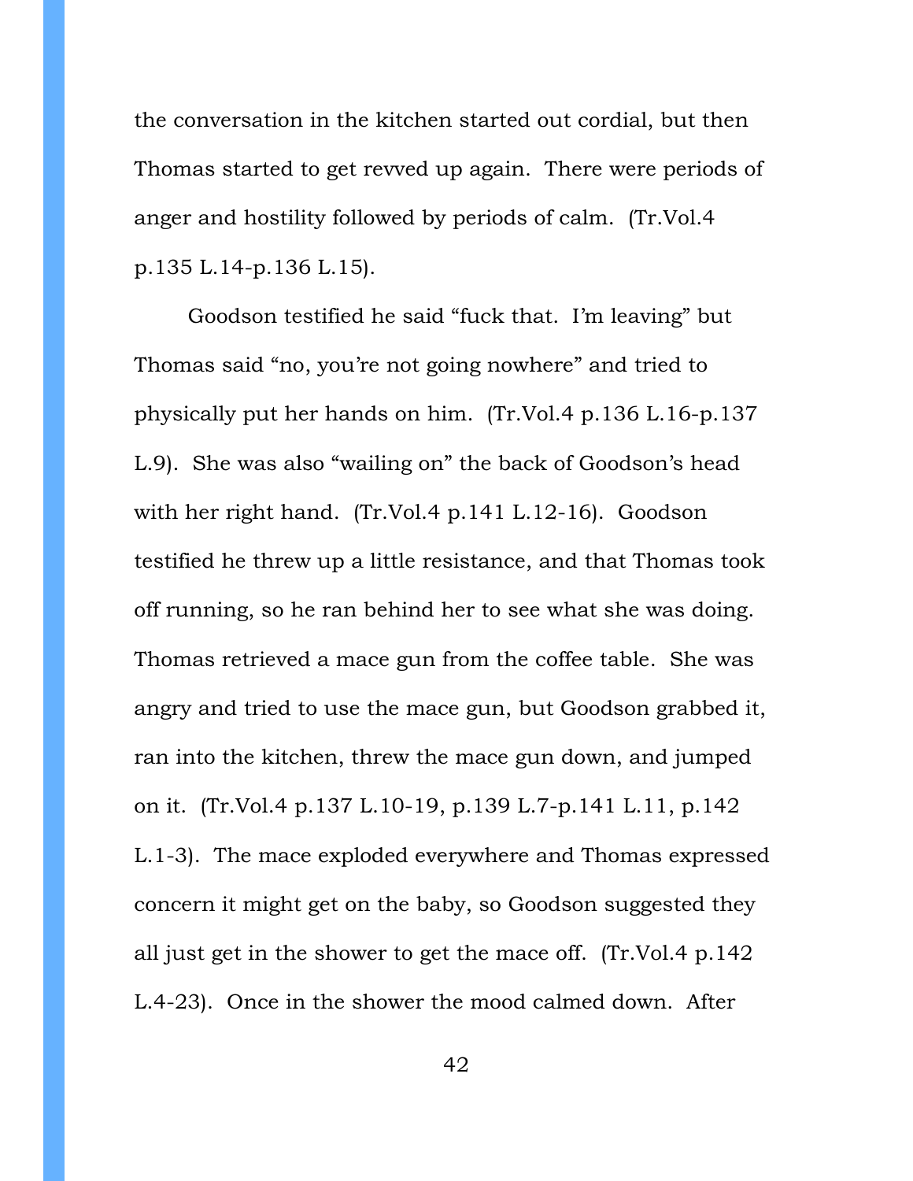the conversation in the kitchen started out cordial, but then Thomas started to get revved up again. There were periods of anger and hostility followed by periods of calm. (Tr.Vol.4 p.135 L.14-p.136 L.15).

Goodson testified he said "fuck that. I'm leaving" but Thomas said "no, you're not going nowhere" and tried to physically put her hands on him. (Tr.Vol.4 p.136 L.16-p.137 L.9). She was also "wailing on" the back of Goodson's head with her right hand. (Tr.Vol.4 p.141 L.12-16). Goodson testified he threw up a little resistance, and that Thomas took off running, so he ran behind her to see what she was doing. Thomas retrieved a mace gun from the coffee table. She was angry and tried to use the mace gun, but Goodson grabbed it, ran into the kitchen, threw the mace gun down, and jumped on it. (Tr.Vol.4 p.137 L.10-19, p.139 L.7-p.141 L.11, p.142 L.1-3). The mace exploded everywhere and Thomas expressed concern it might get on the baby, so Goodson suggested they all just get in the shower to get the mace off. (Tr.Vol.4 p.142 L.4-23). Once in the shower the mood calmed down. After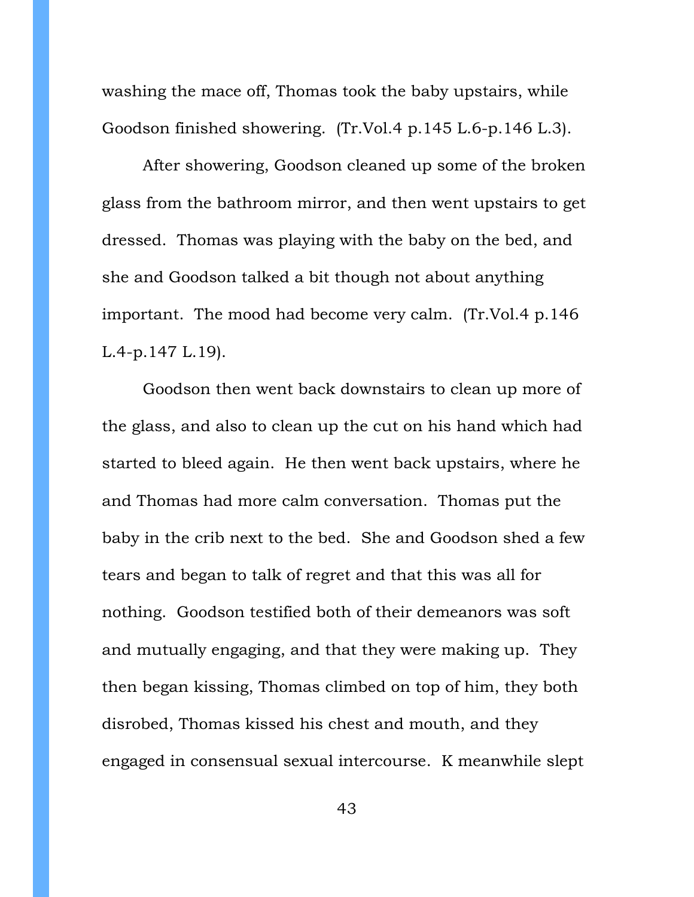washing the mace off, Thomas took the baby upstairs, while Goodson finished showering. (Tr.Vol.4 p.145 L.6-p.146 L.3).

After showering, Goodson cleaned up some of the broken glass from the bathroom mirror, and then went upstairs to get dressed. Thomas was playing with the baby on the bed, and she and Goodson talked a bit though not about anything important. The mood had become very calm. (Tr.Vol.4 p.146 L.4-p.147 L.19).

Goodson then went back downstairs to clean up more of the glass, and also to clean up the cut on his hand which had started to bleed again. He then went back upstairs, where he and Thomas had more calm conversation. Thomas put the baby in the crib next to the bed. She and Goodson shed a few tears and began to talk of regret and that this was all for nothing. Goodson testified both of their demeanors was soft and mutually engaging, and that they were making up. They then began kissing, Thomas climbed on top of him, they both disrobed, Thomas kissed his chest and mouth, and they engaged in consensual sexual intercourse. K meanwhile slept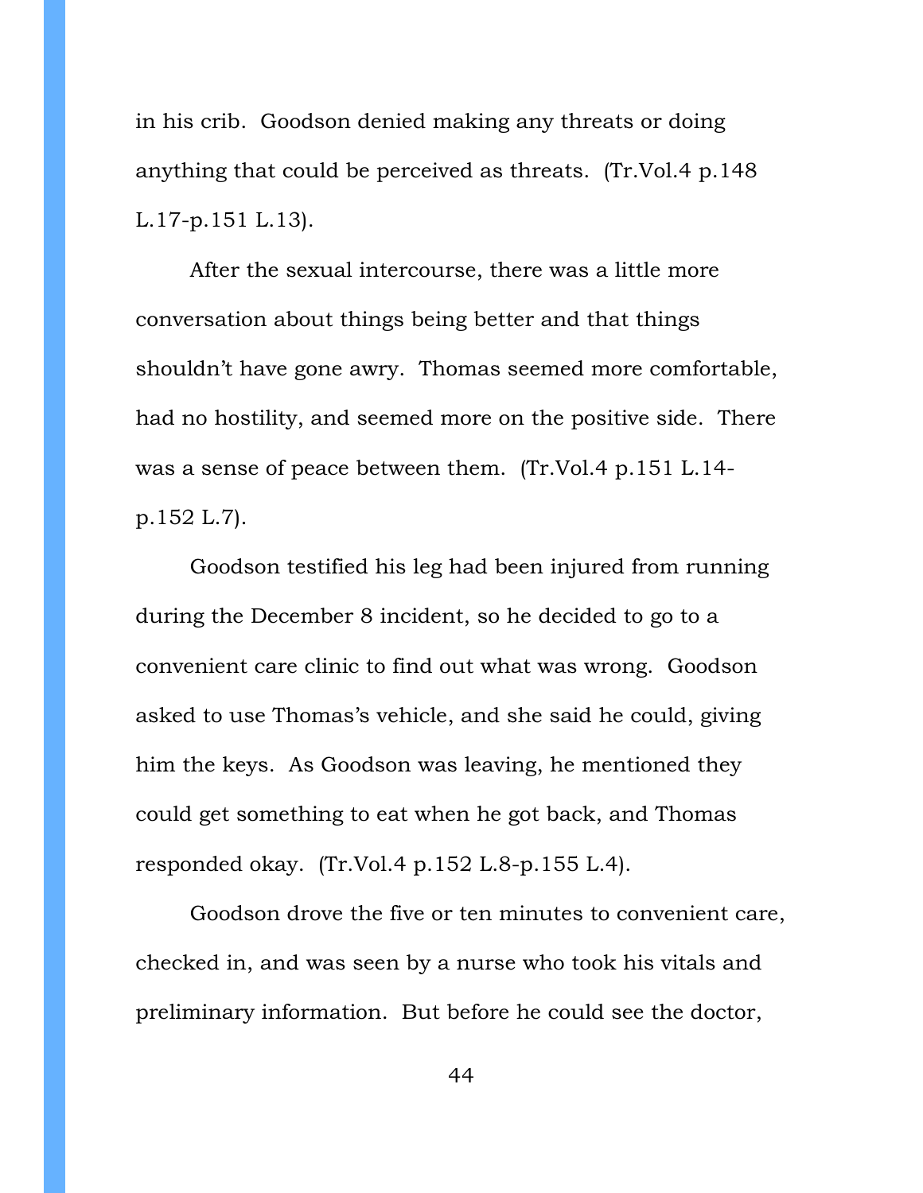in his crib. Goodson denied making any threats or doing anything that could be perceived as threats. (Tr.Vol.4 p.148 L.17-p.151 L.13).

After the sexual intercourse, there was a little more conversation about things being better and that things shouldn't have gone awry. Thomas seemed more comfortable, had no hostility, and seemed more on the positive side. There was a sense of peace between them. (Tr.Vol.4 p.151 L.14-p.152 L.7).

Goodson testified his leg had been injured from running during the December 8 incident, so he decided to go to a convenient care clinic to find out what was wrong. Goodson asked to use Thomas's vehicle, and she said he could, giving him the keys. As Goodson was leaving, he mentioned they could get something to eat when he got back, and Thomas responded okay. (Tr.Vol.4 p.152 L.8-p.155 L.4).

Goodson drove the five or ten minutes to convenient care, checked in, and was seen by a nurse who took his vitals and preliminary information. But before he could see the doctor,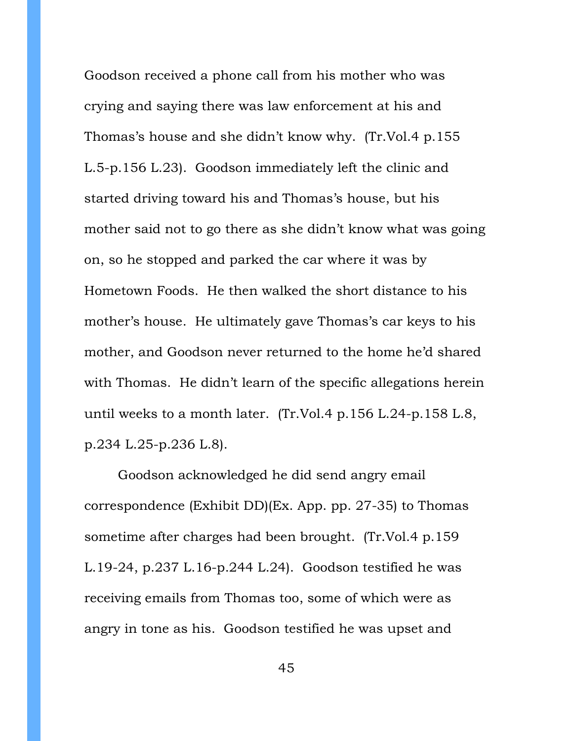Goodson received a phone call from his mother who was crying and saying there was law enforcement at his and Thomas's house and she didn't know why. (Tr.Vol.4 p.155 L.5-p.156 L.23). Goodson immediately left the clinic and started driving toward his and Thomas's house, but his mother said not to go there as she didn't know what was going on, so he stopped and parked the car where it was by Hometown Foods. He then walked the short distance to his mother's house. He ultimately gave Thomas's car keys to his mother, and Goodson never returned to the home he'd shared with Thomas. He didn't learn of the specific allegations herein until weeks to a month later. (Tr.Vol.4 p.156 L.24-p.158 L.8, p.234 L.25-p.236 L.8).

Goodson acknowledged he did send angry email correspondence (Exhibit DD)(Ex. App. pp. 27-35) to Thomas sometime after charges had been brought. (Tr.Vol.4 p.159 L.19-24, p.237 L.16-p.244 L.24). Goodson testified he was receiving emails from Thomas too, some of which were as angry in tone as his. Goodson testified he was upset and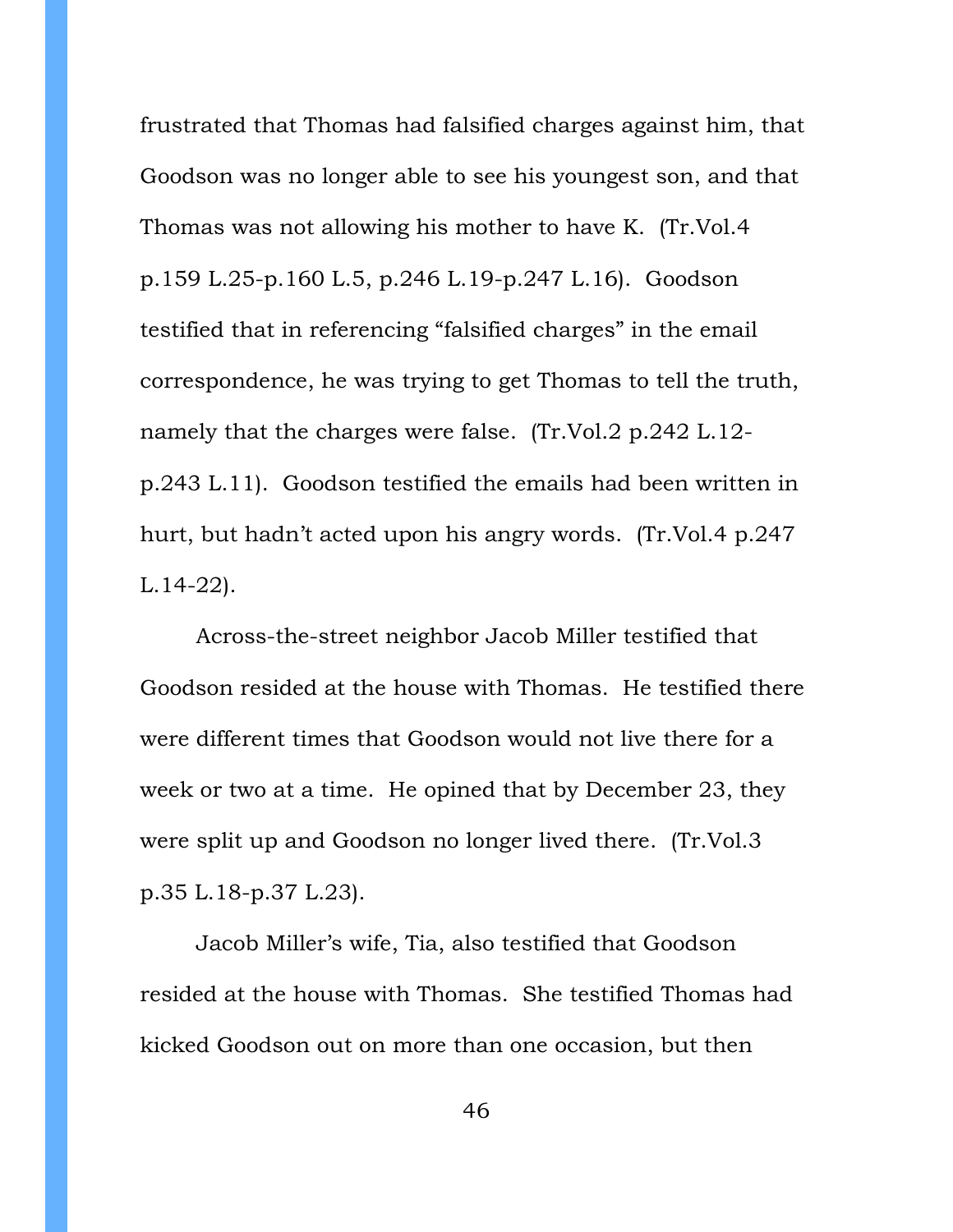frustrated that Thomas had falsified charges against him, that Goodson was no longer able to see his youngest son, and that Thomas was not allowing his mother to have K. (Tr.Vol.4 p.159 L.25-p.160 L.5, p.246 L.19-p.247 L.16). Goodson testified that in referencing "falsified charges" in the email correspondence, he was trying to get Thomas to tell the truth, namely that the charges were false. (Tr.Vol.2 p.242 L.12-p.243 L.11). Goodson testified the emails had been written in hurt, but hadn't acted upon his angry words. (Tr.Vol.4 p.247 L.14-22).

Across-the-street neighbor Jacob Miller testified that Goodson resided at the house with Thomas. He testified there were different times that Goodson would not live there for a week or two at a time. He opined that by December 23, they were split up and Goodson no longer lived there. (Tr.Vol.3 p.35 L.18-p.37 L.23).

Jacob Miller's wife, Tia, also testified that Goodson resided at the house with Thomas. She testified Thomas had kicked Goodson out on more than one occasion, but then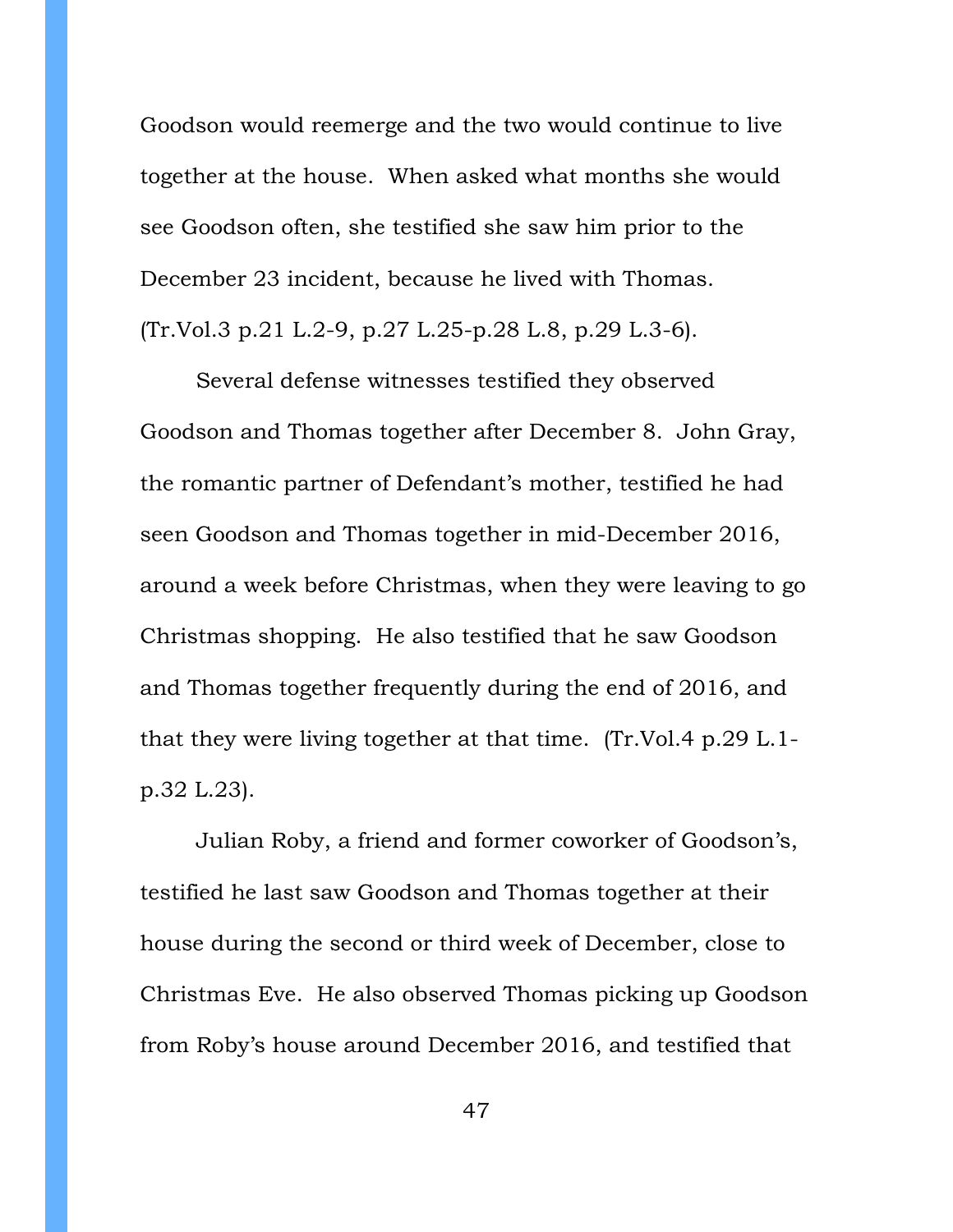Goodson would reemerge and the two would continue to live together at the house. When asked what months she would see Goodson often, she testified she saw him prior to the December 23 incident, because he lived with Thomas. (Tr.Vol.3 p.21 L.2-9, p.27 L.25-p.28 L.8, p.29 L.3-6).

Several defense witnesses testified they observed Goodson and Thomas together after December 8. John Gray, the romantic partner of Defendant's mother, testified he had seen Goodson and Thomas together in mid-December 2016, around a week before Christmas, when they were leaving to go Christmas shopping. He also testified that he saw Goodson and Thomas together frequently during the end of 2016, and that they were living together at that time. (Tr.Vol.4 p.29 L.1-p.32 L.23).

Julian Roby, a friend and former coworker of Goodson's, testified he last saw Goodson and Thomas together at their house during the second or third week of December, close to Christmas Eve. He also observed Thomas picking up Goodson from Roby's house around December 2016, and testified that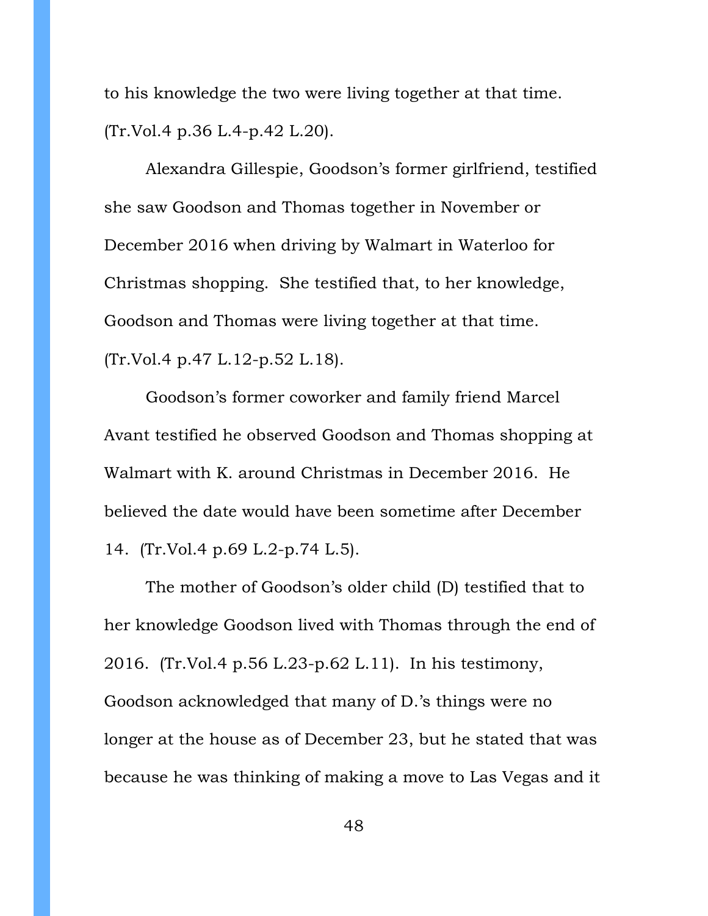to his knowledge the two were living together at that time. (Tr.Vol.4 p.36 L.4-p.42 L.20).

Alexandra Gillespie, Goodson's former girlfriend, testified she saw Goodson and Thomas together in November or December 2016 when driving by Walmart in Waterloo for Christmas shopping. She testified that, to her knowledge, Goodson and Thomas were living together at that time. (Tr.Vol.4 p.47 L.12-p.52 L.18).

Goodson's former coworker and family friend Marcel Avant testified he observed Goodson and Thomas shopping at Walmart with K. around Christmas in December 2016. He believed the date would have been sometime after December 14. (Tr.Vol.4 p.69 L.2-p.74 L.5).

The mother of Goodson's older child (D) testified that to her knowledge Goodson lived with Thomas through the end of 2016. (Tr.Vol.4 p.56 L.23-p.62 L.11). In his testimony, Goodson acknowledged that many of D.'s things were no longer at the house as of December 23, but he stated that was because he was thinking of making a move to Las Vegas and it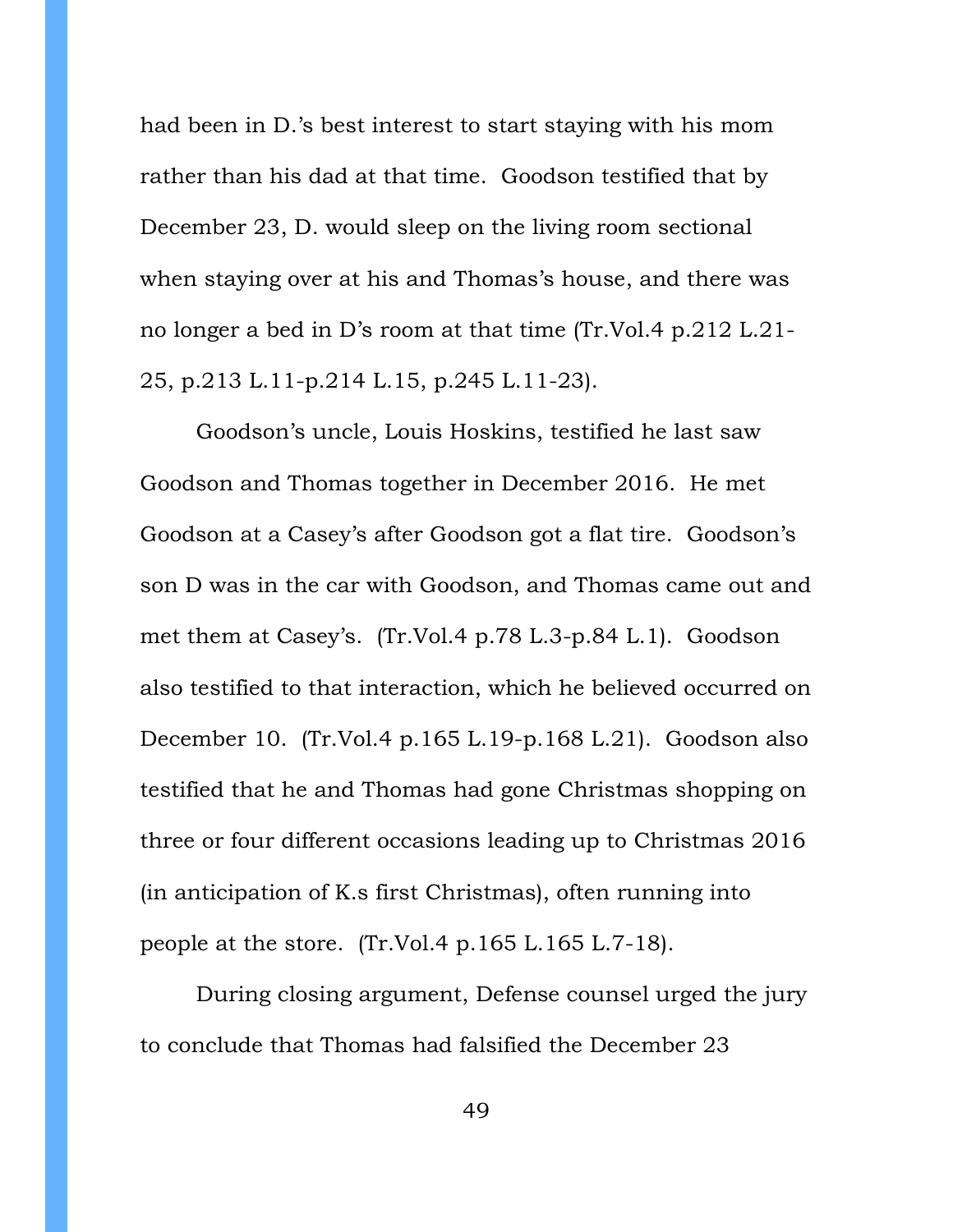had been in D.'s best interest to start staying with his mom rather than his dad at that time. Goodson testified that by December 23, D. would sleep on the living room sectional when staying over at his and Thomas's house, and there was no longer a bed in D's room at that time (Tr.Vol.4 p.212 L.21-25, p.213 L.11-p.214 L.15, p.245 L.11-23).

Goodson's uncle, Louis Hoskins, testified he last saw Goodson and Thomas together in December 2016. He met Goodson at a Casey's after Goodson got a flat tire. Goodson's son D was in the car with Goodson, and Thomas came out and met them at Casey's. (Tr.Vol.4 p.78 L.3-p.84 L.1). Goodson also testified to that interaction, which he believed occurred on December 10. (Tr.Vol.4 p.165 L.19-p.168 L.21). Goodson also testified that he and Thomas had gone Christmas shopping on three or four different occasions leading up to Christmas 2016 (in anticipation of K.s first Christmas), often running into people at the store. (Tr.Vol.4 p.165 L.165 L.7-18).

During closing argument, Defense counsel urged the jury to conclude that Thomas had falsified the December 23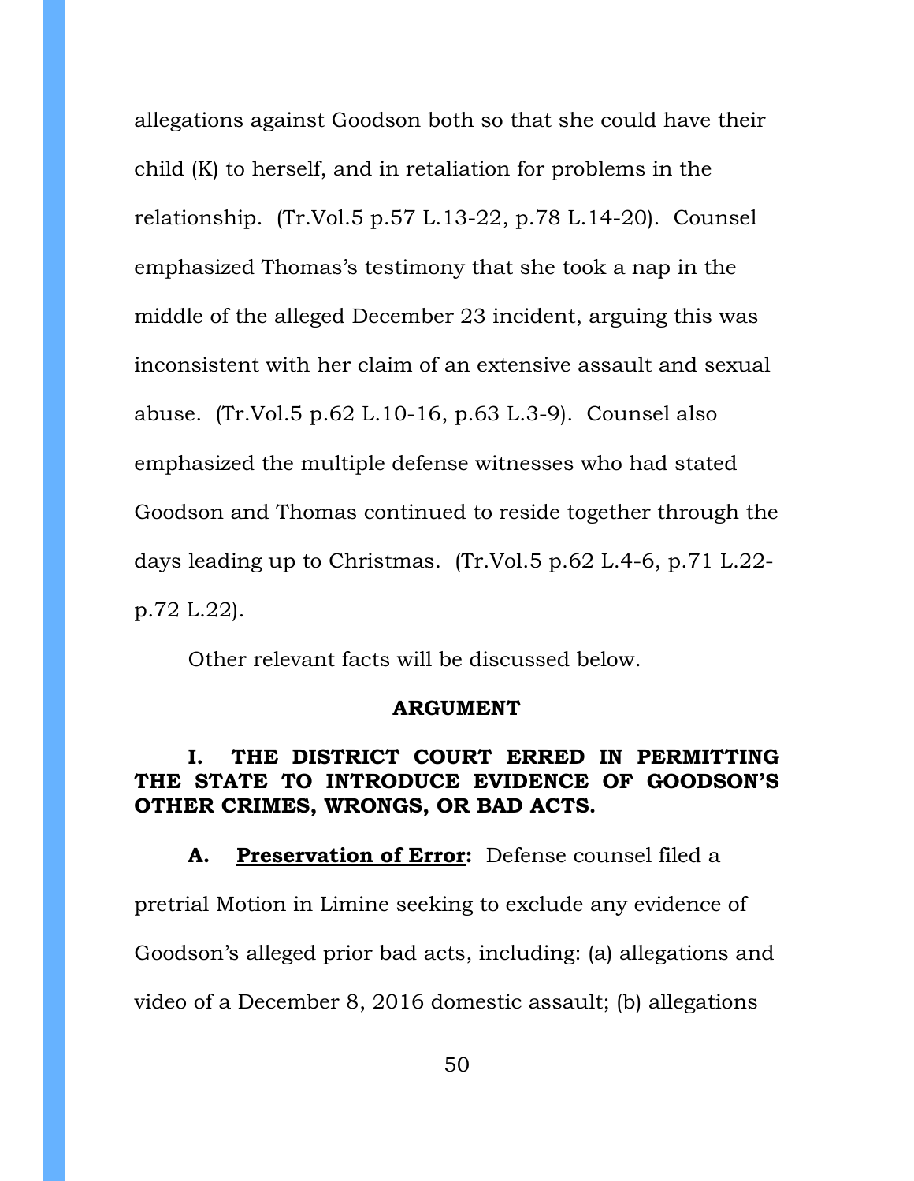allegations against Goodson both so that she could have their child (K) to herself, and in retaliation for problems in the relationship. (Tr.Vol.5 p.57 L.13-22, p.78 L.14-20). Counsel emphasized Thomas's testimony that she took a nap in the middle of the alleged December 23 incident, arguing this was inconsistent with her claim of an extensive assault and sexual abuse. (Tr.Vol.5 p.62 L.10-16, p.63 L.3-9). Counsel also emphasized the multiple defense witnesses who had stated Goodson and Thomas continued to reside together through the days leading up to Christmas. (Tr.Vol.5 p.62 L.4-6, p.71 L.22-p.72 L.22).

Other relevant facts will be discussed below.

## ARGUMENT

### I. THE DISTRICT COURT ERRED IN PERMITTING THE STATE TO INTRODUCE EVIDENCE OF GOODSON'S OTHER CRIMES, WRONGS, OR BAD ACTS.

**A. <u>Preservation of Error</u>:** Defense counsel filed a pretrial Motion in Limine seeking to exclude any evidence of Goodson's alleged prior bad acts, including: (a) allegations and video of a December 8, 2016 domestic assault; (b) allegations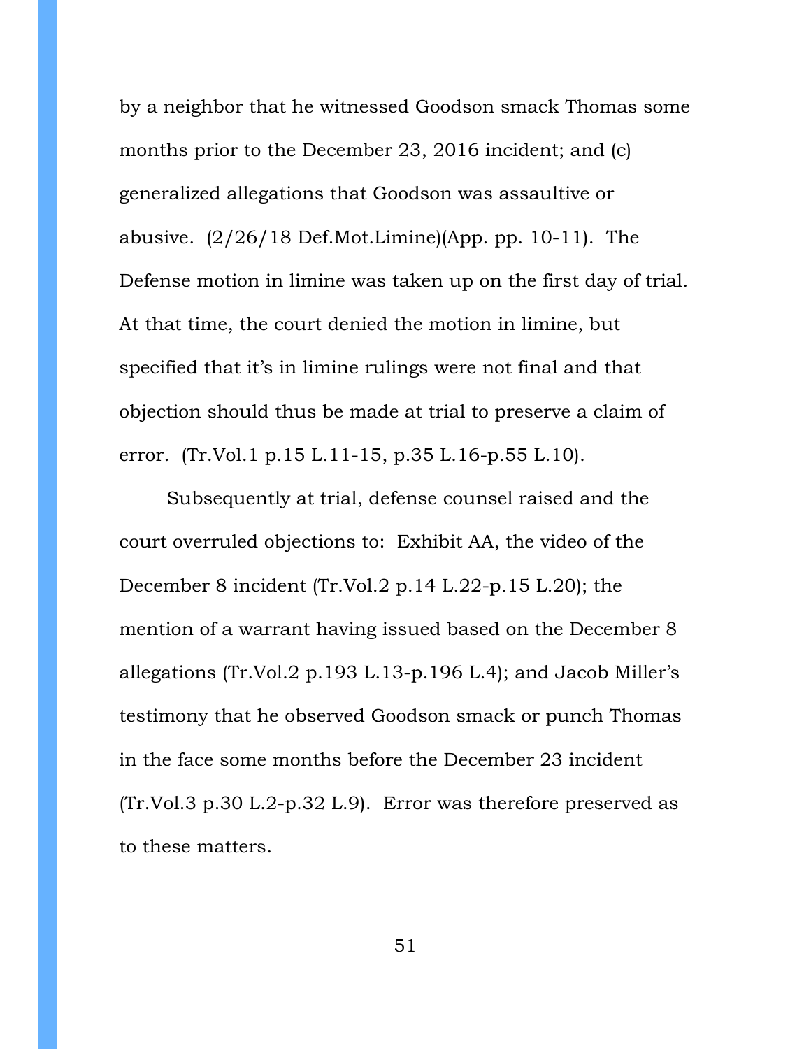by a neighbor that he witnessed Goodson smack Thomas some months prior to the December 23, 2016 incident; and (c) generalized allegations that Goodson was assaultive or abusive. (2/26/18 Def.Mot.Limine)(App. pp. 10-11). The Defense motion in limine was taken up on the first day of trial. At that time, the court denied the motion in limine, but specified that it's in limine rulings were not final and that objection should thus be made at trial to preserve a claim of error. (Tr.Vol.1 p.15 L.11-15, p.35 L.16-p.55 L.10).

Subsequently at trial, defense counsel raised and the court overruled objections to: Exhibit AA, the video of the December 8 incident (Tr.Vol.2 p.14 L.22-p.15 L.20); the mention of a warrant having issued based on the December 8 allegations (Tr.Vol.2 p.193 L.13-p.196 L.4); and Jacob Miller's testimony that he observed Goodson smack or punch Thomas in the face some months before the December 23 incident (Tr.Vol.3 p.30 L.2-p.32 L.9). Error was therefore preserved as to these matters.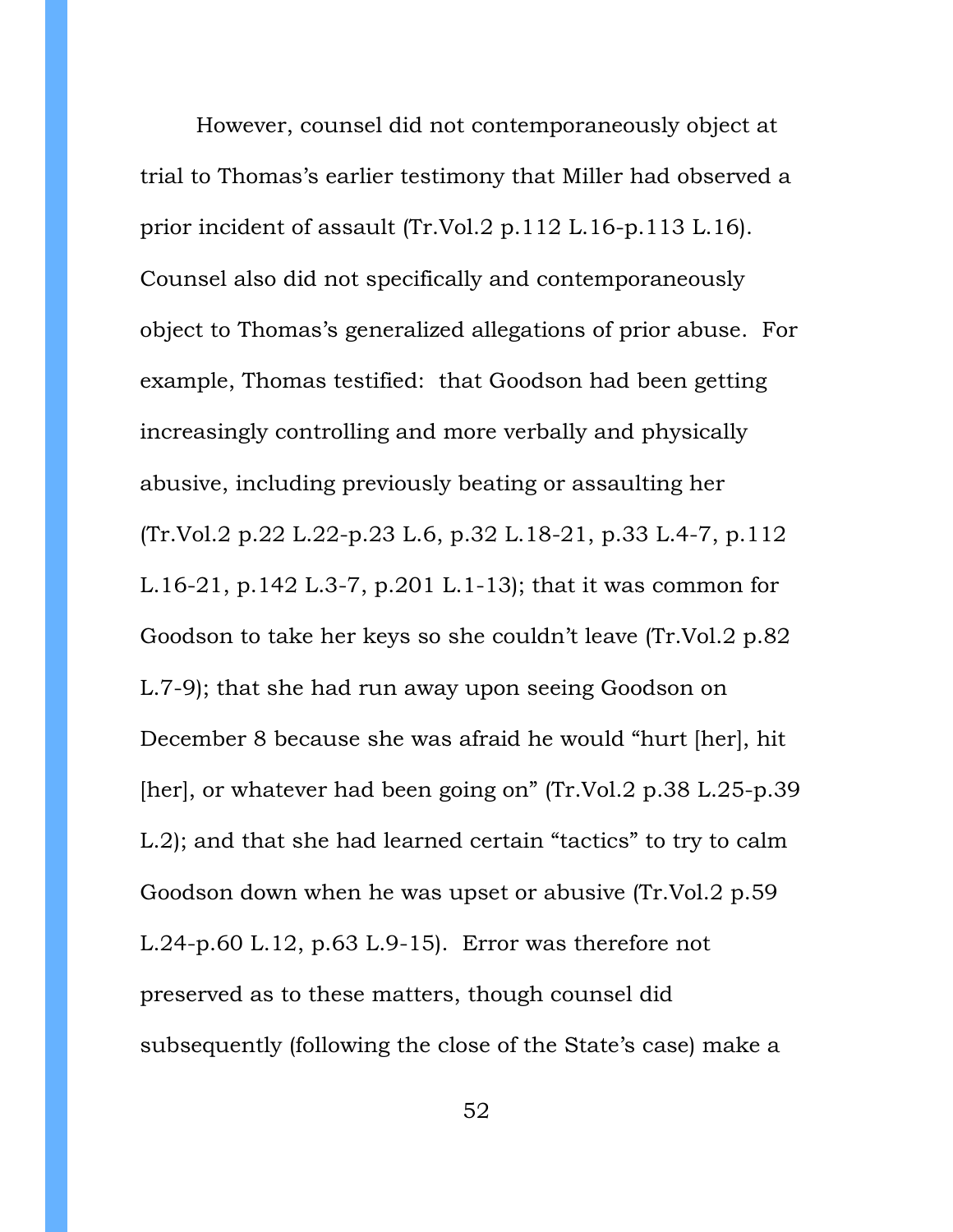However, counsel did not contemporaneously object at trial to Thomas's earlier testimony that Miller had observed a prior incident of assault (Tr.Vol.2 p.112 L.16-p.113 L.16). Counsel also did not specifically and contemporaneously object to Thomas's generalized allegations of prior abuse. For example, Thomas testified: that Goodson had been getting increasingly controlling and more verbally and physically abusive, including previously beating or assaulting her (Tr.Vol.2 p.22 L.22-p.23 L.6, p.32 L.18-21, p.33 L.4-7, p.112 L.16-21, p.142 L.3-7, p.201 L.1-13); that it was common for Goodson to take her keys so she couldn't leave (Tr.Vol.2 p.82 L.7-9); that she had run away upon seeing Goodson on December 8 because she was afraid he would "hurt [her], hit [her], or whatever had been going on" (Tr.Vol.2 p.38 L.25-p.39 L.2); and that she had learned certain "tactics" to try to calm Goodson down when he was upset or abusive (Tr.Vol.2 p.59 L.24-p.60 L.12, p.63 L.9-15). Error was therefore not preserved as to these matters, though counsel did subsequently (following the close of the State's case) make a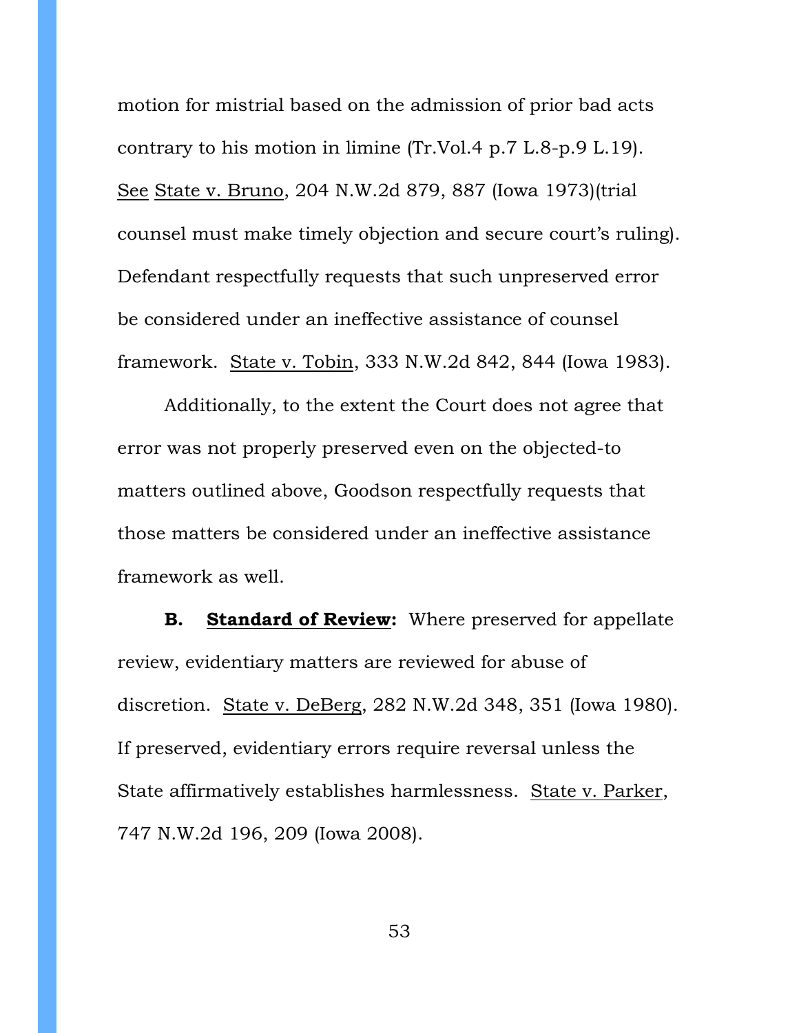motion for mistrial based on the admission of prior bad acts contrary to his motion in limine (Tr.Vol.4 p.7 L.8-p.9 L.19). See State v. Bruno, 204 N.W.2d 879, 887 (Iowa 1973)(trial counsel must make timely objection and secure court's ruling). Defendant respectfully requests that such unpreserved error be considered under an ineffective assistance of counsel framework. State v. Tobin, 333 N.W.2d 842, 844 (Iowa 1983).

Additionally, to the extent the Court does not agree that error was not properly preserved even on the objected-to matters outlined above, Goodson respectfully requests that those matters be considered under an ineffective assistance framework as well.

**B. Standard of Review:** Where preserved for appellate review, evidentiary matters are reviewed for abuse of discretion. State v. DeBerg, 282 N.W.2d 348, 351 (Iowa 1980). If preserved, evidentiary errors require reversal unless the State affirmatively establishes harmlessness. State v. Parker, 747 N.W.2d 196, 209 (Iowa 2008).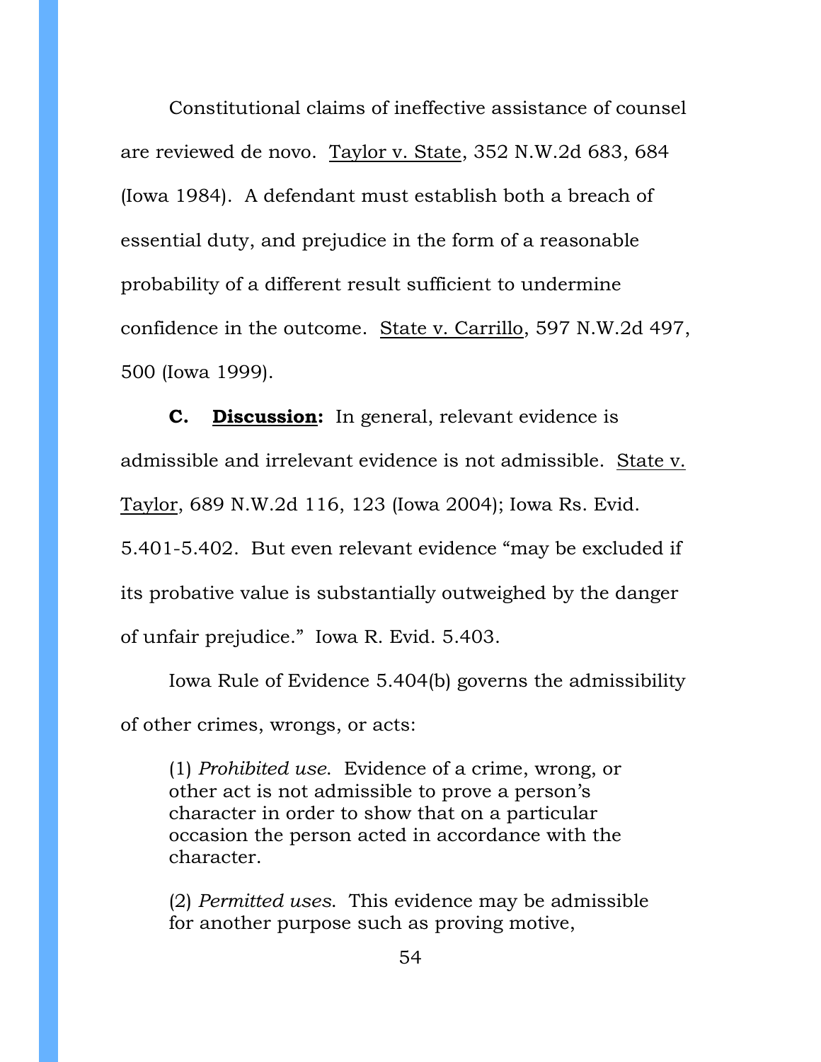Constitutional claims of ineffective assistance of counsel are reviewed de novo. Taylor v. State, 352 N.W.2d 683, 684 (Iowa 1984). A defendant must establish both a breach of essential duty, and prejudice in the form of a reasonable probability of a different result sufficient to undermine confidence in the outcome. State v. Carrillo, 597 N.W.2d 497, 500 (Iowa 1999).

**C. Discussion:** In general, relevant evidence is admissible and irrelevant evidence is not admissible. State v. Taylor, 689 N.W.2d 116, 123 (Iowa 2004); Iowa Rs. Evid. 5.401-5.402. But even relevant evidence "may be excluded if its probative value is substantially outweighed by the danger of unfair prejudice." Iowa R. Evid. 5.403.

Iowa Rule of Evidence 5.404(b) governs the admissibility of other crimes, wrongs, or acts:

> (1) *Prohibited use*. Evidence of a crime, wrong, or other act is not admissible to prove a person's character in order to show that on a particular occasion the person acted in accordance with the character.
>
> (2) *Permitted uses*. This evidence may be admissible for another purpose such as proving motive,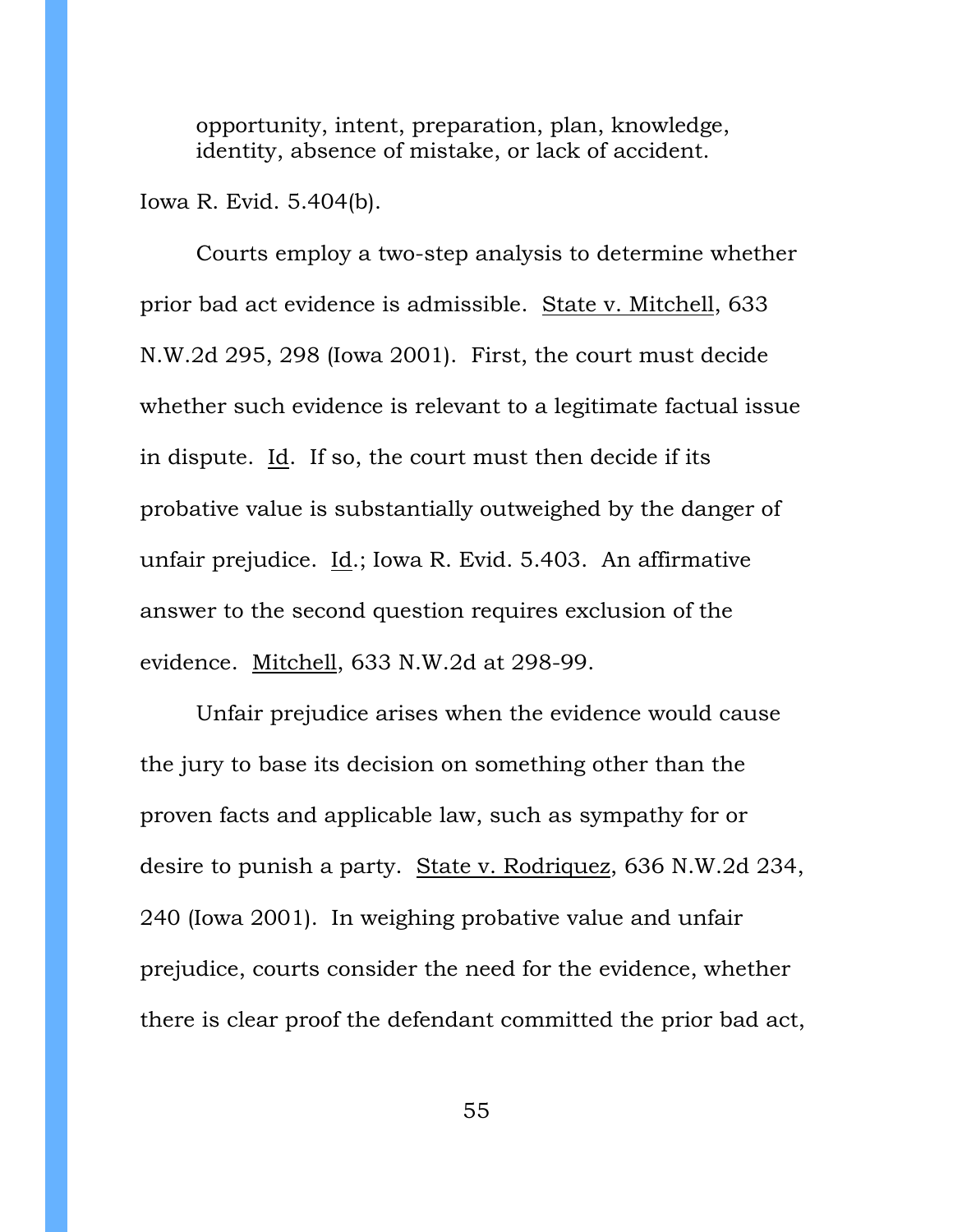> opportunity, intent, preparation, plan, knowledge, identity, absence of mistake, or lack of accident.

Iowa R. Evid. 5.404(b).

Courts employ a two-step analysis to determine whether prior bad act evidence is admissible. State v. Mitchell, 633 N.W.2d 295, 298 (Iowa 2001). First, the court must decide whether such evidence is relevant to a legitimate factual issue in dispute. Id. If so, the court must then decide if its probative value is substantially outweighed by the danger of unfair prejudice. Id.; Iowa R. Evid. 5.403. An affirmative answer to the second question requires exclusion of the evidence. Mitchell, 633 N.W.2d at 298-99.

Unfair prejudice arises when the evidence would cause the jury to base its decision on something other than the proven facts and applicable law, such as sympathy for or desire to punish a party. State v. Rodriquez, 636 N.W.2d 234, 240 (Iowa 2001). In weighing probative value and unfair prejudice, courts consider the need for the evidence, whether there is clear proof the defendant committed the prior bad act,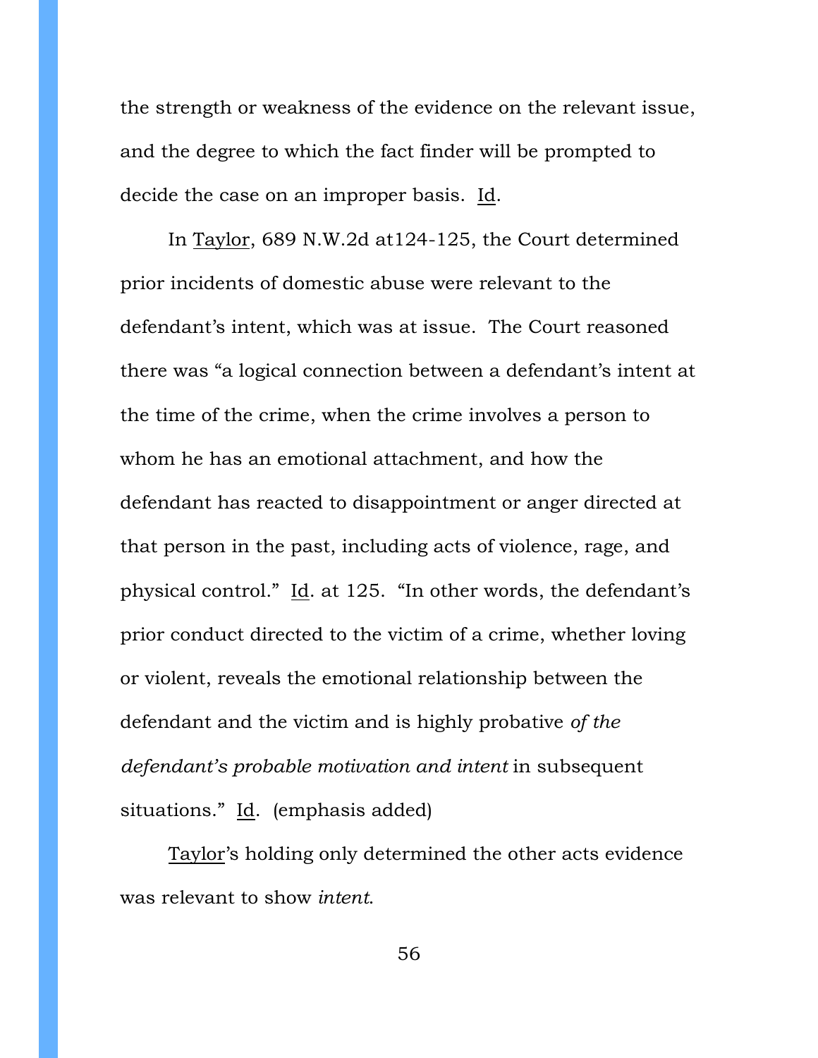the strength or weakness of the evidence on the relevant issue, and the degree to which the fact finder will be prompted to decide the case on an improper basis. Id.

In Taylor, 689 N.W.2d at124-125, the Court determined prior incidents of domestic abuse were relevant to the defendant's intent, which was at issue. The Court reasoned there was "a logical connection between a defendant's intent at the time of the crime, when the crime involves a person to whom he has an emotional attachment, and how the defendant has reacted to disappointment or anger directed at that person in the past, including acts of violence, rage, and physical control." Id. at 125. "In other words, the defendant's prior conduct directed to the victim of a crime, whether loving or violent, reveals the emotional relationship between the defendant and the victim and is highly probative *of the defendant's probable motivation and intent* in subsequent situations." Id. (emphasis added)

Taylor's holding only determined the other acts evidence was relevant to show *intent*.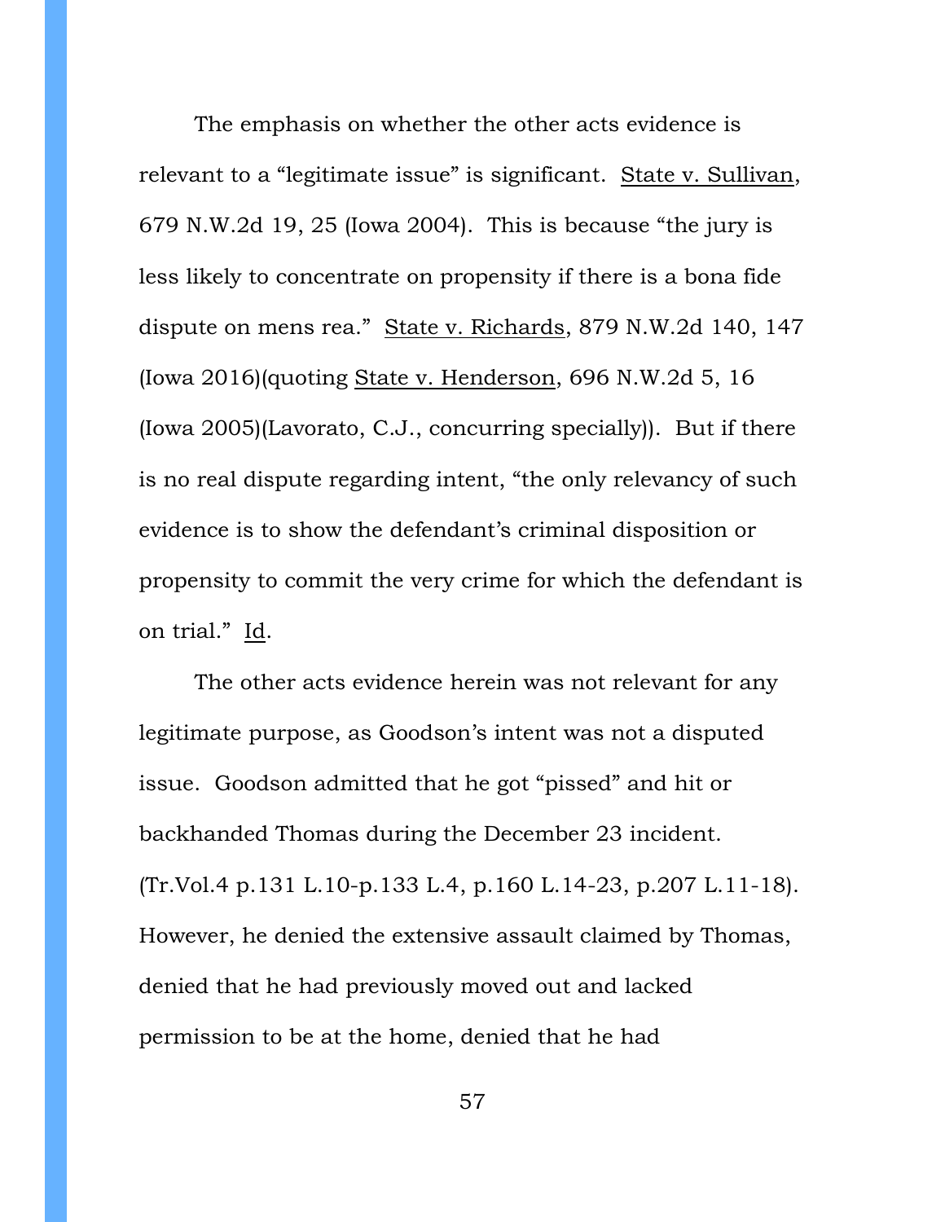The emphasis on whether the other acts evidence is relevant to a "legitimate issue" is significant. State v. Sullivan, 679 N.W.2d 19, 25 (Iowa 2004). This is because "the jury is less likely to concentrate on propensity if there is a bona fide dispute on mens rea." State v. Richards, 879 N.W.2d 140, 147 (Iowa 2016)(quoting State v. Henderson, 696 N.W.2d 5, 16 (Iowa 2005)(Lavorato, C.J., concurring specially)). But if there is no real dispute regarding intent, "the only relevancy of such evidence is to show the defendant's criminal disposition or propensity to commit the very crime for which the defendant is on trial." Id.

The other acts evidence herein was not relevant for any legitimate purpose, as Goodson's intent was not a disputed issue. Goodson admitted that he got "pissed" and hit or backhanded Thomas during the December 23 incident. (Tr.Vol.4 p.131 L.10-p.133 L.4, p.160 L.14-23, p.207 L.11-18). However, he denied the extensive assault claimed by Thomas, denied that he had previously moved out and lacked permission to be at the home, denied that he had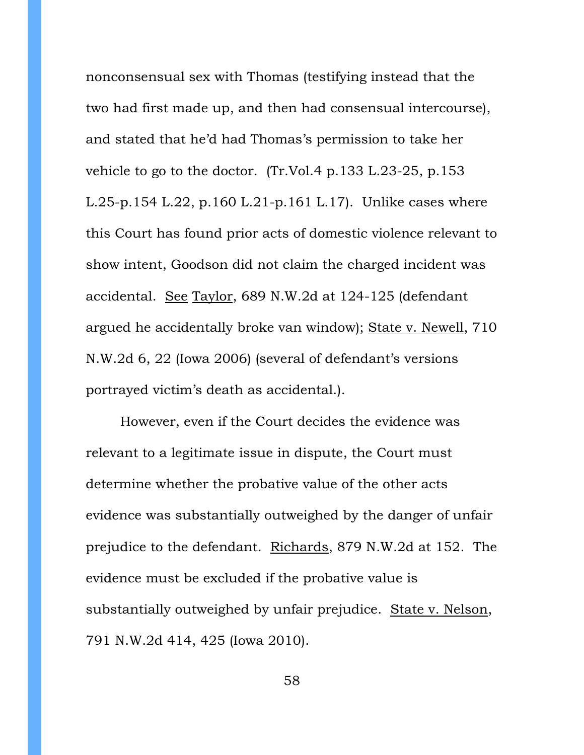nonconsensual sex with Thomas (testifying instead that the two had first made up, and then had consensual intercourse), and stated that he'd had Thomas's permission to take her vehicle to go to the doctor. (Tr.Vol.4 p.133 L.23-25, p.153 L.25-p.154 L.22, p.160 L.21-p.161 L.17). Unlike cases where this Court has found prior acts of domestic violence relevant to show intent, Goodson did not claim the charged incident was accidental. See Taylor, 689 N.W.2d at 124-125 (defendant argued he accidentally broke van window); State v. Newell, 710 N.W.2d 6, 22 (Iowa 2006) (several of defendant's versions portrayed victim's death as accidental.).

However, even if the Court decides the evidence was relevant to a legitimate issue in dispute, the Court must determine whether the probative value of the other acts evidence was substantially outweighed by the danger of unfair prejudice to the defendant. Richards, 879 N.W.2d at 152. The evidence must be excluded if the probative value is substantially outweighed by unfair prejudice. State v. Nelson, 791 N.W.2d 414, 425 (Iowa 2010).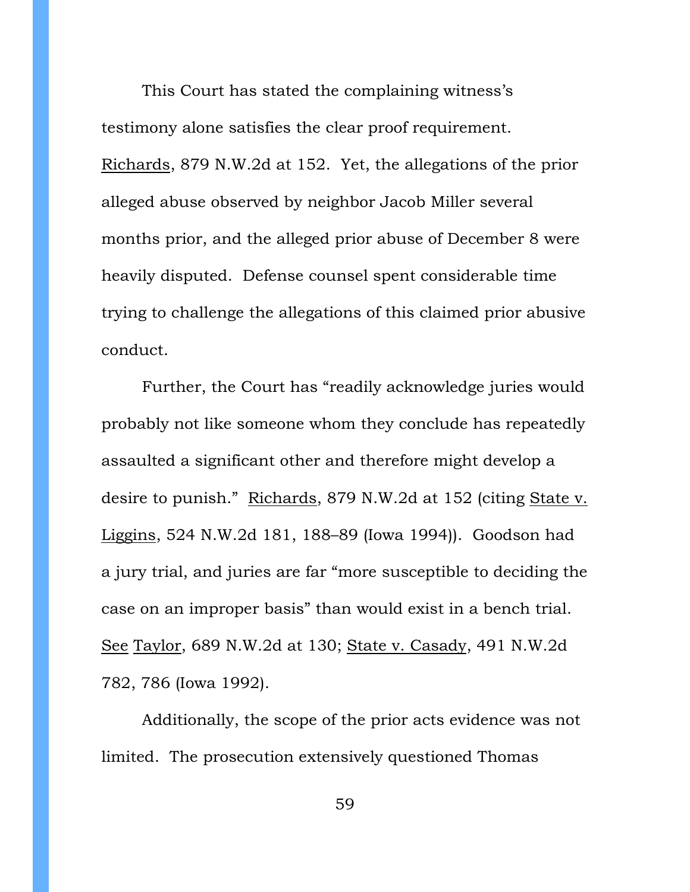This Court has stated the complaining witness's testimony alone satisfies the clear proof requirement. Richards, 879 N.W.2d at 152. Yet, the allegations of the prior alleged abuse observed by neighbor Jacob Miller several months prior, and the alleged prior abuse of December 8 were heavily disputed. Defense counsel spent considerable time trying to challenge the allegations of this claimed prior abusive conduct.

Further, the Court has "readily acknowledge juries would probably not like someone whom they conclude has repeatedly assaulted a significant other and therefore might develop a desire to punish." Richards, 879 N.W.2d at 152 (citing State v. Liggins, 524 N.W.2d 181, 188–89 (Iowa 1994)). Goodson had a jury trial, and juries are far "more susceptible to deciding the case on an improper basis" than would exist in a bench trial. See Taylor, 689 N.W.2d at 130; State v. Casady, 491 N.W.2d 782, 786 (Iowa 1992).

Additionally, the scope of the prior acts evidence was not limited. The prosecution extensively questioned Thomas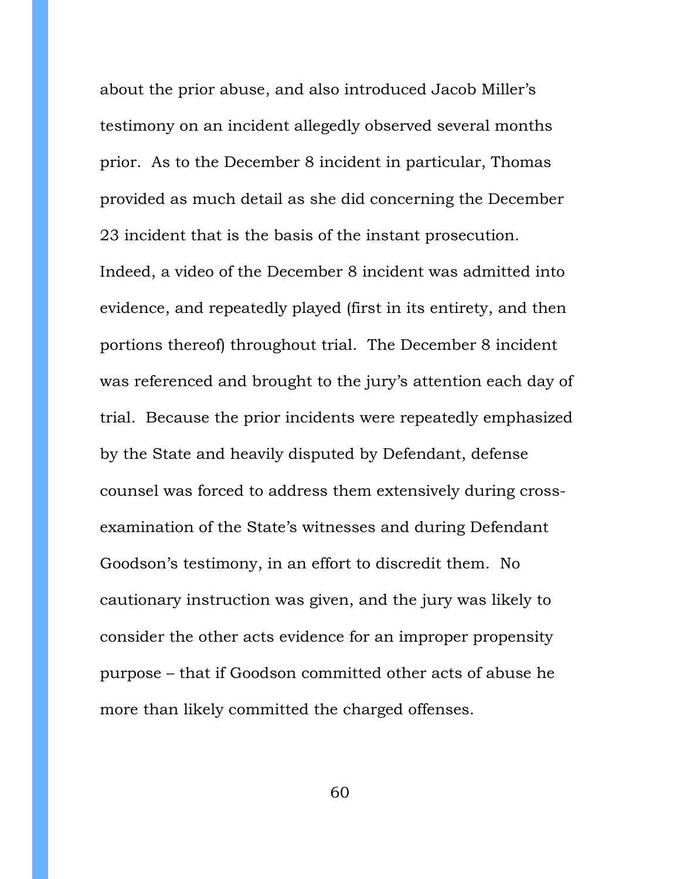about the prior abuse, and also introduced Jacob Miller's testimony on an incident allegedly observed several months prior. As to the December 8 incident in particular, Thomas provided as much detail as she did concerning the December 23 incident that is the basis of the instant prosecution. Indeed, a video of the December 8 incident was admitted into evidence, and repeatedly played (first in its entirety, and then portions thereof) throughout trial. The December 8 incident was referenced and brought to the jury's attention each day of trial. Because the prior incidents were repeatedly emphasized by the State and heavily disputed by Defendant, defense counsel was forced to address them extensively during cross-examination of the State's witnesses and during Defendant Goodson's testimony, in an effort to discredit them. No cautionary instruction was given, and the jury was likely to consider the other acts evidence for an improper propensity purpose – that if Goodson committed other acts of abuse he more than likely committed the charged offenses.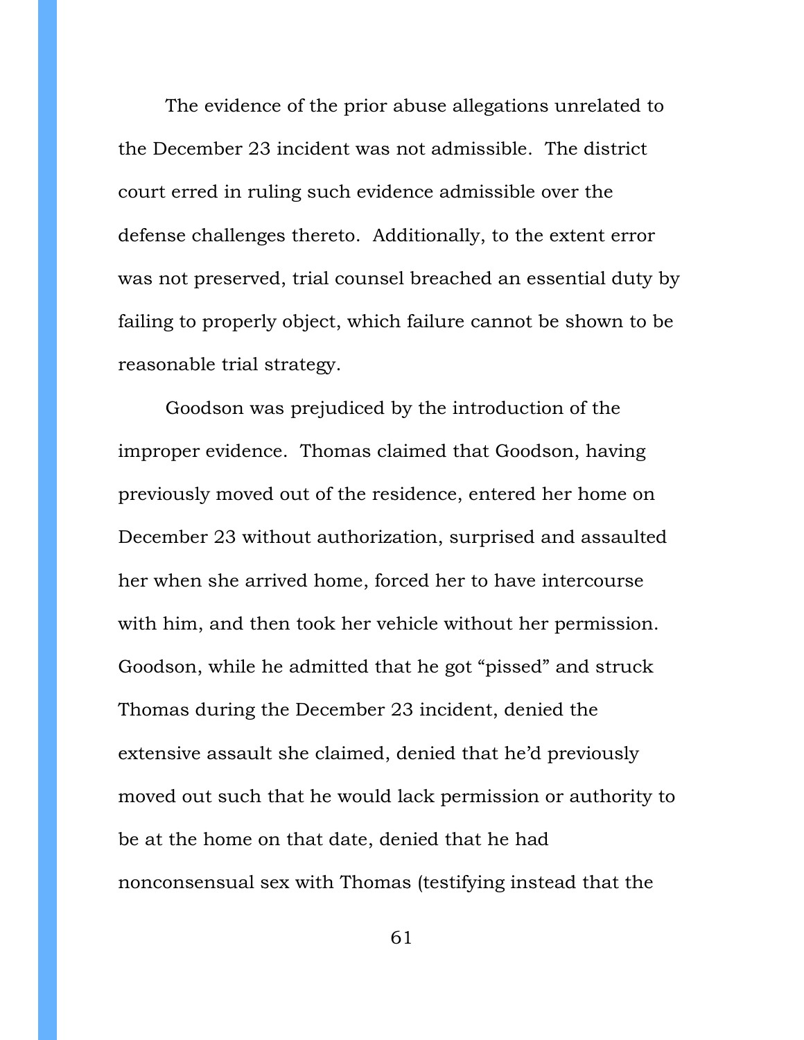The evidence of the prior abuse allegations unrelated to the December 23 incident was not admissible. The district court erred in ruling such evidence admissible over the defense challenges thereto. Additionally, to the extent error was not preserved, trial counsel breached an essential duty by failing to properly object, which failure cannot be shown to be reasonable trial strategy.

Goodson was prejudiced by the introduction of the improper evidence. Thomas claimed that Goodson, having previously moved out of the residence, entered her home on December 23 without authorization, surprised and assaulted her when she arrived home, forced her to have intercourse with him, and then took her vehicle without her permission. Goodson, while he admitted that he got "pissed" and struck Thomas during the December 23 incident, denied the extensive assault she claimed, denied that he'd previously moved out such that he would lack permission or authority to be at the home on that date, denied that he had nonconsensual sex with Thomas (testifying instead that the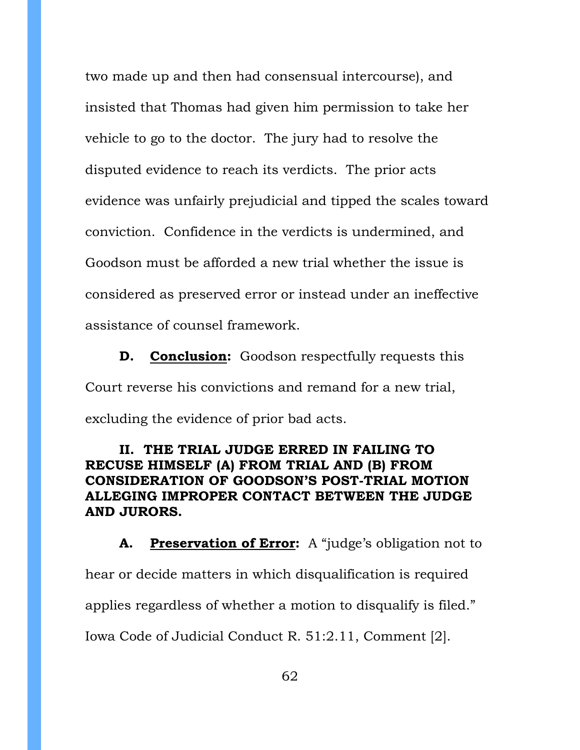two made up and then had consensual intercourse), and insisted that Thomas had given him permission to take her vehicle to go to the doctor. The jury had to resolve the disputed evidence to reach its verdicts. The prior acts evidence was unfairly prejudicial and tipped the scales toward conviction. Confidence in the verdicts is undermined, and Goodson must be afforded a new trial whether the issue is considered as preserved error or instead under an ineffective assistance of counsel framework.

**D. <u>Conclusion</u>:** Goodson respectfully requests this Court reverse his convictions and remand for a new trial, excluding the evidence of prior bad acts.

### II. THE TRIAL JUDGE ERRED IN FAILING TO RECUSE HIMSELF (A) FROM TRIAL AND (B) FROM CONSIDERATION OF GOODSON'S POST-TRIAL MOTION ALLEGING IMPROPER CONTACT BETWEEN THE JUDGE AND JURORS.

**A. <u>Preservation of Error</u>:** A "judge's obligation not to hear or decide matters in which disqualification is required applies regardless of whether a motion to disqualify is filed." Iowa Code of Judicial Conduct R. 51:2.11, Comment [2].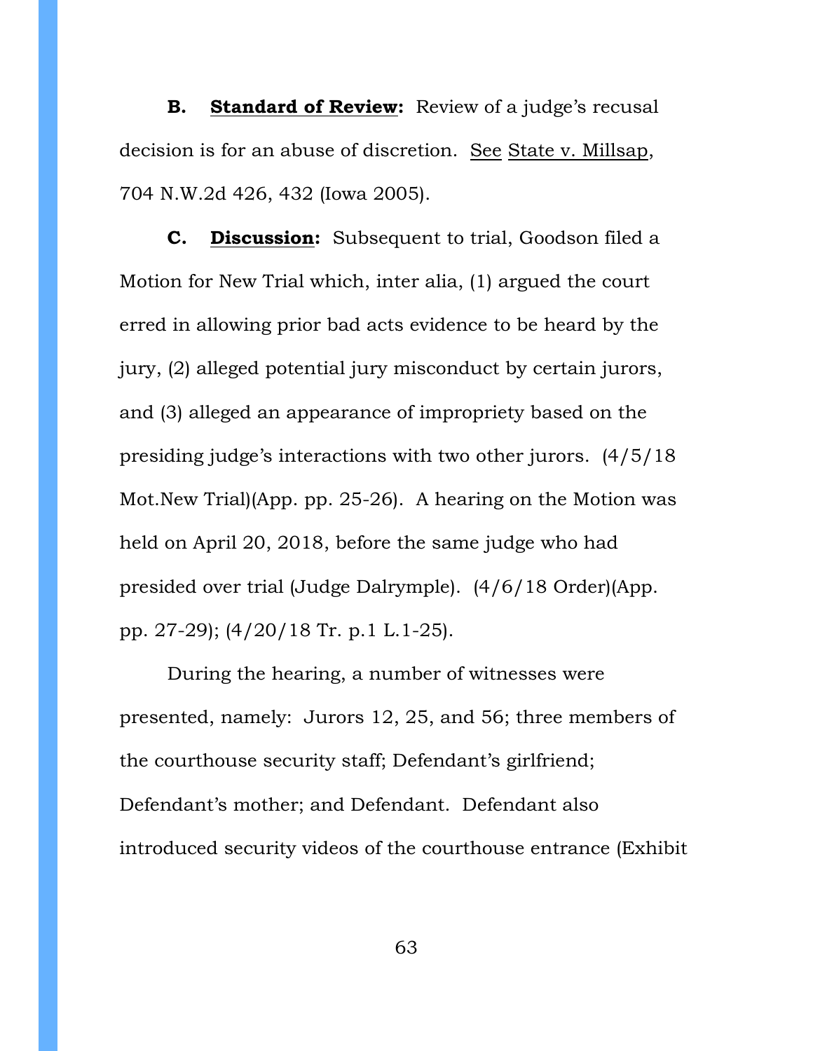**B. Standard of Review:** Review of a judge's recusal decision is for an abuse of discretion. See State v. Millsap, 704 N.W.2d 426, 432 (Iowa 2005).

**C. Discussion:** Subsequent to trial, Goodson filed a Motion for New Trial which, inter alia, (1) argued the court erred in allowing prior bad acts evidence to be heard by the jury, (2) alleged potential jury misconduct by certain jurors, and (3) alleged an appearance of impropriety based on the presiding judge's interactions with two other jurors. (4/5/18 Mot.New Trial)(App. pp. 25-26). A hearing on the Motion was held on April 20, 2018, before the same judge who had presided over trial (Judge Dalrymple). (4/6/18 Order)(App. pp. 27-29); (4/20/18 Tr. p.1 L.1-25).

During the hearing, a number of witnesses were presented, namely: Jurors 12, 25, and 56; three members of the courthouse security staff; Defendant's girlfriend; Defendant's mother; and Defendant. Defendant also introduced security videos of the courthouse entrance (Exhibit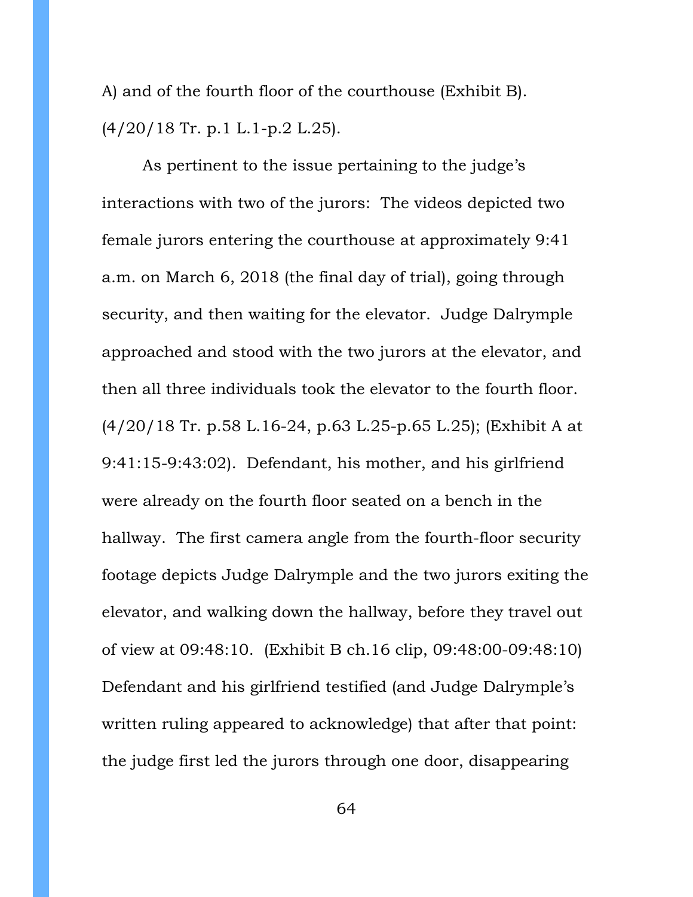A) and of the fourth floor of the courthouse (Exhibit B). (4/20/18 Tr. p.1 L.1-p.2 L.25).

As pertinent to the issue pertaining to the judge's interactions with two of the jurors: The videos depicted two female jurors entering the courthouse at approximately 9:41 a.m. on March 6, 2018 (the final day of trial), going through security, and then waiting for the elevator. Judge Dalrymple approached and stood with the two jurors at the elevator, and then all three individuals took the elevator to the fourth floor. (4/20/18 Tr. p.58 L.16-24, p.63 L.25-p.65 L.25); (Exhibit A at 9:41:15-9:43:02). Defendant, his mother, and his girlfriend were already on the fourth floor seated on a bench in the hallway. The first camera angle from the fourth-floor security footage depicts Judge Dalrymple and the two jurors exiting the elevator, and walking down the hallway, before they travel out of view at 09:48:10. (Exhibit B ch.16 clip, 09:48:00-09:48:10) Defendant and his girlfriend testified (and Judge Dalrymple's written ruling appeared to acknowledge) that after that point: the judge first led the jurors through one door, disappearing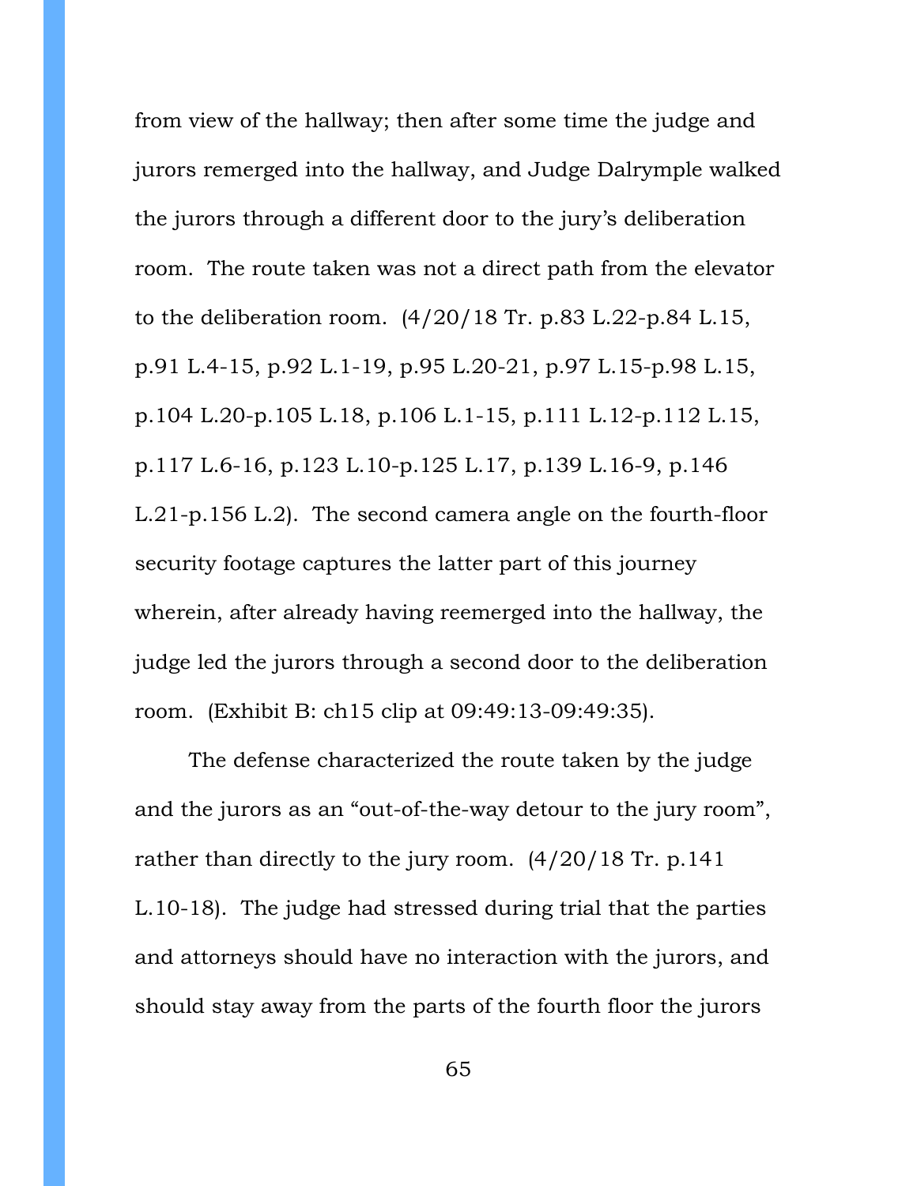from view of the hallway; then after some time the judge and jurors remerged into the hallway, and Judge Dalrymple walked the jurors through a different door to the jury's deliberation room. The route taken was not a direct path from the elevator to the deliberation room. (4/20/18 Tr. p.83 L.22-p.84 L.15, p.91 L.4-15, p.92 L.1-19, p.95 L.20-21, p.97 L.15-p.98 L.15, p.104 L.20-p.105 L.18, p.106 L.1-15, p.111 L.12-p.112 L.15, p.117 L.6-16, p.123 L.10-p.125 L.17, p.139 L.16-9, p.146 L.21-p.156 L.2). The second camera angle on the fourth-floor security footage captures the latter part of this journey wherein, after already having reemerged into the hallway, the judge led the jurors through a second door to the deliberation room. (Exhibit B: ch15 clip at 09:49:13-09:49:35).

The defense characterized the route taken by the judge and the jurors as an "out-of-the-way detour to the jury room", rather than directly to the jury room. (4/20/18 Tr. p.141 L.10-18). The judge had stressed during trial that the parties and attorneys should have no interaction with the jurors, and should stay away from the parts of the fourth floor the jurors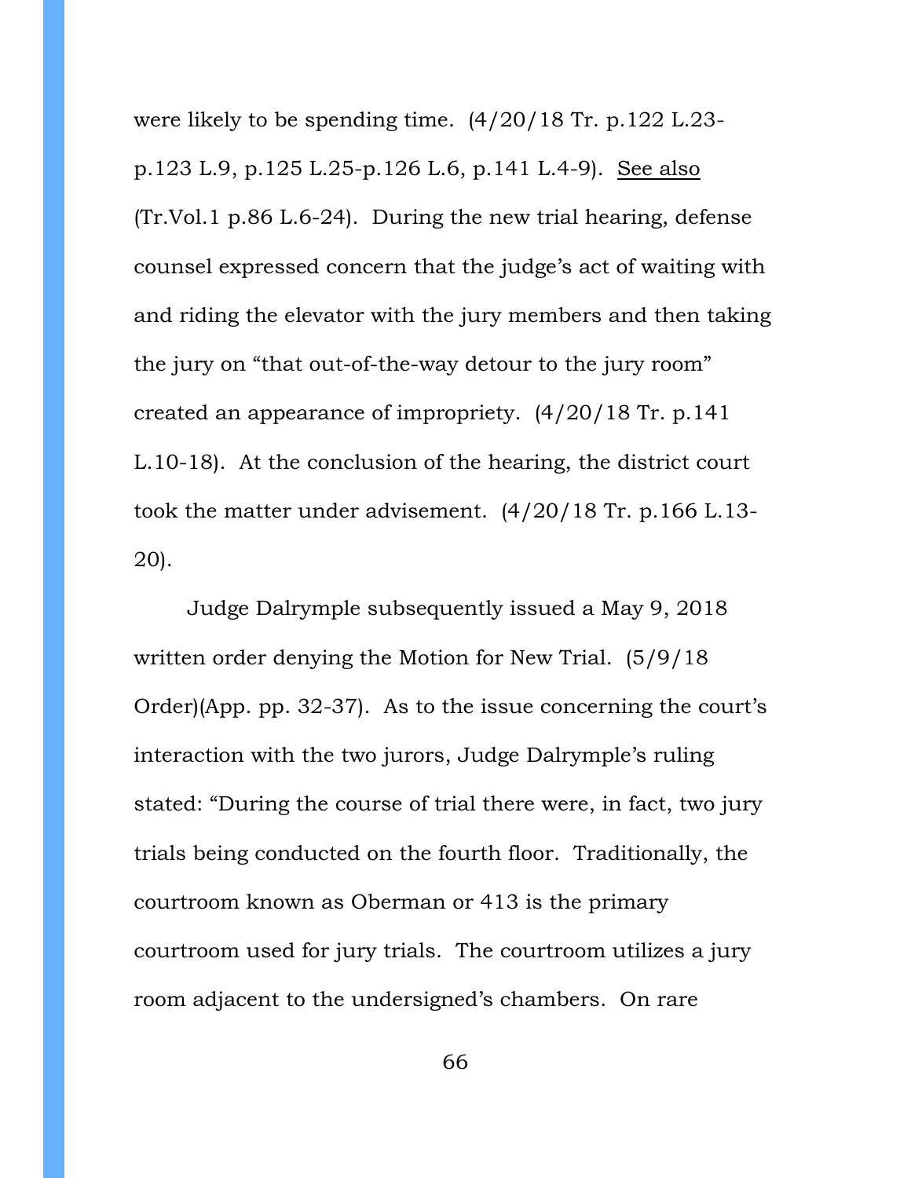were likely to be spending time. (4/20/18 Tr. p.122 L.23-p.123 L.9, p.125 L.25-p.126 L.6, p.141 L.4-9). See also (Tr.Vol.1 p.86 L.6-24). During the new trial hearing, defense counsel expressed concern that the judge's act of waiting with and riding the elevator with the jury members and then taking the jury on "that out-of-the-way detour to the jury room" created an appearance of impropriety. (4/20/18 Tr. p.141 L.10-18). At the conclusion of the hearing, the district court took the matter under advisement. (4/20/18 Tr. p.166 L.13-20).

Judge Dalrymple subsequently issued a May 9, 2018 written order denying the Motion for New Trial. (5/9/18 Order)(App. pp. 32-37). As to the issue concerning the court's interaction with the two jurors, Judge Dalrymple's ruling stated: "During the course of trial there were, in fact, two jury trials being conducted on the fourth floor. Traditionally, the courtroom known as Oberman or 413 is the primary courtroom used for jury trials. The courtroom utilizes a jury room adjacent to the undersigned's chambers. On rare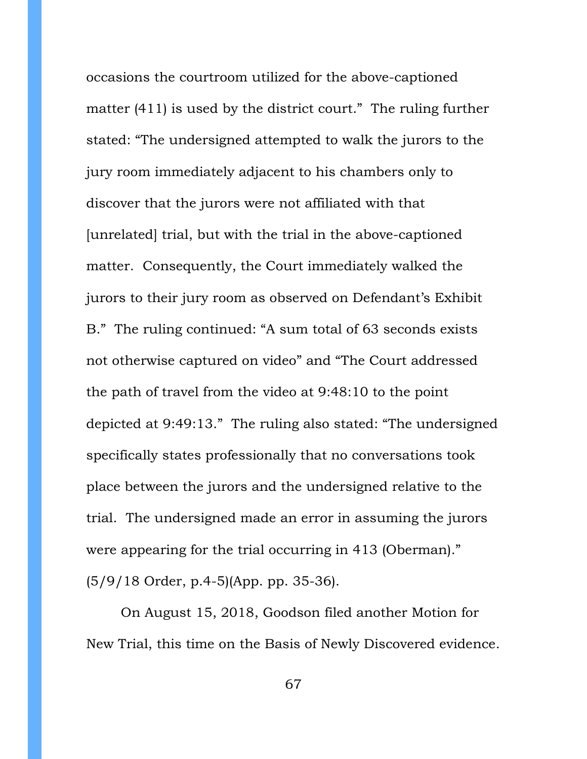occasions the courtroom utilized for the above-captioned matter (411) is used by the district court." The ruling further stated: "The undersigned attempted to walk the jurors to the jury room immediately adjacent to his chambers only to discover that the jurors were not affiliated with that [unrelated] trial, but with the trial in the above-captioned matter. Consequently, the Court immediately walked the jurors to their jury room as observed on Defendant's Exhibit B." The ruling continued: "A sum total of 63 seconds exists not otherwise captured on video" and "The Court addressed the path of travel from the video at 9:48:10 to the point depicted at 9:49:13." The ruling also stated: "The undersigned specifically states professionally that no conversations took place between the jurors and the undersigned relative to the trial. The undersigned made an error in assuming the jurors were appearing for the trial occurring in 413 (Oberman)." (5/9/18 Order, p.4-5)(App. pp. 35-36).

On August 15, 2018, Goodson filed another Motion for New Trial, this time on the Basis of Newly Discovered evidence.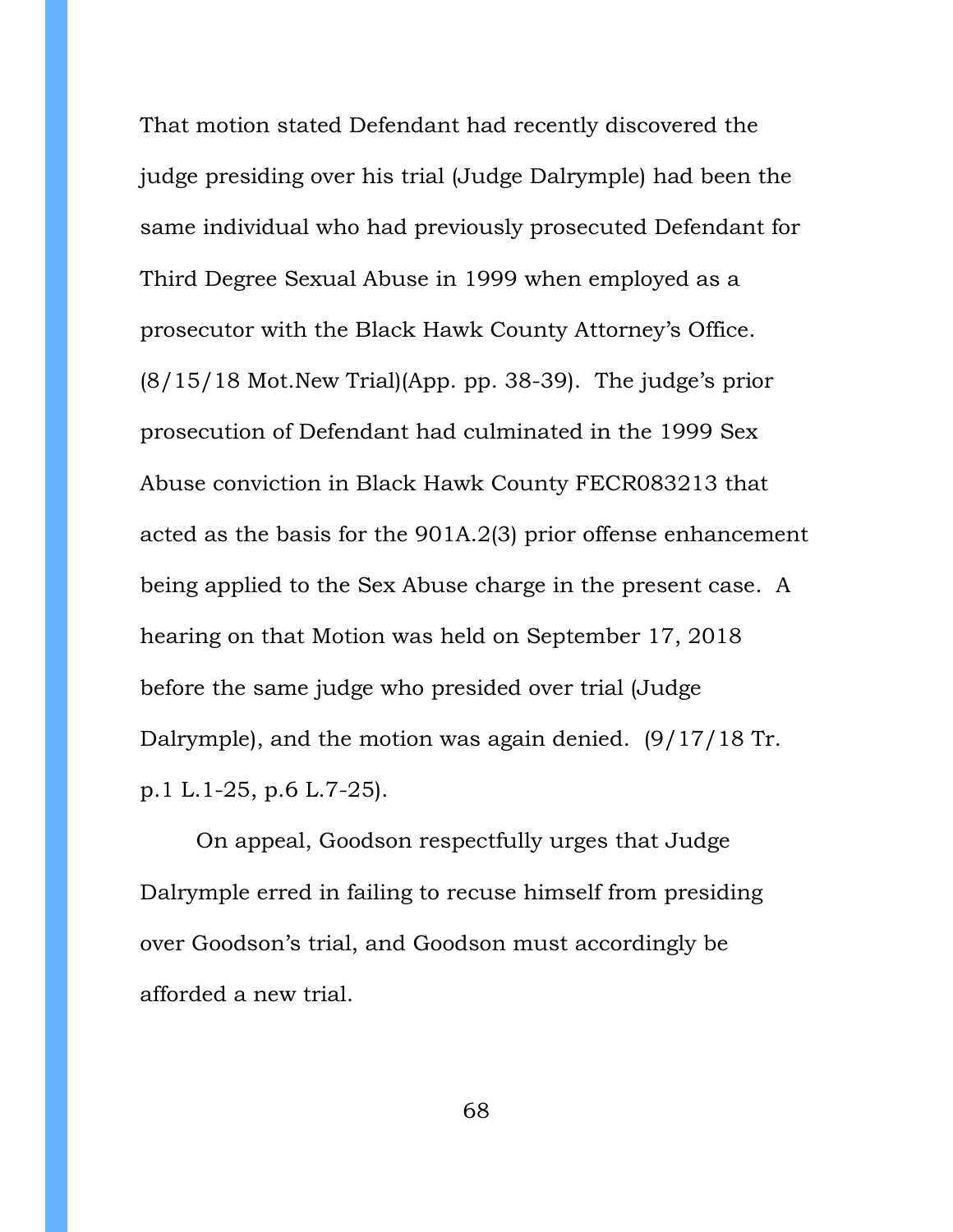That motion stated Defendant had recently discovered the judge presiding over his trial (Judge Dalrymple) had been the same individual who had previously prosecuted Defendant for Third Degree Sexual Abuse in 1999 when employed as a prosecutor with the Black Hawk County Attorney's Office. (8/15/18 Mot.New Trial)(App. pp. 38-39). The judge's prior prosecution of Defendant had culminated in the 1999 Sex Abuse conviction in Black Hawk County FECR083213 that acted as the basis for the 901A.2(3) prior offense enhancement being applied to the Sex Abuse charge in the present case. A hearing on that Motion was held on September 17, 2018 before the same judge who presided over trial (Judge Dalrymple), and the motion was again denied. (9/17/18 Tr. p.1 L.1-25, p.6 L.7-25).

On appeal, Goodson respectfully urges that Judge Dalrymple erred in failing to recuse himself from presiding over Goodson's trial, and Goodson must accordingly be afforded a new trial.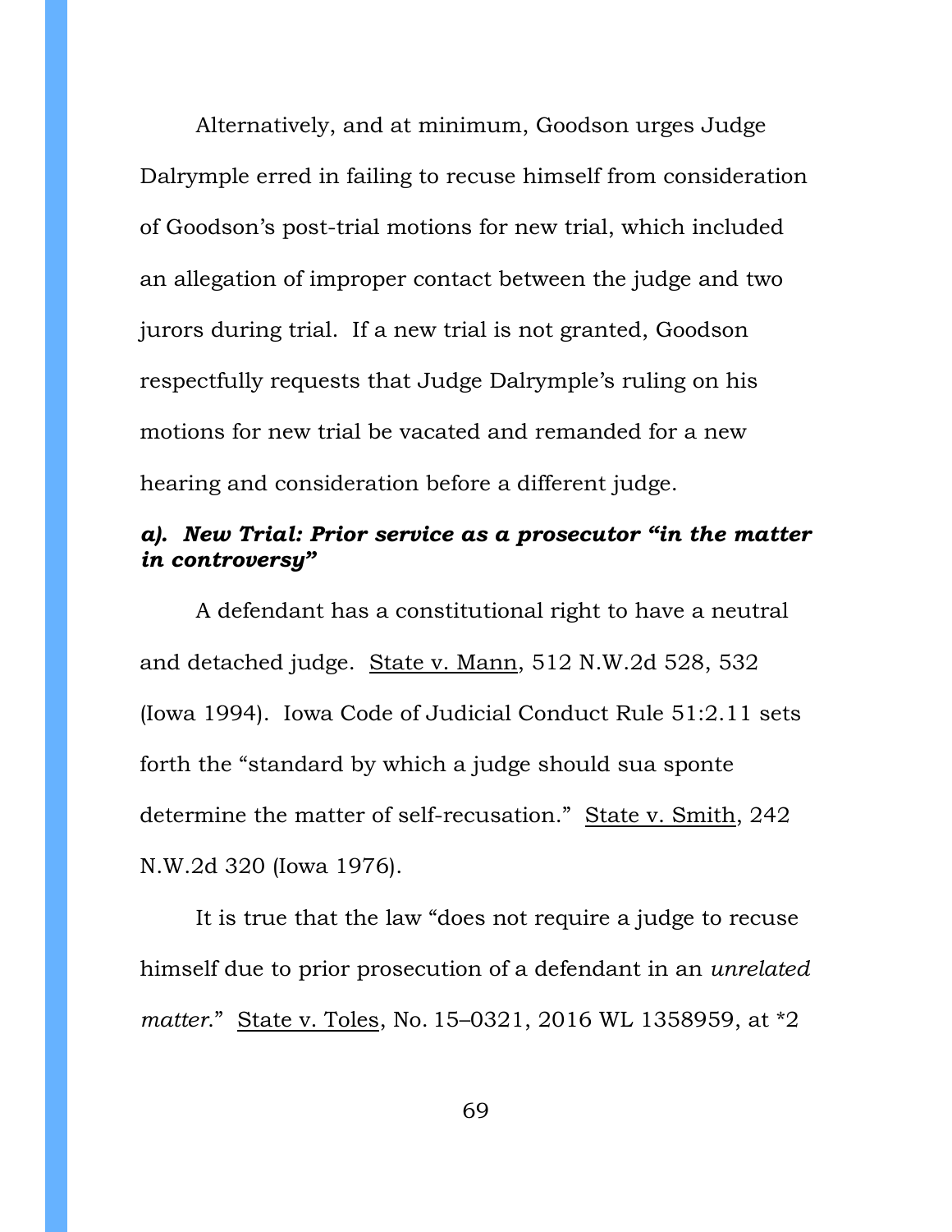Alternatively, and at minimum, Goodson urges Judge Dalrymple erred in failing to recuse himself from consideration of Goodson's post-trial motions for new trial, which included an allegation of improper contact between the judge and two jurors during trial. If a new trial is not granted, Goodson respectfully requests that Judge Dalrymple's ruling on his motions for new trial be vacated and remanded for a new hearing and consideration before a different judge.

### *a). New Trial: Prior service as a prosecutor "in the matter in controversy"*

A defendant has a constitutional right to have a neutral and detached judge. State v. Mann, 512 N.W.2d 528, 532 (Iowa 1994). Iowa Code of Judicial Conduct Rule 51:2.11 sets forth the "standard by which a judge should sua sponte determine the matter of self-recusation." State v. Smith, 242 N.W.2d 320 (Iowa 1976).

It is true that the law "does not require a judge to recuse himself due to prior prosecution of a defendant in an *unrelated matter*." State v. Toles, No. 15–0321, 2016 WL 1358959, at *2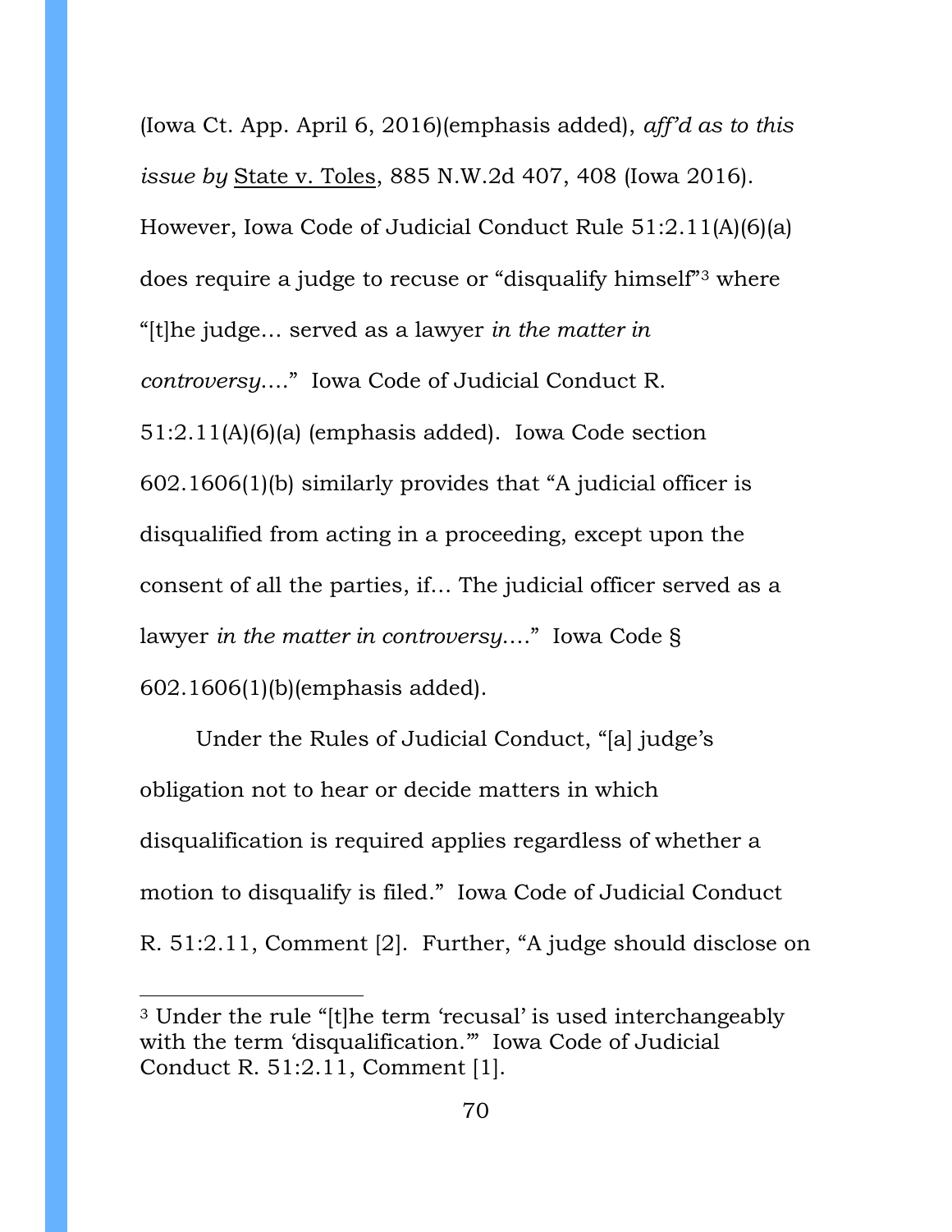(Iowa Ct. App. April 6, 2016)(emphasis added), *aff'd as to this issue by* State v. Toles, 885 N.W.2d 407, 408 (Iowa 2016). However, Iowa Code of Judicial Conduct Rule 51:2.11(A)(6)(a) does require a judge to recuse or "disqualify himself"[3] where "[t]he judge… served as a lawyer *in the matter in controversy*…." Iowa Code of Judicial Conduct R. 51:2.11(A)(6)(a) (emphasis added). Iowa Code section 602.1606(1)(b) similarly provides that "A judicial officer is disqualified from acting in a proceeding, except upon the consent of all the parties, if… The judicial officer served as a lawyer *in the matter in controversy*…." Iowa Code § 602.1606(1)(b)(emphasis added).

Under the Rules of Judicial Conduct, "[a] judge's obligation not to hear or decide matters in which disqualification is required applies regardless of whether a motion to disqualify is filed." Iowa Code of Judicial Conduct R. 51:2.11, Comment [2]. Further, "A judge should disclose on

---

[3] Under the rule "[t]he term 'recusal' is used interchangeably with the term 'disqualification.'" Iowa Code of Judicial Conduct R. 51:2.11, Comment [1].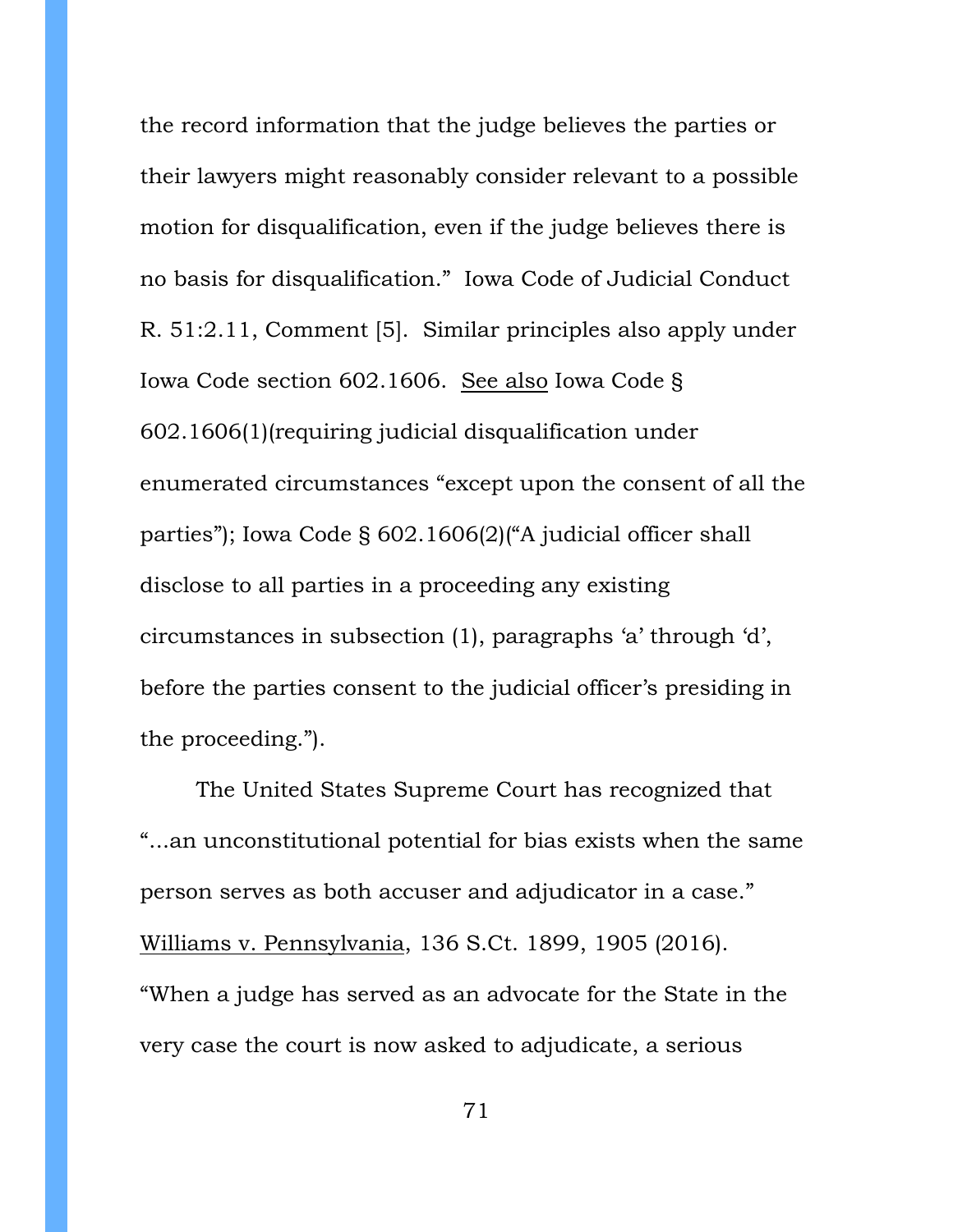the record information that the judge believes the parties or their lawyers might reasonably consider relevant to a possible motion for disqualification, even if the judge believes there is no basis for disqualification." Iowa Code of Judicial Conduct R. 51:2.11, Comment [5]. Similar principles also apply under Iowa Code section 602.1606. <u>See also</u> Iowa Code § 602.1606(1)(requiring judicial disqualification under enumerated circumstances "except upon the consent of all the parties"); Iowa Code § 602.1606(2)("A judicial officer shall disclose to all parties in a proceeding any existing circumstances in subsection (1), paragraphs 'a' through 'd', before the parties consent to the judicial officer's presiding in the proceeding.").

The United States Supreme Court has recognized that "...an unconstitutional potential for bias exists when the same person serves as both accuser and adjudicator in a case." <u>Williams v. Pennsylvania</u>, 136 S.Ct. 1899, 1905 (2016). "When a judge has served as an advocate for the State in the very case the court is now asked to adjudicate, a serious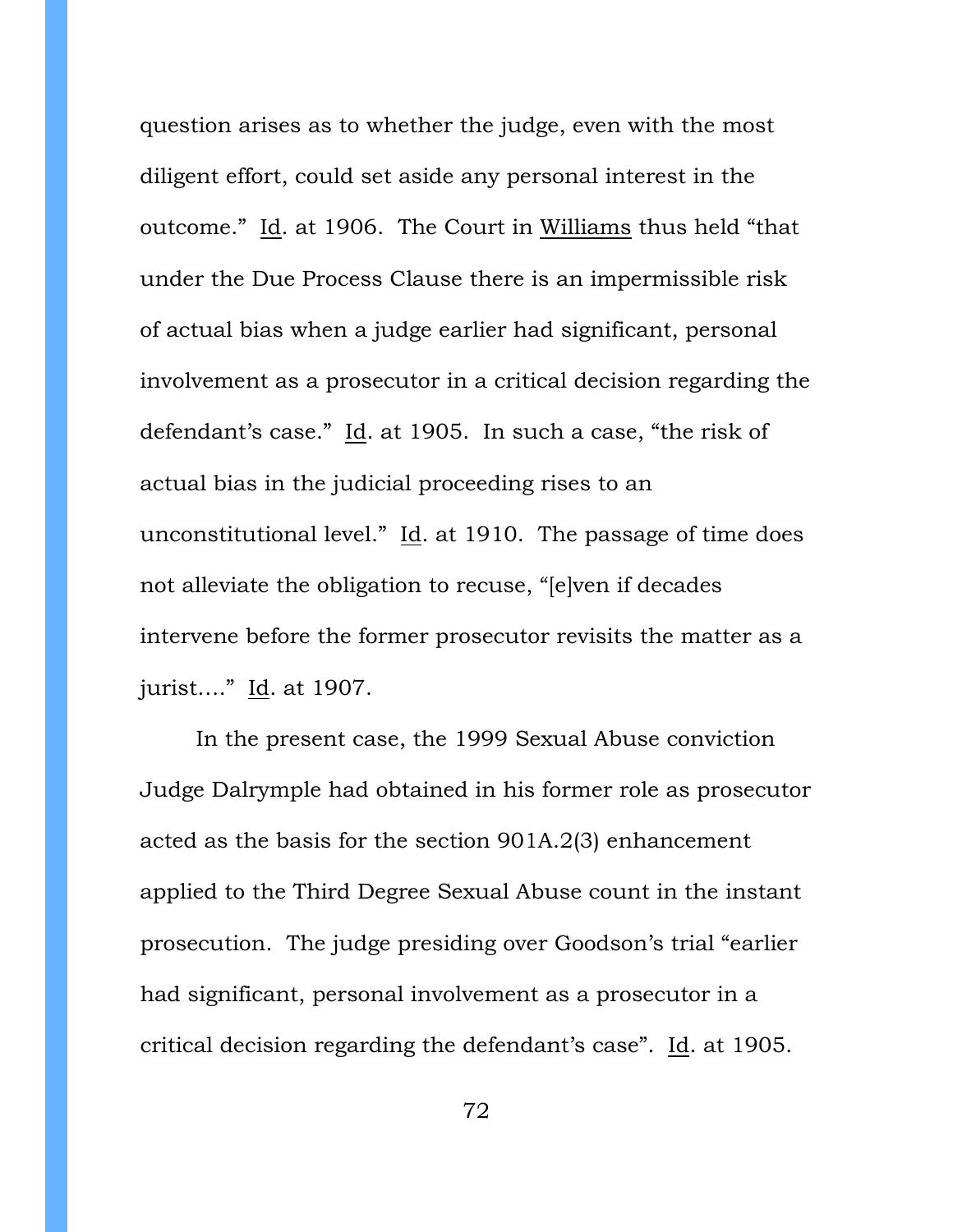question arises as to whether the judge, even with the most diligent effort, could set aside any personal interest in the outcome." Id. at 1906. The Court in Williams thus held "that under the Due Process Clause there is an impermissible risk of actual bias when a judge earlier had significant, personal involvement as a prosecutor in a critical decision regarding the defendant's case." Id. at 1905. In such a case, "the risk of actual bias in the judicial proceeding rises to an unconstitutional level." Id. at 1910. The passage of time does not alleviate the obligation to recuse, "[e]ven if decades intervene before the former prosecutor revisits the matter as a jurist...." Id. at 1907.

In the present case, the 1999 Sexual Abuse conviction Judge Dalrymple had obtained in his former role as prosecutor acted as the basis for the section 901A.2(3) enhancement applied to the Third Degree Sexual Abuse count in the instant prosecution. The judge presiding over Goodson's trial "earlier had significant, personal involvement as a prosecutor in a critical decision regarding the defendant's case". Id. at 1905.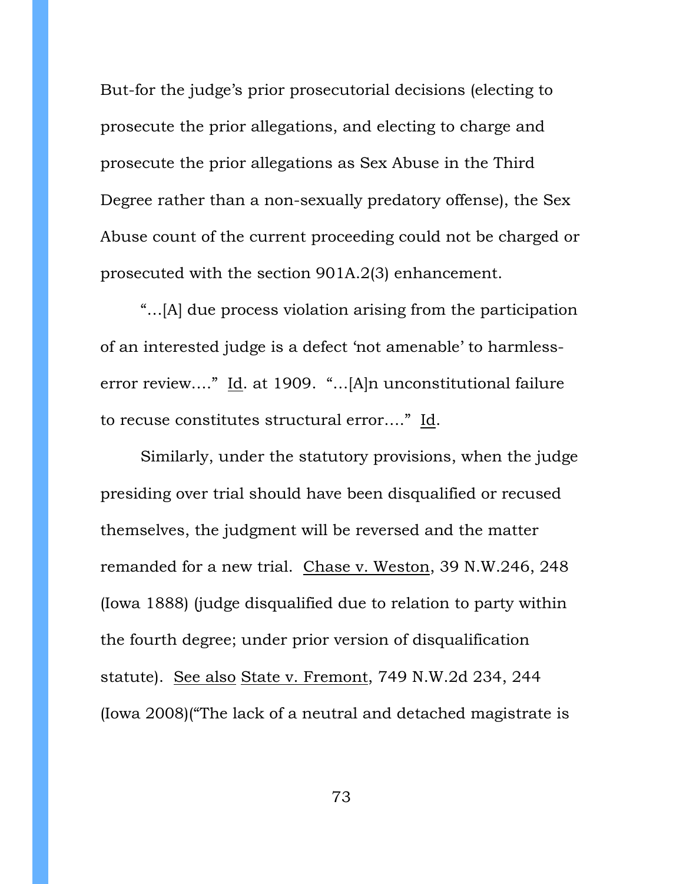But-for the judge's prior prosecutorial decisions (electing to prosecute the prior allegations, and electing to charge and prosecute the prior allegations as Sex Abuse in the Third Degree rather than a non-sexually predatory offense), the Sex Abuse count of the current proceeding could not be charged or prosecuted with the section 901A.2(3) enhancement.

"…[A] due process violation arising from the participation of an interested judge is a defect 'not amenable' to harmless-error review…." Id. at 1909. "…[A]n unconstitutional failure to recuse constitutes structural error…." Id.

Similarly, under the statutory provisions, when the judge presiding over trial should have been disqualified or recused themselves, the judgment will be reversed and the matter remanded for a new trial. Chase v. Weston, 39 N.W.246, 248 (Iowa 1888) (judge disqualified due to relation to party within the fourth degree; under prior version of disqualification statute). See also State v. Fremont, 749 N.W.2d 234, 244 (Iowa 2008)("The lack of a neutral and detached magistrate is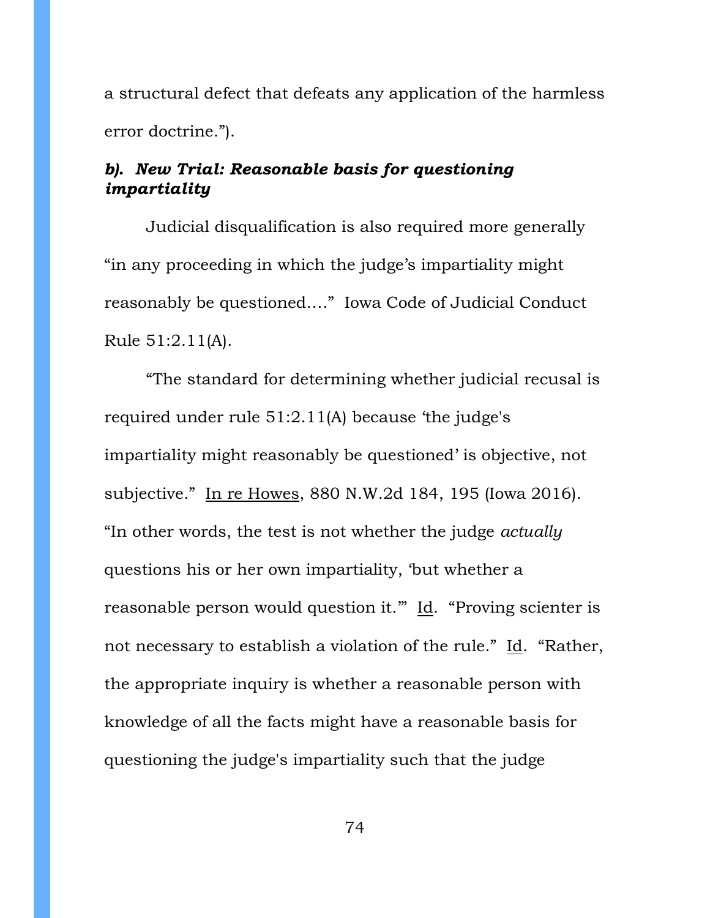a structural defect that defeats any application of the harmless error doctrine.").

### *b). New Trial: Reasonable basis for questioning impartiality*

Judicial disqualification is also required more generally "in any proceeding in which the judge's impartiality might reasonably be questioned…." Iowa Code of Judicial Conduct Rule 51:2.11(A).

"The standard for determining whether judicial recusal is required under rule 51:2.11(A) because 'the judge's impartiality might reasonably be questioned' is objective, not subjective." In re Howes, 880 N.W.2d 184, 195 (Iowa 2016). "In other words, the test is not whether the judge *actually* questions his or her own impartiality, 'but whether a reasonable person would question it.'" Id. "Proving scienter is not necessary to establish a violation of the rule." Id. "Rather, the appropriate inquiry is whether a reasonable person with knowledge of all the facts might have a reasonable basis for questioning the judge's impartiality such that the judge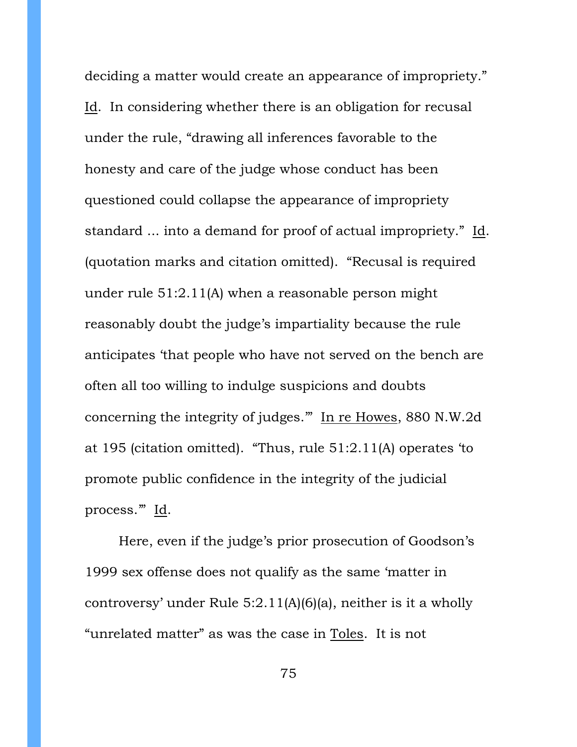deciding a matter would create an appearance of impropriety." Id. In considering whether there is an obligation for recusal under the rule, "drawing all inferences favorable to the honesty and care of the judge whose conduct has been questioned could collapse the appearance of impropriety standard ... into a demand for proof of actual impropriety." Id. (quotation marks and citation omitted). "Recusal is required under rule 51:2.11(A) when a reasonable person might reasonably doubt the judge's impartiality because the rule anticipates 'that people who have not served on the bench are often all too willing to indulge suspicions and doubts concerning the integrity of judges.'" In re Howes, 880 N.W.2d at 195 (citation omitted). "Thus, rule 51:2.11(A) operates 'to promote public confidence in the integrity of the judicial process.'" Id.

Here, even if the judge's prior prosecution of Goodson's 1999 sex offense does not qualify as the same 'matter in controversy' under Rule 5:2.11(A)(6)(a), neither is it a wholly "unrelated matter" as was the case in Toles. It is not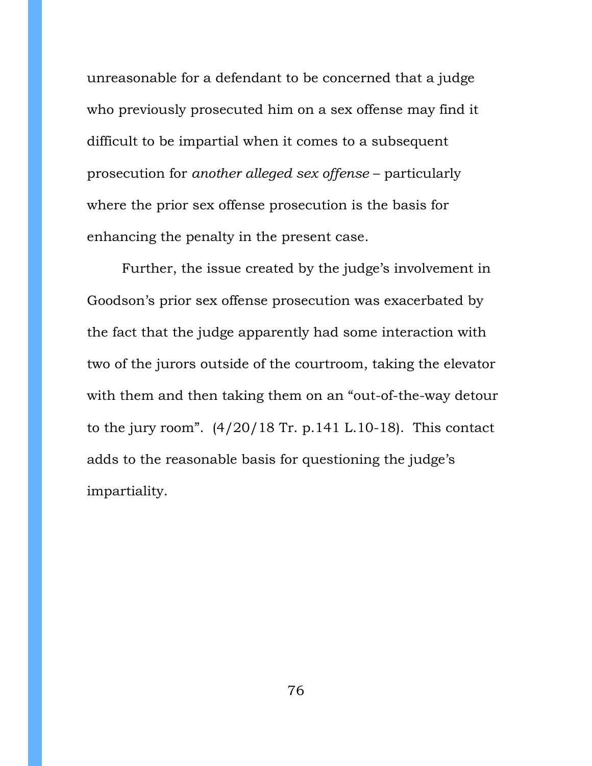unreasonable for a defendant to be concerned that a judge who previously prosecuted him on a sex offense may find it difficult to be impartial when it comes to a subsequent prosecution for *another alleged sex offense* – particularly where the prior sex offense prosecution is the basis for enhancing the penalty in the present case.

Further, the issue created by the judge's involvement in Goodson's prior sex offense prosecution was exacerbated by the fact that the judge apparently had some interaction with two of the jurors outside of the courtroom, taking the elevator with them and then taking them on an "out-of-the-way detour to the jury room". (4/20/18 Tr. p.141 L.10-18). This contact adds to the reasonable basis for questioning the judge's impartiality.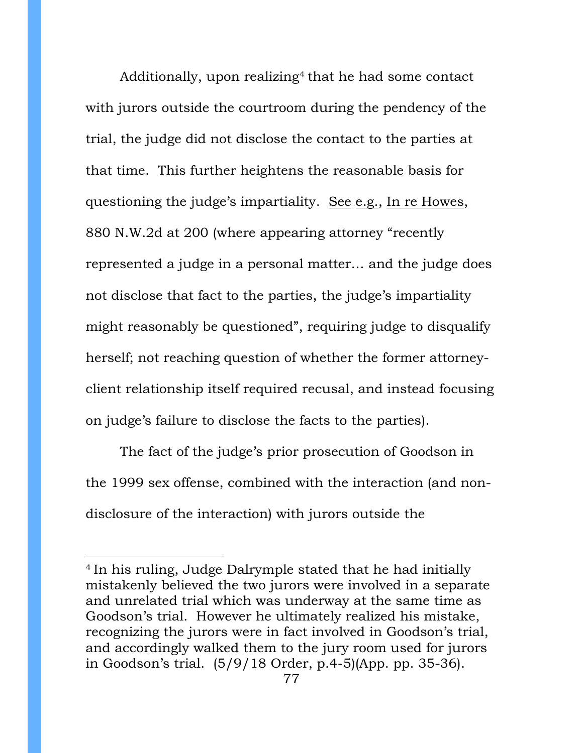Additionally, upon realizing[4] that he had some contact with jurors outside the courtroom during the pendency of the trial, the judge did not disclose the contact to the parties at that time. This further heightens the reasonable basis for questioning the judge's impartiality. See e.g., In re Howes, 880 N.W.2d at 200 (where appearing attorney "recently represented a judge in a personal matter… and the judge does not disclose that fact to the parties, the judge's impartiality might reasonably be questioned", requiring judge to disqualify herself; not reaching question of whether the former attorney-client relationship itself required recusal, and instead focusing on judge's failure to disclose the facts to the parties).

The fact of the judge's prior prosecution of Goodson in the 1999 sex offense, combined with the interaction (and non-disclosure of the interaction) with jurors outside the

[4] In his ruling, Judge Dalrymple stated that he had initially mistakenly believed the two jurors were involved in a separate and unrelated trial which was underway at the same time as Goodson's trial. However he ultimately realized his mistake, recognizing the jurors were in fact involved in Goodson's trial, and accordingly walked them to the jury room used for jurors in Goodson's trial. (5/9/18 Order, p.4-5)(App. pp. 35-36).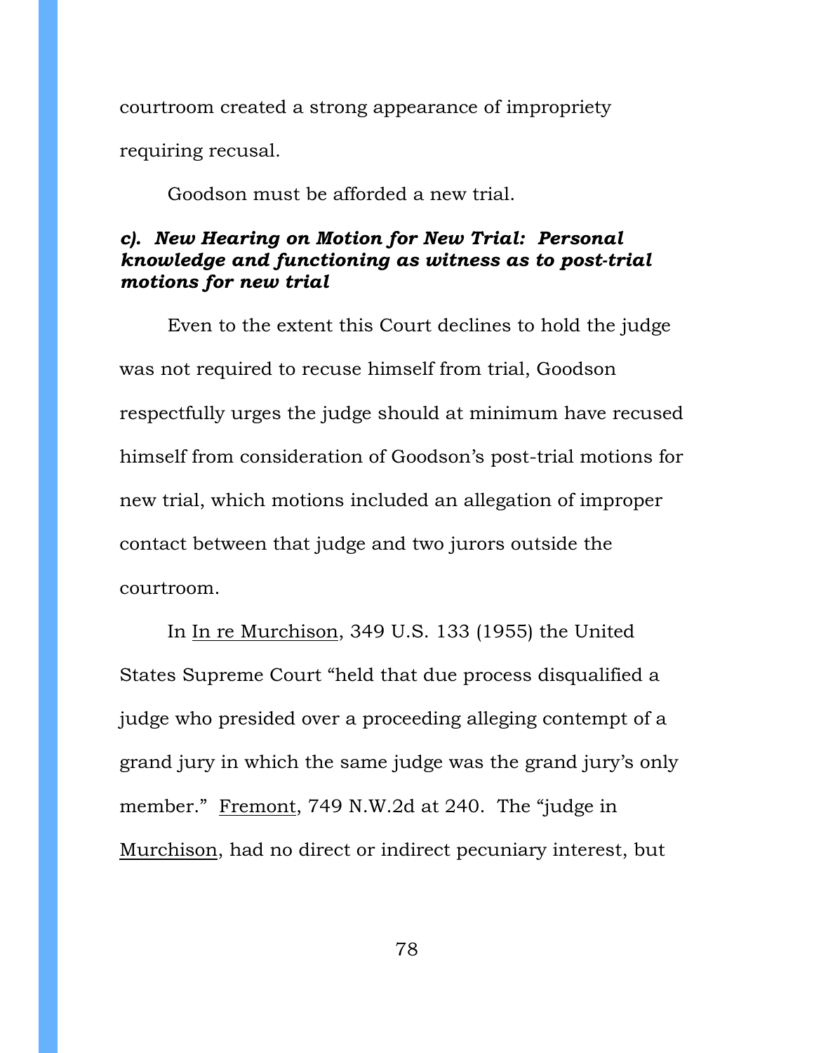courtroom created a strong appearance of impropriety requiring recusal.

Goodson must be afforded a new trial.

### *c). New Hearing on Motion for New Trial: Personal knowledge and functioning as witness as to post-trial motions for new trial*

Even to the extent this Court declines to hold the judge was not required to recuse himself from trial, Goodson respectfully urges the judge should at minimum have recused himself from consideration of Goodson's post-trial motions for new trial, which motions included an allegation of improper contact between that judge and two jurors outside the courtroom.

In In re Murchison, 349 U.S. 133 (1955) the United States Supreme Court "held that due process disqualified a judge who presided over a proceeding alleging contempt of a grand jury in which the same judge was the grand jury's only member." Fremont, 749 N.W.2d at 240. The "judge in Murchison, had no direct or indirect pecuniary interest, but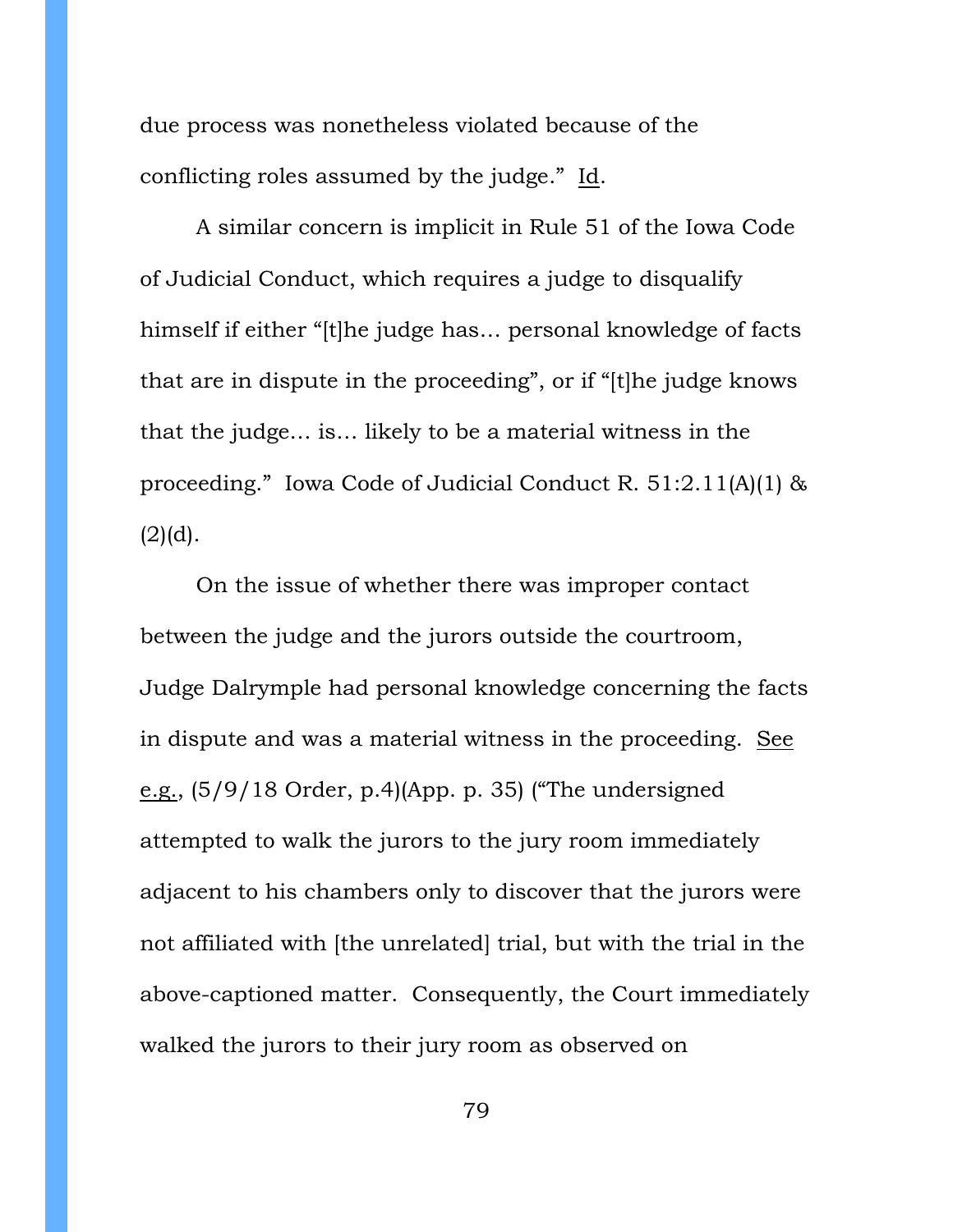due process was nonetheless violated because of the conflicting roles assumed by the judge." Id.

A similar concern is implicit in Rule 51 of the Iowa Code of Judicial Conduct, which requires a judge to disqualify himself if either "[t]he judge has… personal knowledge of facts that are in dispute in the proceeding", or if "[t]he judge knows that the judge… is… likely to be a material witness in the proceeding." Iowa Code of Judicial Conduct R. 51:2.11(A)(1) & (2)(d).

On the issue of whether there was improper contact between the judge and the jurors outside the courtroom, Judge Dalrymple had personal knowledge concerning the facts in dispute and was a material witness in the proceeding. See e.g., (5/9/18 Order, p.4)(App. p. 35) ("The undersigned attempted to walk the jurors to the jury room immediately adjacent to his chambers only to discover that the jurors were not affiliated with [the unrelated] trial, but with the trial in the above-captioned matter. Consequently, the Court immediately walked the jurors to their jury room as observed on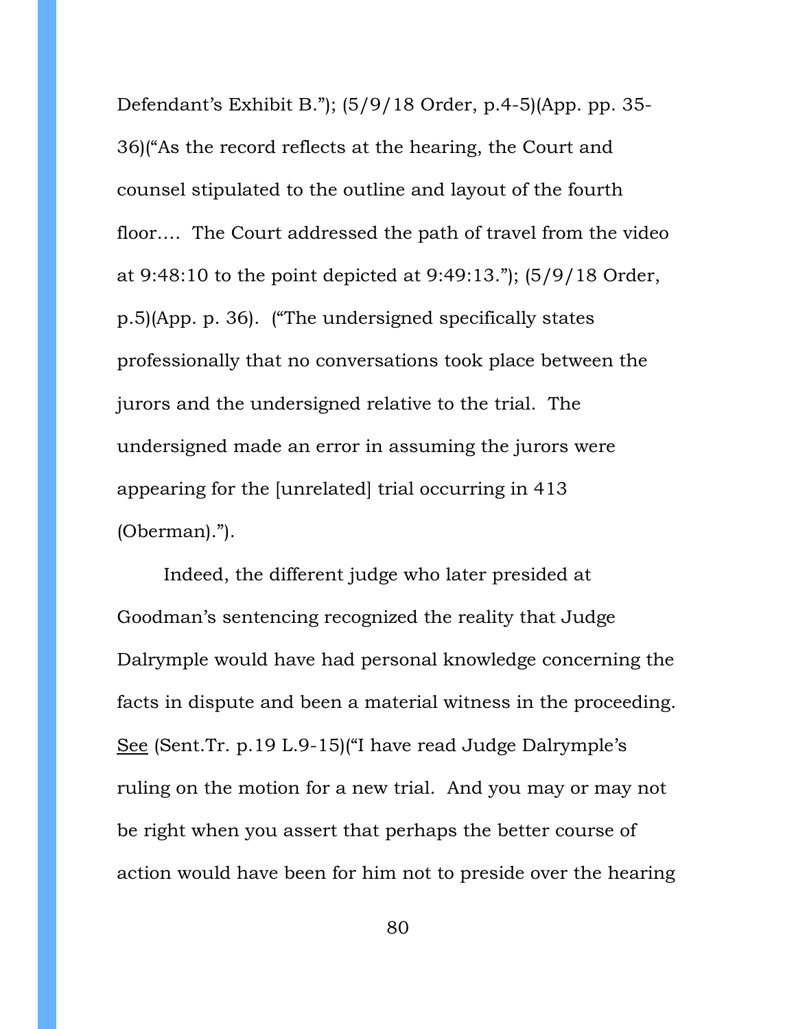Defendant's Exhibit B."); (5/9/18 Order, p.4-5)(App. pp. 35-36)("As the record reflects at the hearing, the Court and counsel stipulated to the outline and layout of the fourth floor…. The Court addressed the path of travel from the video at 9:48:10 to the point depicted at 9:49:13."); (5/9/18 Order, p.5)(App. p. 36). ("The undersigned specifically states professionally that no conversations took place between the jurors and the undersigned relative to the trial. The undersigned made an error in assuming the jurors were appearing for the [unrelated] trial occurring in 413 (Oberman).").

Indeed, the different judge who later presided at Goodman's sentencing recognized the reality that Judge Dalrymple would have had personal knowledge concerning the facts in dispute and been a material witness in the proceeding. See (Sent.Tr. p.19 L.9-15)("I have read Judge Dalrymple's ruling on the motion for a new trial. And you may or may not be right when you assert that perhaps the better course of action would have been for him not to preside over the hearing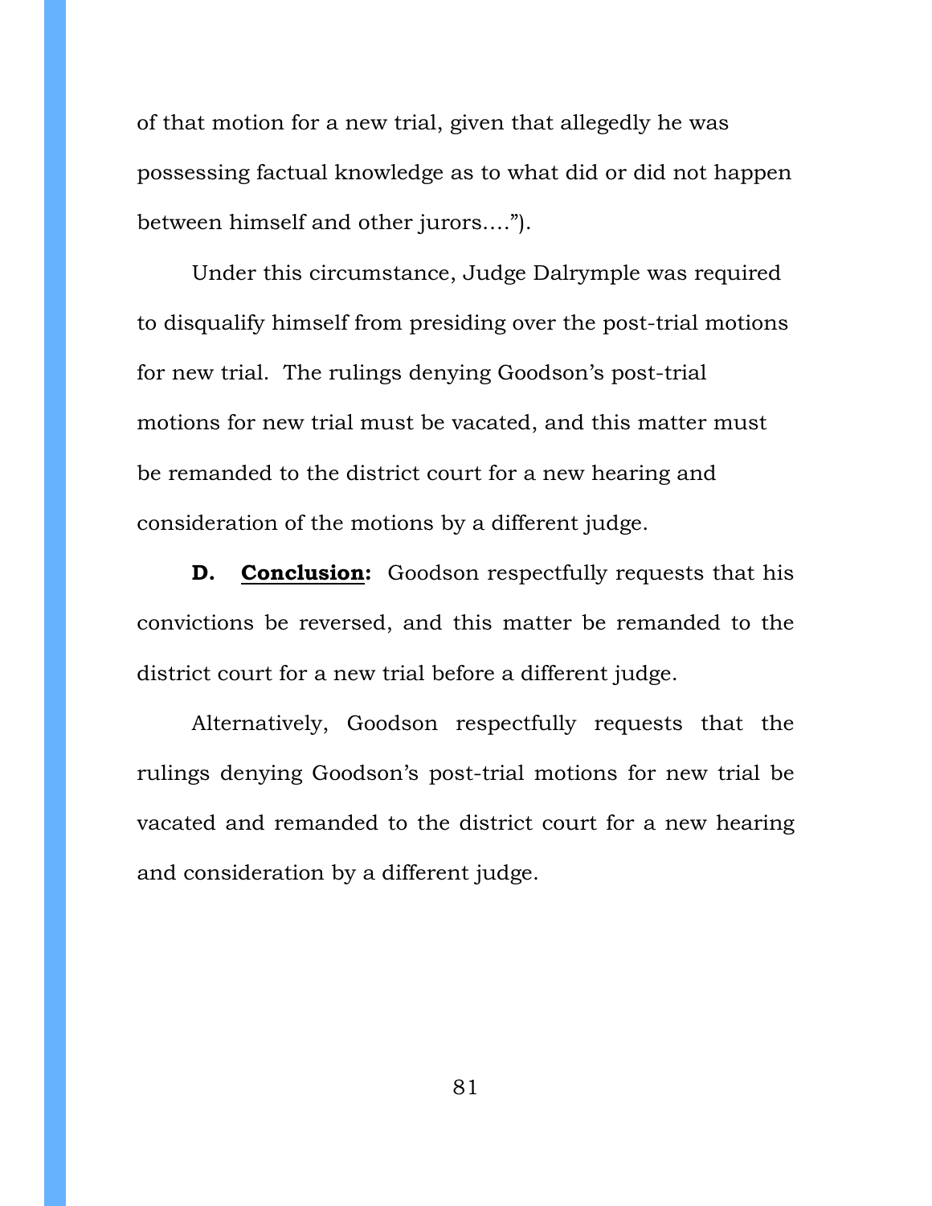of that motion for a new trial, given that allegedly he was possessing factual knowledge as to what did or did not happen between himself and other jurors….").

Under this circumstance, Judge Dalrymple was required to disqualify himself from presiding over the post-trial motions for new trial. The rulings denying Goodson's post-trial motions for new trial must be vacated, and this matter must be remanded to the district court for a new hearing and consideration of the motions by a different judge.

**D. Conclusion:** Goodson respectfully requests that his convictions be reversed, and this matter be remanded to the district court for a new trial before a different judge.

Alternatively, Goodson respectfully requests that the rulings denying Goodson's post-trial motions for new trial be vacated and remanded to the district court for a new hearing and consideration by a different judge.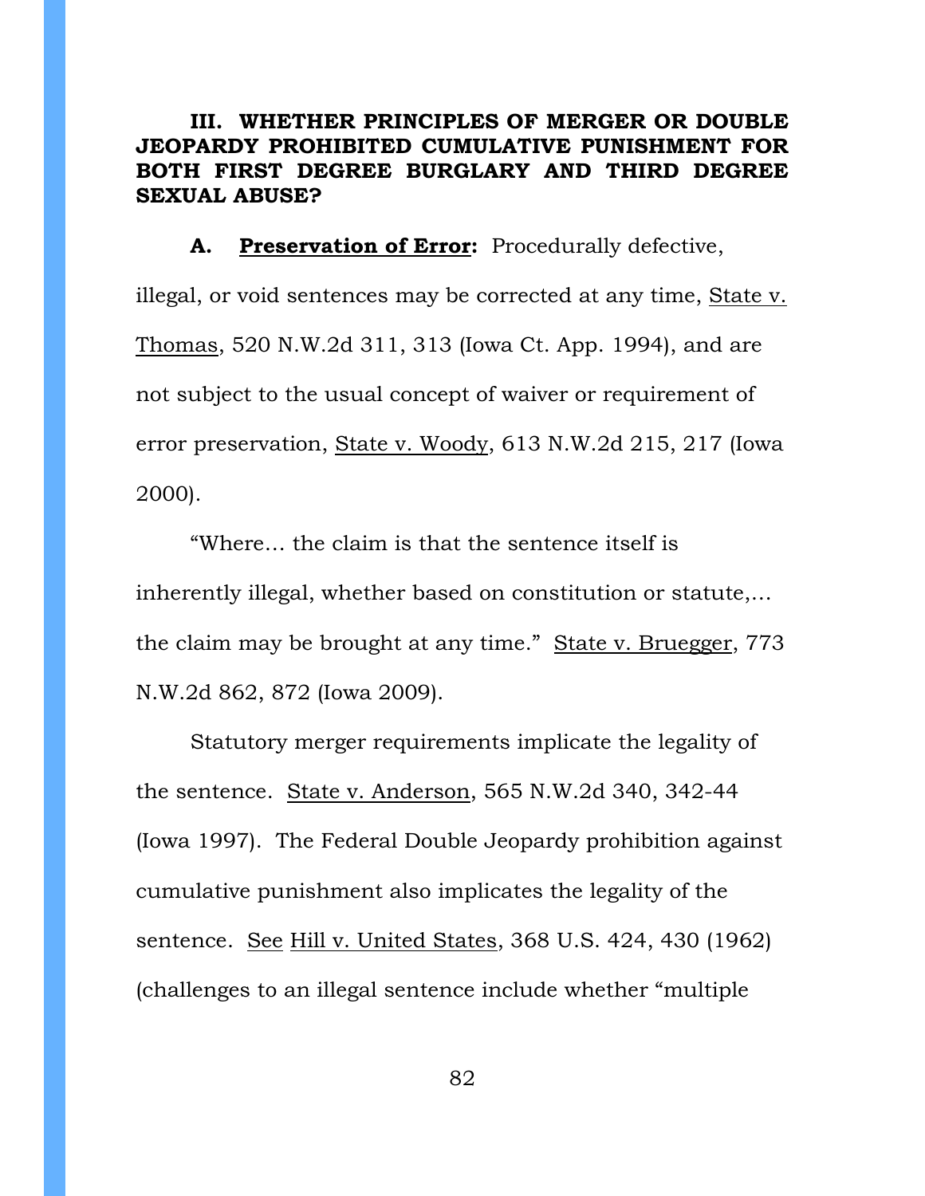### III. WHETHER PRINCIPLES OF MERGER OR DOUBLE JEOPARDY PROHIBITED CUMULATIVE PUNISHMENT FOR BOTH FIRST DEGREE BURGLARY AND THIRD DEGREE SEXUAL ABUSE?

**A. <u>Preservation of Error</u>:** Procedurally defective, illegal, or void sentences may be corrected at any time, <u>State v. Thomas</u>, 520 N.W.2d 311, 313 (Iowa Ct. App. 1994), and are not subject to the usual concept of waiver or requirement of error preservation, <u>State v. Woody</u>, 613 N.W.2d 215, 217 (Iowa 2000).

"Where… the claim is that the sentence itself is inherently illegal, whether based on constitution or statute,… the claim may be brought at any time." <u>State v. Bruegger</u>, 773 N.W.2d 862, 872 (Iowa 2009).

Statutory merger requirements implicate the legality of the sentence. <u>State v. Anderson</u>, 565 N.W.2d 340, 342-44 (Iowa 1997). The Federal Double Jeopardy prohibition against cumulative punishment also implicates the legality of the sentence. <u>See</u> <u>Hill v. United States</u>, 368 U.S. 424, 430 (1962) (challenges to an illegal sentence include whether "multiple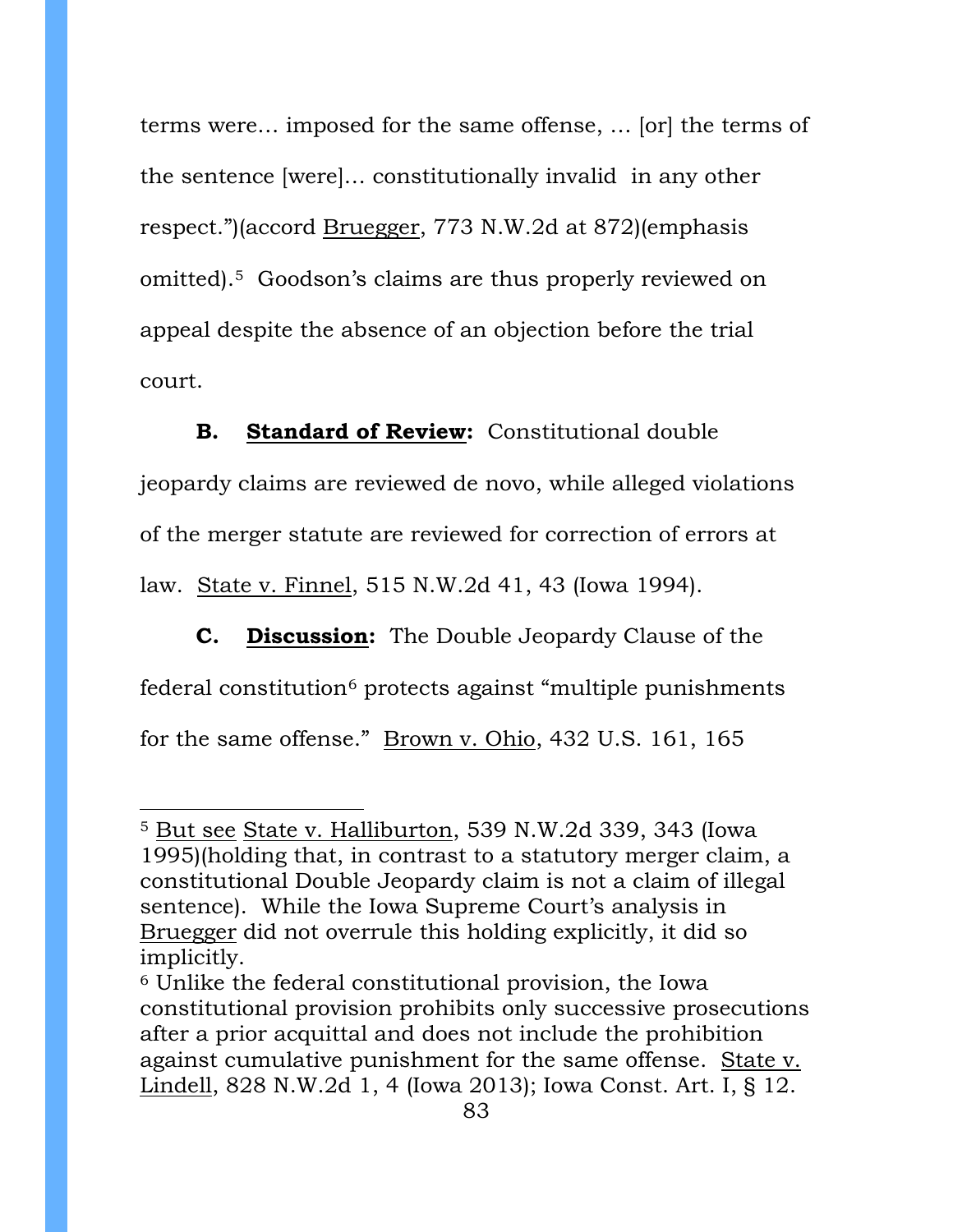terms were… imposed for the same offense, … [or] the terms of the sentence [were]… constitutionally invalid in any other respect.")(accord Bruegger, 773 N.W.2d at 872)(emphasis omitted).[5] Goodson's claims are thus properly reviewed on appeal despite the absence of an objection before the trial court.

**B. Standard of Review:** Constitutional double jeopardy claims are reviewed de novo, while alleged violations of the merger statute are reviewed for correction of errors at law. State v. Finnel, 515 N.W.2d 41, 43 (Iowa 1994).

**C. Discussion:** The Double Jeopardy Clause of the federal constitution[6] protects against "multiple punishments for the same offense." Brown v. Ohio, 432 U.S. 161, 165

---

[5] But see State v. Halliburton, 539 N.W.2d 339, 343 (Iowa 1995)(holding that, in contrast to a statutory merger claim, a constitutional Double Jeopardy claim is not a claim of illegal sentence). While the Iowa Supreme Court's analysis in Bruegger did not overrule this holding explicitly, it did so implicitly.

[6] Unlike the federal constitutional provision, the Iowa constitutional provision prohibits only successive prosecutions after a prior acquittal and does not include the prohibition against cumulative punishment for the same offense. State v. Lindell, 828 N.W.2d 1, 4 (Iowa 2013); Iowa Const. Art. I, § 12.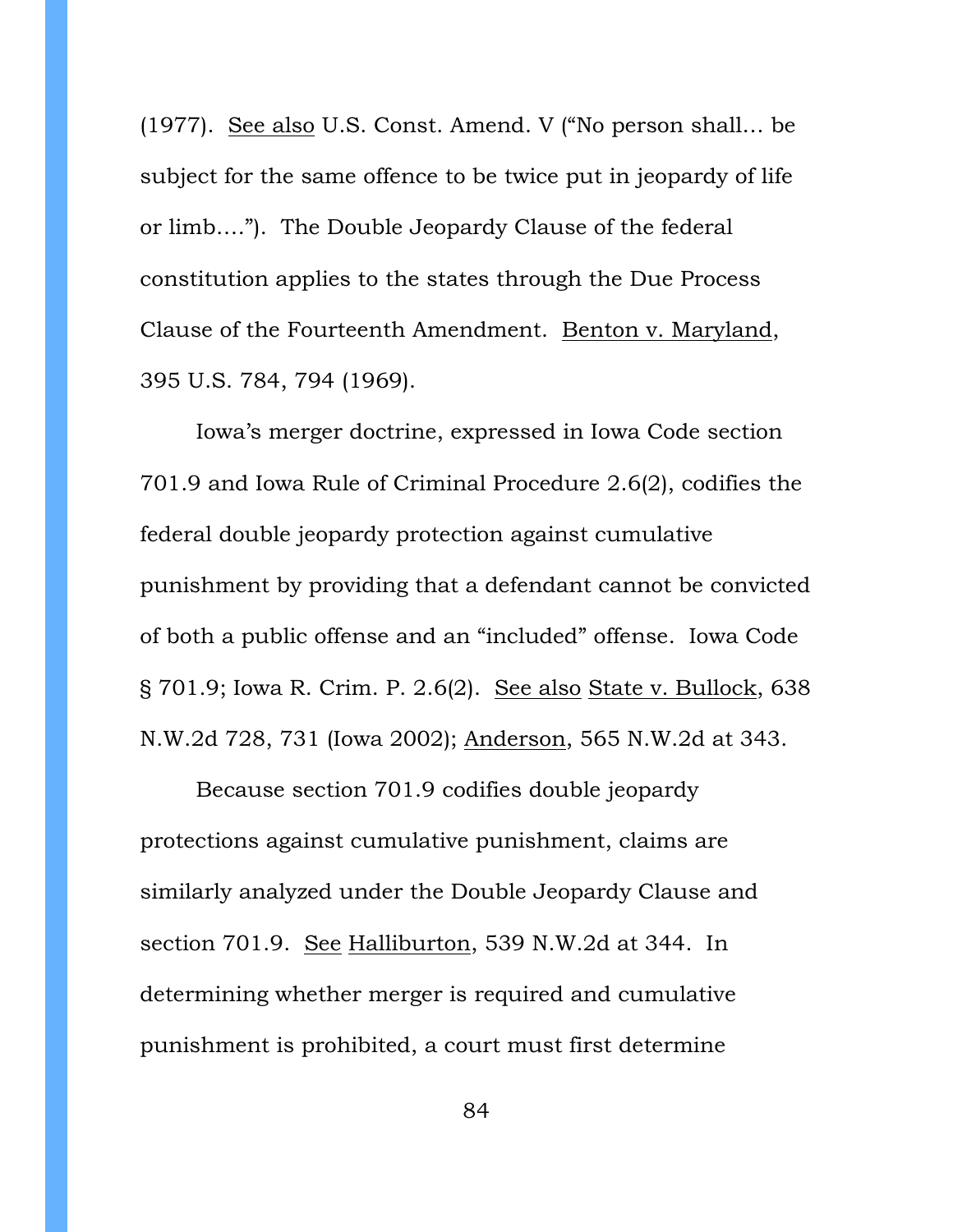(1977). See also U.S. Const. Amend. V ("No person shall… be subject for the same offence to be twice put in jeopardy of life or limb…."). The Double Jeopardy Clause of the federal constitution applies to the states through the Due Process Clause of the Fourteenth Amendment. Benton v. Maryland, 395 U.S. 784, 794 (1969).

Iowa's merger doctrine, expressed in Iowa Code section 701.9 and Iowa Rule of Criminal Procedure 2.6(2), codifies the federal double jeopardy protection against cumulative punishment by providing that a defendant cannot be convicted of both a public offense and an "included" offense. Iowa Code § 701.9; Iowa R. Crim. P. 2.6(2). See also State v. Bullock, 638 N.W.2d 728, 731 (Iowa 2002); Anderson, 565 N.W.2d at 343.

Because section 701.9 codifies double jeopardy protections against cumulative punishment, claims are similarly analyzed under the Double Jeopardy Clause and section 701.9. See Halliburton, 539 N.W.2d at 344. In determining whether merger is required and cumulative punishment is prohibited, a court must first determine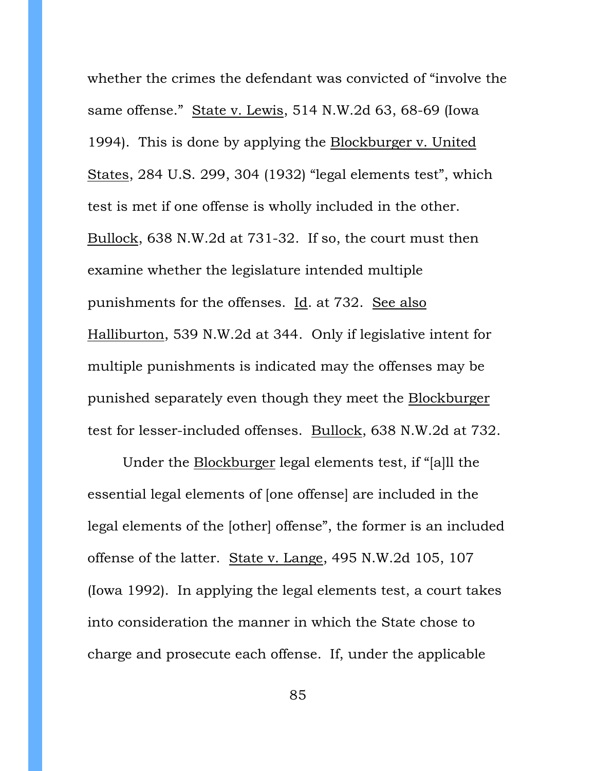whether the crimes the defendant was convicted of "involve the same offense." State v. Lewis, 514 N.W.2d 63, 68-69 (Iowa 1994). This is done by applying the Blockburger v. United States, 284 U.S. 299, 304 (1932) "legal elements test", which test is met if one offense is wholly included in the other. Bullock, 638 N.W.2d at 731-32. If so, the court must then examine whether the legislature intended multiple punishments for the offenses. Id. at 732. See also Halliburton, 539 N.W.2d at 344. Only if legislative intent for multiple punishments is indicated may the offenses may be punished separately even though they meet the Blockburger test for lesser-included offenses. Bullock, 638 N.W.2d at 732.

Under the Blockburger legal elements test, if "[a]ll the essential legal elements of [one offense] are included in the legal elements of the [other] offense", the former is an included offense of the latter. State v. Lange, 495 N.W.2d 105, 107 (Iowa 1992). In applying the legal elements test, a court takes into consideration the manner in which the State chose to charge and prosecute each offense. If, under the applicable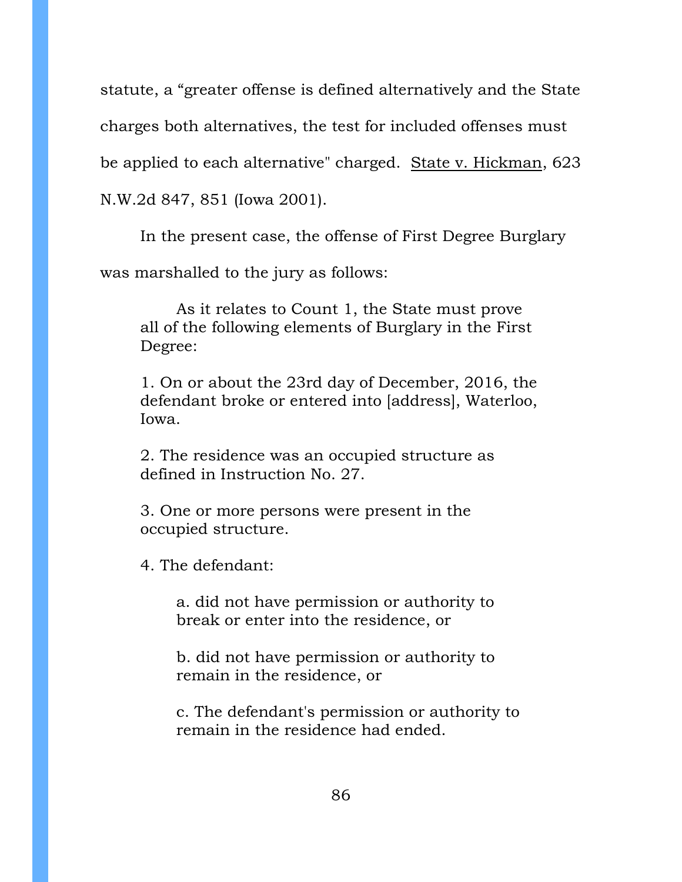statute, a “greater offense is defined alternatively and the State charges both alternatives, the test for included offenses must be applied to each alternative" charged. State v. Hickman, 623 N.W.2d 847, 851 (Iowa 2001).

In the present case, the offense of First Degree Burglary was marshalled to the jury as follows:

> As it relates to Count 1, the State must prove all of the following elements of Burglary in the First Degree:
>
> 1. On or about the 23rd day of December, 2016, the defendant broke or entered into [address], Waterloo, Iowa.
>
> 2. The residence was an occupied structure as defined in Instruction No. 27.
>
> 3. One or more persons were present in the occupied structure.
>
> 4. The defendant:
>
> > a. did not have permission or authority to break or enter into the residence, or
> >
> > b. did not have permission or authority to remain in the residence, or
> >
> > c. The defendant's permission or authority to remain in the residence had ended.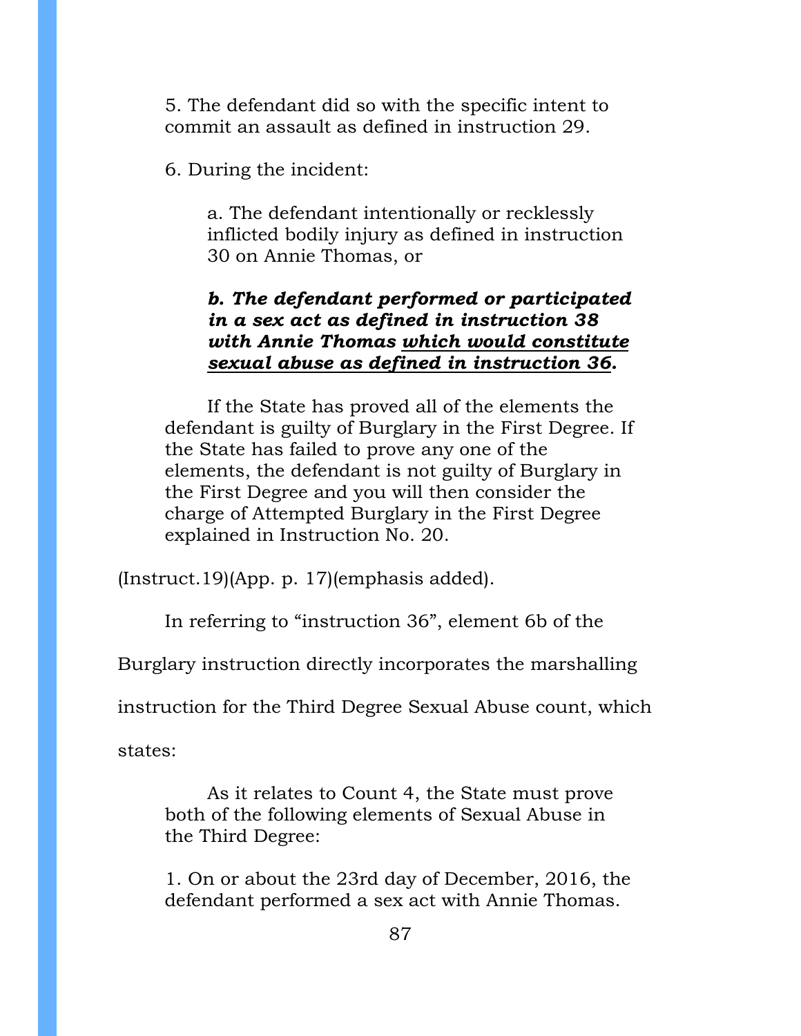> 5. The defendant did so with the specific intent to commit an assault as defined in instruction 29.
>
> 6. During the incident:
>
> > a. The defendant intentionally or recklessly inflicted bodily injury as defined in instruction 30 on Annie Thomas, or
> >
> > ***b. The defendant performed or participated in a sex act as defined in instruction 38 with Annie Thomas <u>which would constitute sexual abuse as defined in instruction 36</u>.***
>
> If the State has proved all of the elements the defendant is guilty of Burglary in the First Degree. If the State has failed to prove any one of the elements, the defendant is not guilty of Burglary in the First Degree and you will then consider the charge of Attempted Burglary in the First Degree explained in Instruction No. 20.

(Instruct.19)(App. p. 17)(emphasis added).

In referring to "instruction 36", element 6b of the Burglary instruction directly incorporates the marshalling instruction for the Third Degree Sexual Abuse count, which states:

> As it relates to Count 4, the State must prove both of the following elements of Sexual Abuse in the Third Degree:
>
> 1. On or about the 23rd day of December, 2016, the defendant performed a sex act with Annie Thomas.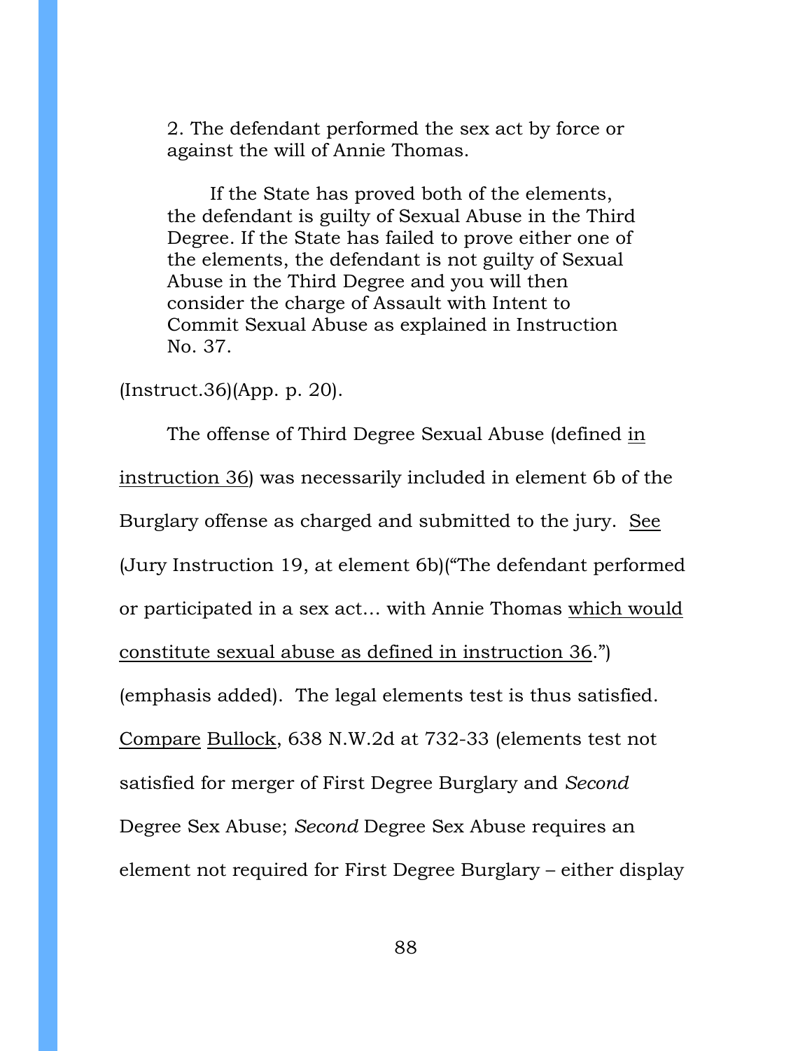> 2. The defendant performed the sex act by force or against the will of Annie Thomas.
>
> If the State has proved both of the elements, the defendant is guilty of Sexual Abuse in the Third Degree. If the State has failed to prove either one of the elements, the defendant is not guilty of Sexual Abuse in the Third Degree and you will then consider the charge of Assault with Intent to Commit Sexual Abuse as explained in Instruction No. 37.

(Instruct.36)(App. p. 20).

The offense of Third Degree Sexual Abuse (defined in instruction 36) was necessarily included in element 6b of the Burglary offense as charged and submitted to the jury. See (Jury Instruction 19, at element 6b)("The defendant performed or participated in a sex act… with Annie Thomas which would constitute sexual abuse as defined in instruction 36.") (emphasis added). The legal elements test is thus satisfied. Compare Bullock, 638 N.W.2d at 732-33 (elements test not satisfied for merger of First Degree Burglary and *Second* Degree Sex Abuse; *Second* Degree Sex Abuse requires an element not required for First Degree Burglary – either display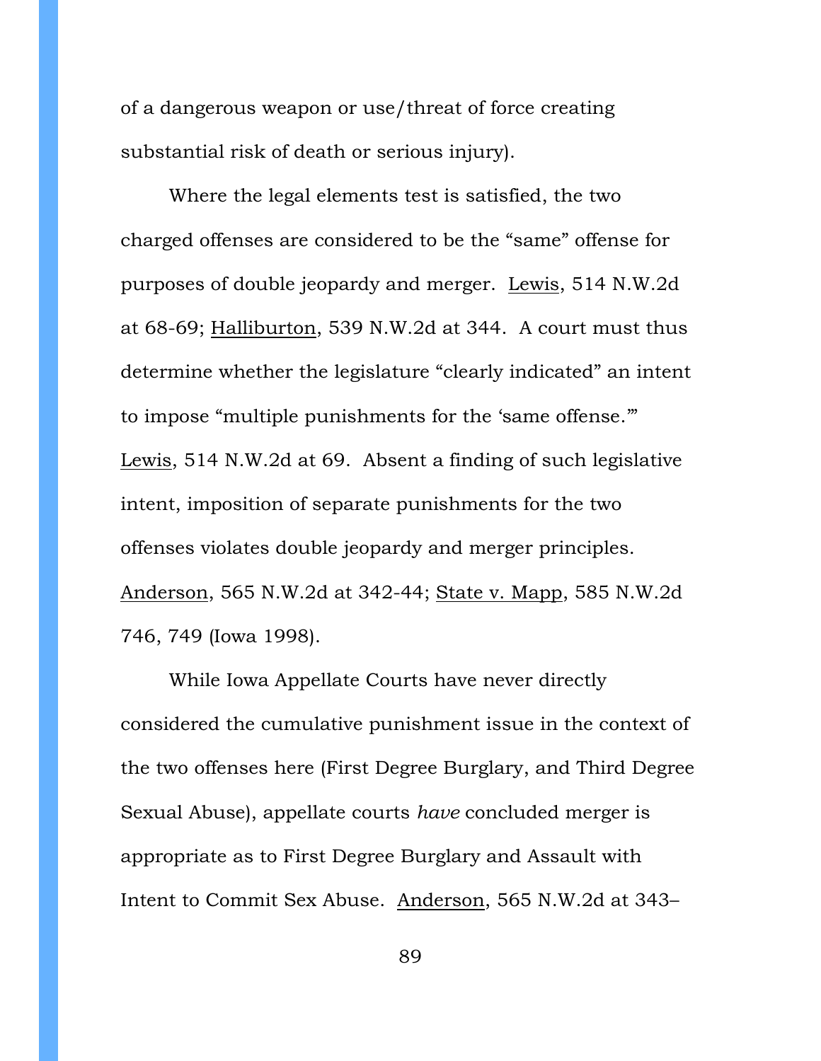of a dangerous weapon or use/threat of force creating substantial risk of death or serious injury).

Where the legal elements test is satisfied, the two charged offenses are considered to be the "same" offense for purposes of double jeopardy and merger. Lewis, 514 N.W.2d at 68-69; Halliburton, 539 N.W.2d at 344. A court must thus determine whether the legislature "clearly indicated" an intent to impose "multiple punishments for the 'same offense.'" Lewis, 514 N.W.2d at 69. Absent a finding of such legislative intent, imposition of separate punishments for the two offenses violates double jeopardy and merger principles. Anderson, 565 N.W.2d at 342-44; State v. Mapp, 585 N.W.2d 746, 749 (Iowa 1998).

While Iowa Appellate Courts have never directly considered the cumulative punishment issue in the context of the two offenses here (First Degree Burglary, and Third Degree Sexual Abuse), appellate courts *have* concluded merger is appropriate as to First Degree Burglary and Assault with Intent to Commit Sex Abuse. Anderson, 565 N.W.2d at 343–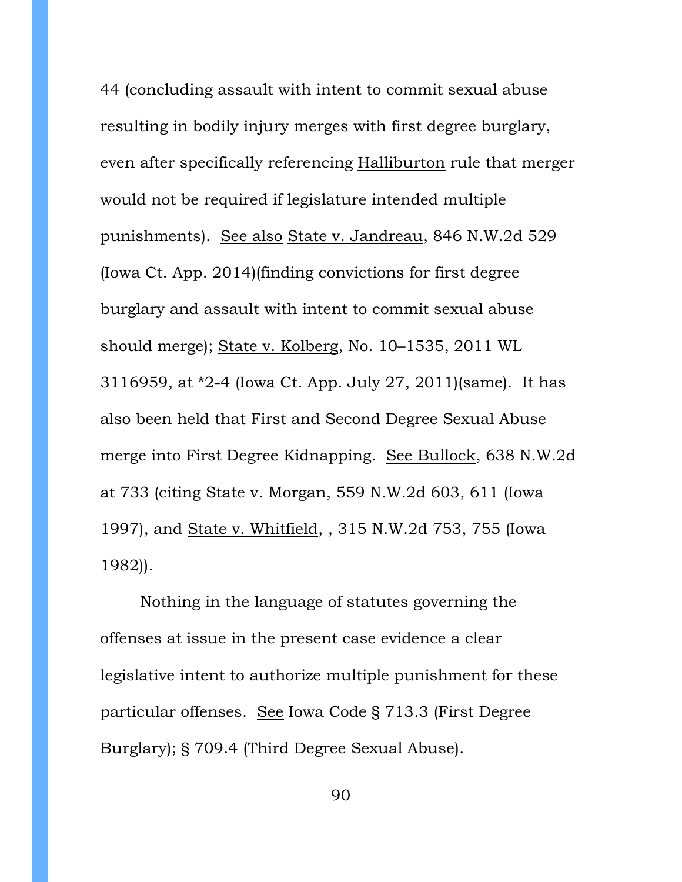44 (concluding assault with intent to commit sexual abuse resulting in bodily injury merges with first degree burglary, even after specifically referencing Halliburton rule that merger would not be required if legislature intended multiple punishments). See also State v. Jandreau, 846 N.W.2d 529 (Iowa Ct. App. 2014)(finding convictions for first degree burglary and assault with intent to commit sexual abuse should merge); State v. Kolberg, No. 10–1535, 2011 WL 3116959, at *2-4 (Iowa Ct. App. July 27, 2011)(same). It has also been held that First and Second Degree Sexual Abuse merge into First Degree Kidnapping. See Bullock, 638 N.W.2d at 733 (citing State v. Morgan, 559 N.W.2d 603, 611 (Iowa 1997), and State v. Whitfield, , 315 N.W.2d 753, 755 (Iowa 1982)).

Nothing in the language of statutes governing the offenses at issue in the present case evidence a clear legislative intent to authorize multiple punishment for these particular offenses. See Iowa Code § 713.3 (First Degree Burglary); § 709.4 (Third Degree Sexual Abuse).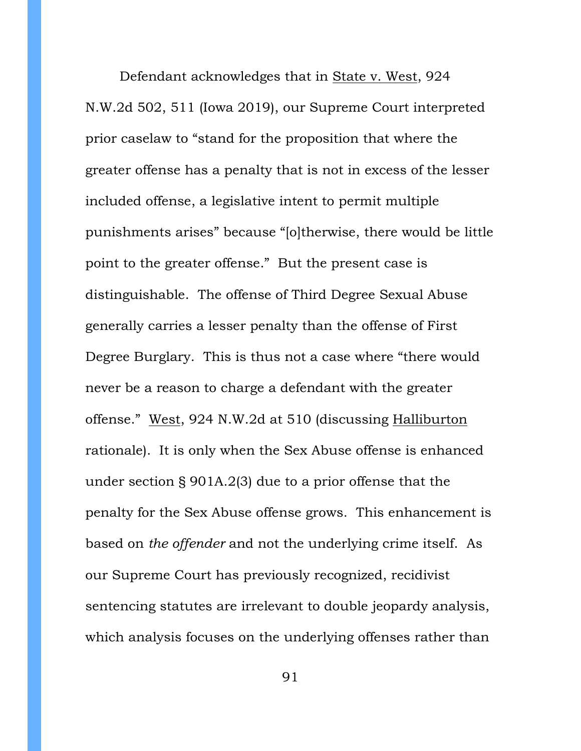Defendant acknowledges that in State v. West, 924 N.W.2d 502, 511 (Iowa 2019), our Supreme Court interpreted prior caselaw to "stand for the proposition that where the greater offense has a penalty that is not in excess of the lesser included offense, a legislative intent to permit multiple punishments arises" because "[o]therwise, there would be little point to the greater offense." But the present case is distinguishable. The offense of Third Degree Sexual Abuse generally carries a lesser penalty than the offense of First Degree Burglary. This is thus not a case where "there would never be a reason to charge a defendant with the greater offense." West, 924 N.W.2d at 510 (discussing Halliburton rationale). It is only when the Sex Abuse offense is enhanced under section § 901A.2(3) due to a prior offense that the penalty for the Sex Abuse offense grows. This enhancement is based on *the offender* and not the underlying crime itself. As our Supreme Court has previously recognized, recidivist sentencing statutes are irrelevant to double jeopardy analysis, which analysis focuses on the underlying offenses rather than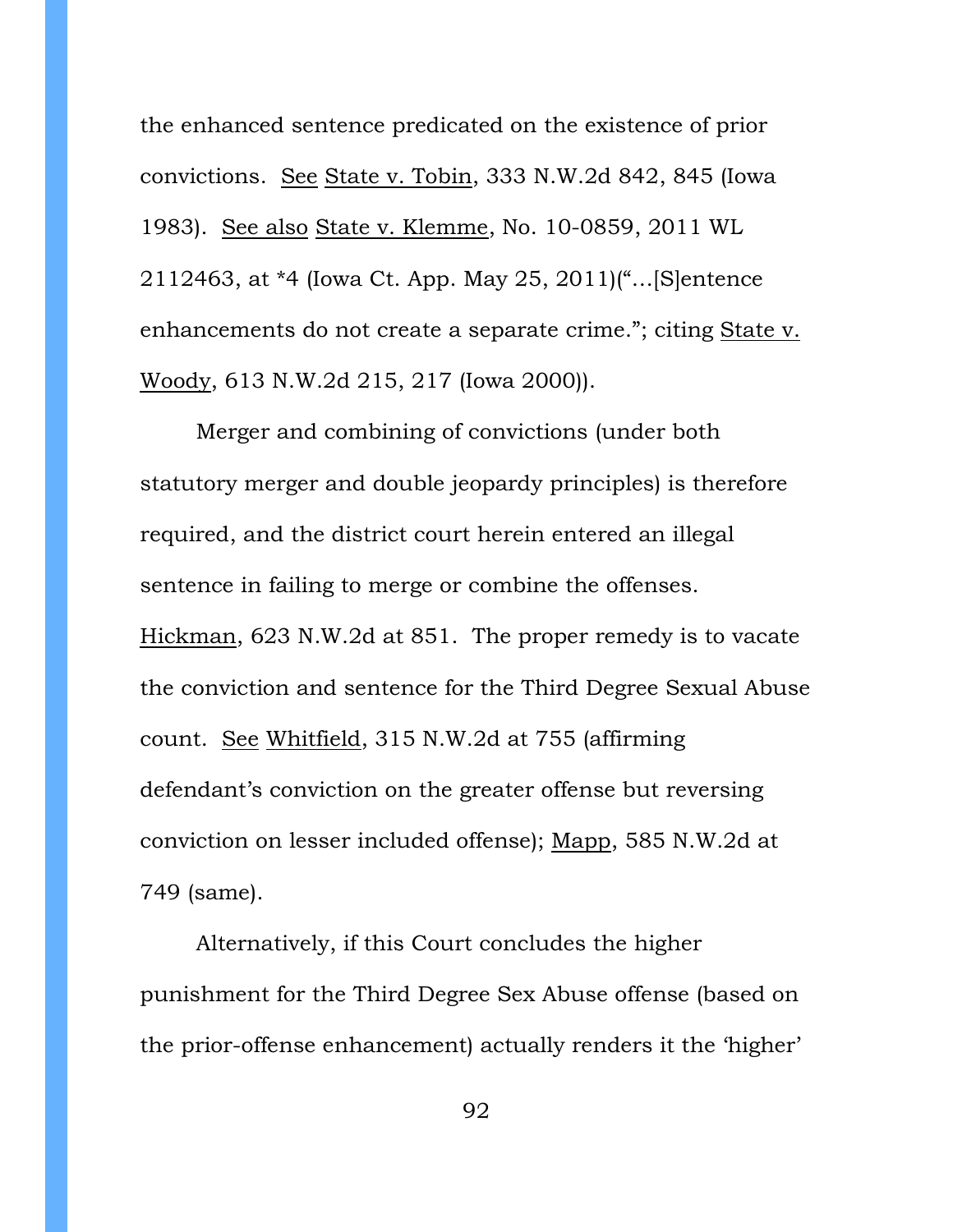the enhanced sentence predicated on the existence of prior convictions. See State v. Tobin, 333 N.W.2d 842, 845 (Iowa 1983). See also State v. Klemme, No. 10-0859, 2011 WL 2112463, at *4 (Iowa Ct. App. May 25, 2011)("…[S]entence enhancements do not create a separate crime."; citing State v. Woody, 613 N.W.2d 215, 217 (Iowa 2000)).

Merger and combining of convictions (under both statutory merger and double jeopardy principles) is therefore required, and the district court herein entered an illegal sentence in failing to merge or combine the offenses. Hickman, 623 N.W.2d at 851. The proper remedy is to vacate the conviction and sentence for the Third Degree Sexual Abuse count. See Whitfield, 315 N.W.2d at 755 (affirming defendant's conviction on the greater offense but reversing conviction on lesser included offense); Mapp, 585 N.W.2d at 749 (same).

Alternatively, if this Court concludes the higher punishment for the Third Degree Sex Abuse offense (based on the prior-offense enhancement) actually renders it the 'higher'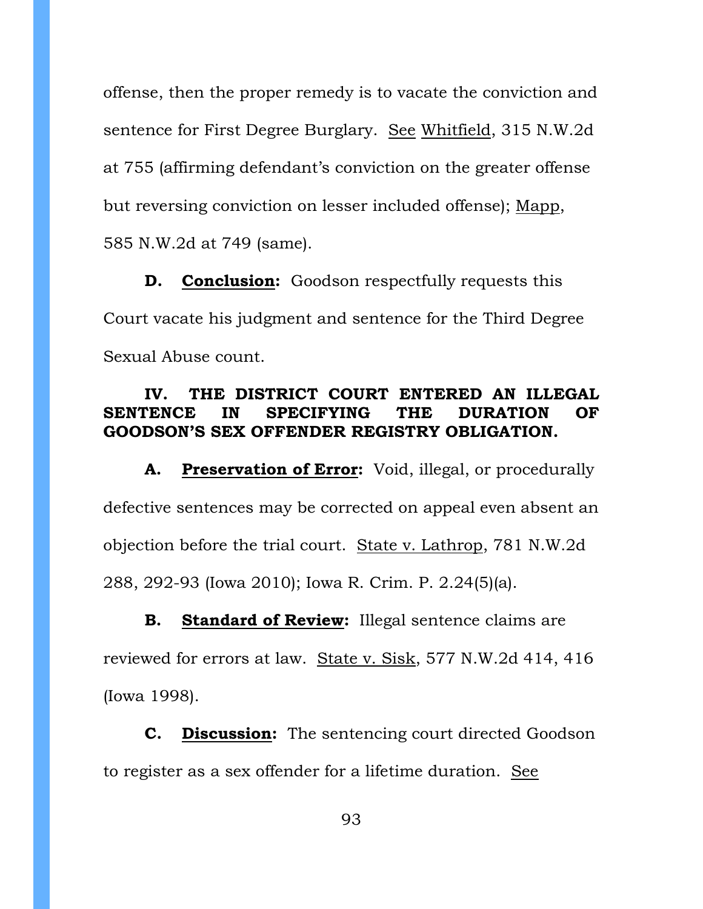offense, then the proper remedy is to vacate the conviction and sentence for First Degree Burglary. See Whitfield, 315 N.W.2d at 755 (affirming defendant's conviction on the greater offense but reversing conviction on lesser included offense); Mapp, 585 N.W.2d at 749 (same).

**D. Conclusion:** Goodson respectfully requests this Court vacate his judgment and sentence for the Third Degree Sexual Abuse count.

## IV. THE DISTRICT COURT ENTERED AN ILLEGAL SENTENCE IN SPECIFYING THE DURATION OF GOODSON'S SEX OFFENDER REGISTRY OBLIGATION.

**A. Preservation of Error:** Void, illegal, or procedurally defective sentences may be corrected on appeal even absent an objection before the trial court. State v. Lathrop, 781 N.W.2d 288, 292-93 (Iowa 2010); Iowa R. Crim. P. 2.24(5)(a).

**B. Standard of Review:** Illegal sentence claims are reviewed for errors at law. State v. Sisk, 577 N.W.2d 414, 416 (Iowa 1998).

**C. Discussion:** The sentencing court directed Goodson to register as a sex offender for a lifetime duration. See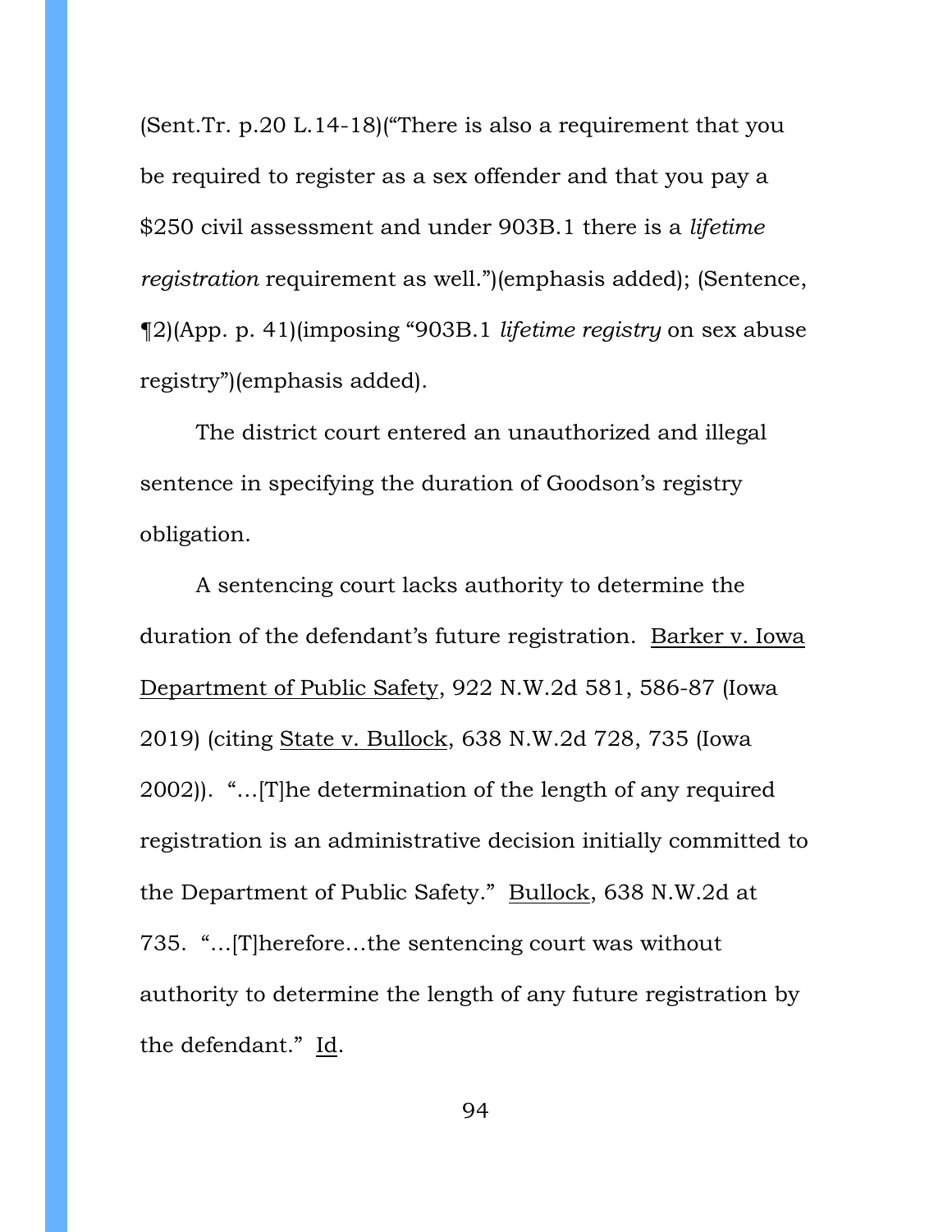(Sent.Tr. p.20 L.14-18)("There is also a requirement that you be required to register as a sex offender and that you pay a $250 civil assessment and under 903B.1 there is a *lifetime registration* requirement as well.")(emphasis added); (Sentence, ¶2)(App. p. 41)(imposing "903B.1 *lifetime registry* on sex abuse registry")(emphasis added).

The district court entered an unauthorized and illegal sentence in specifying the duration of Goodson's registry obligation.

A sentencing court lacks authority to determine the duration of the defendant's future registration. Barker v. Iowa Department of Public Safety, 922 N.W.2d 581, 586-87 (Iowa 2019) (citing State v. Bullock, 638 N.W.2d 728, 735 (Iowa 2002)). "…[T]he determination of the length of any required registration is an administrative decision initially committed to the Department of Public Safety." Bullock, 638 N.W.2d at 735. "…[T]herefore…the sentencing court was without authority to determine the length of any future registration by the defendant." Id.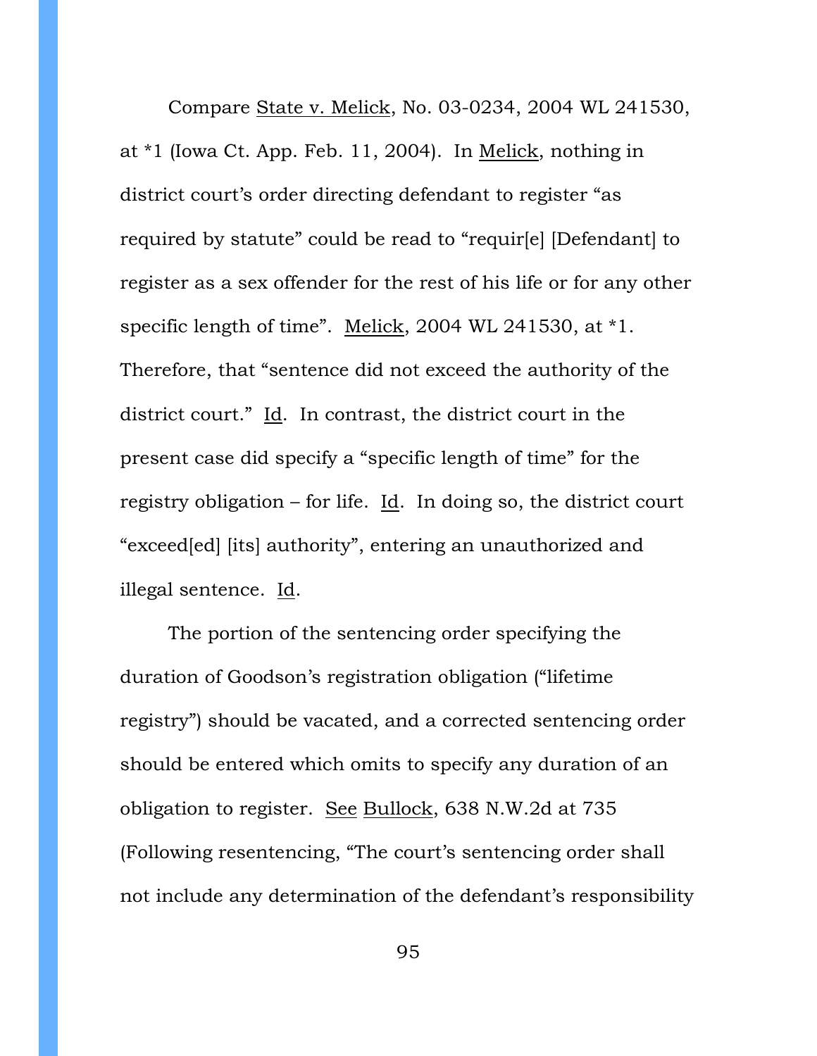Compare State v. Melick, No. 03-0234, 2004 WL 241530, at *1 (Iowa Ct. App. Feb. 11, 2004). In Melick, nothing in district court's order directing defendant to register "as required by statute" could be read to "requir[e] [Defendant] to register as a sex offender for the rest of his life or for any other specific length of time". Melick, 2004 WL 241530, at *1. Therefore, that "sentence did not exceed the authority of the district court." Id. In contrast, the district court in the present case did specify a "specific length of time" for the registry obligation – for life. Id. In doing so, the district court "exceed[ed] [its] authority", entering an unauthorized and illegal sentence. Id.

The portion of the sentencing order specifying the duration of Goodson's registration obligation ("lifetime registry") should be vacated, and a corrected sentencing order should be entered which omits to specify any duration of an obligation to register. See Bullock, 638 N.W.2d at 735 (Following resentencing, "The court's sentencing order shall not include any determination of the defendant's responsibility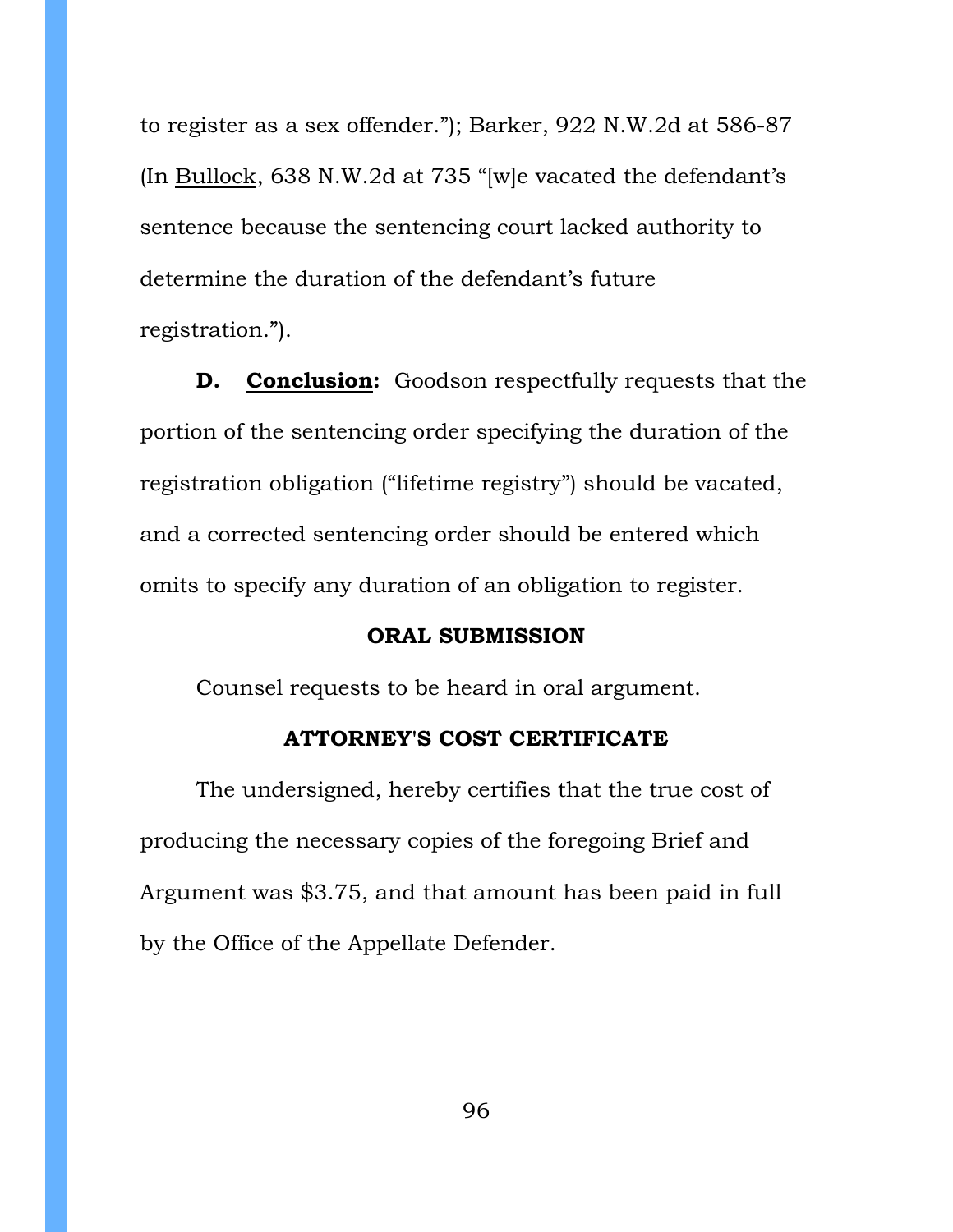to register as a sex offender."); Barker, 922 N.W.2d at 586-87 (In Bullock, 638 N.W.2d at 735 "[w]e vacated the defendant's sentence because the sentencing court lacked authority to determine the duration of the defendant's future registration.").

**D. Conclusion:** Goodson respectfully requests that the portion of the sentencing order specifying the duration of the registration obligation ("lifetime registry") should be vacated, and a corrected sentencing order should be entered which omits to specify any duration of an obligation to register.

## ORAL SUBMISSION

Counsel requests to be heard in oral argument.

## ATTORNEY'S COST CERTIFICATE

The undersigned, hereby certifies that the true cost of producing the necessary copies of the foregoing Brief and Argument was $3.75, and that amount has been paid in full by the Office of the Appellate Defender.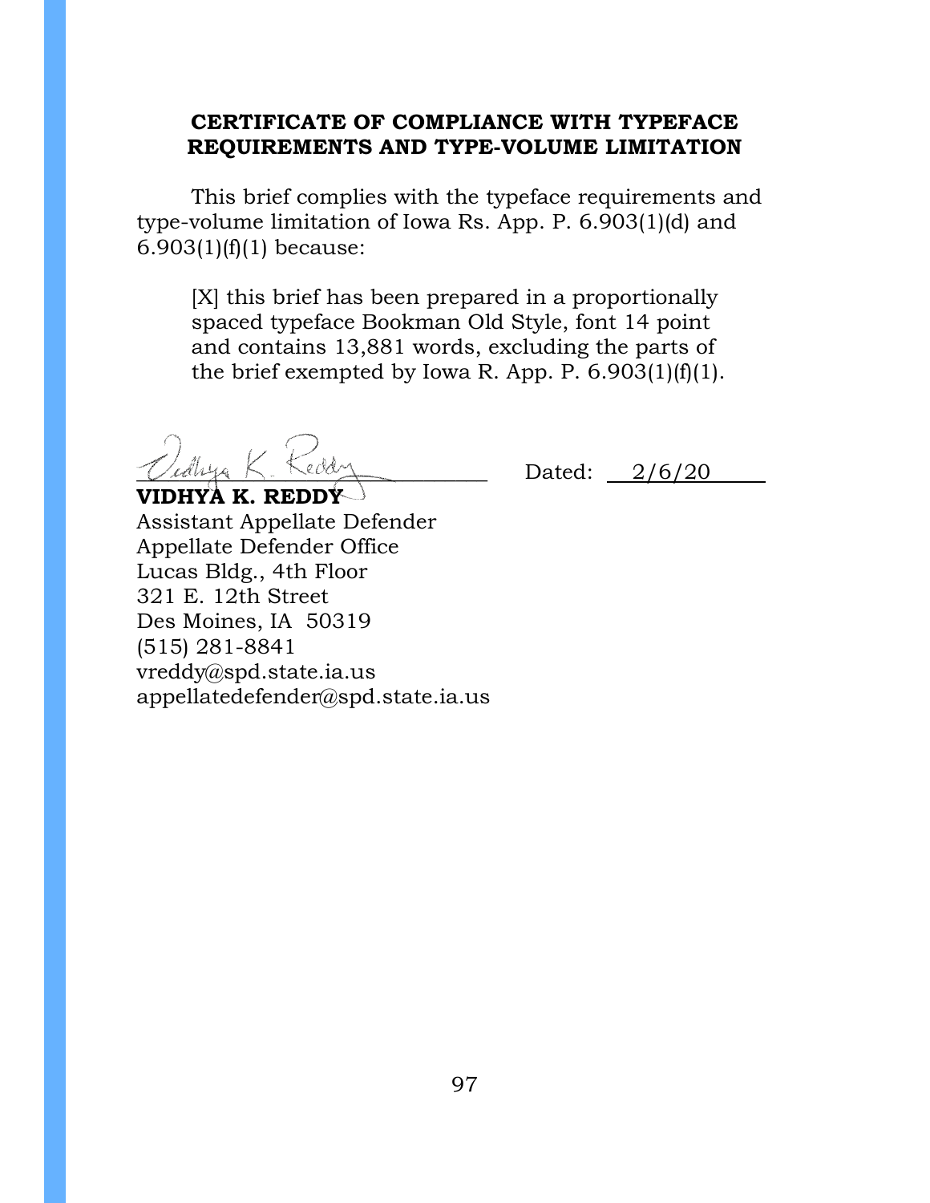**CERTIFICATE OF COMPLIANCE WITH TYPEFACE REQUIREMENTS AND TYPE-VOLUME LIMITATION**

This brief complies with the typeface requirements and type-volume limitation of Iowa Rs. App. P. 6.903(1)(d) and 6.903(1)(f)(1) because:

> [X] this brief has been prepared in a proportionally spaced typeface Bookman Old Style, font 14 point and contains 13,881 words, excluding the parts of the brief exempted by Iowa R. App. P. 6.903(1)(f)(1).

/s/ Vidhya K. Reddy Dated: 2/6/20

**VIDHYA K. REDDY**
Assistant Appellate Defender
Appellate Defender Office
Lucas Bldg., 4th Floor
321 E. 12th Street
Des Moines, IA 50319
(515) 281-8841
vreddy@spd.state.ia.us
appellatedefender@spd.state.ia.us